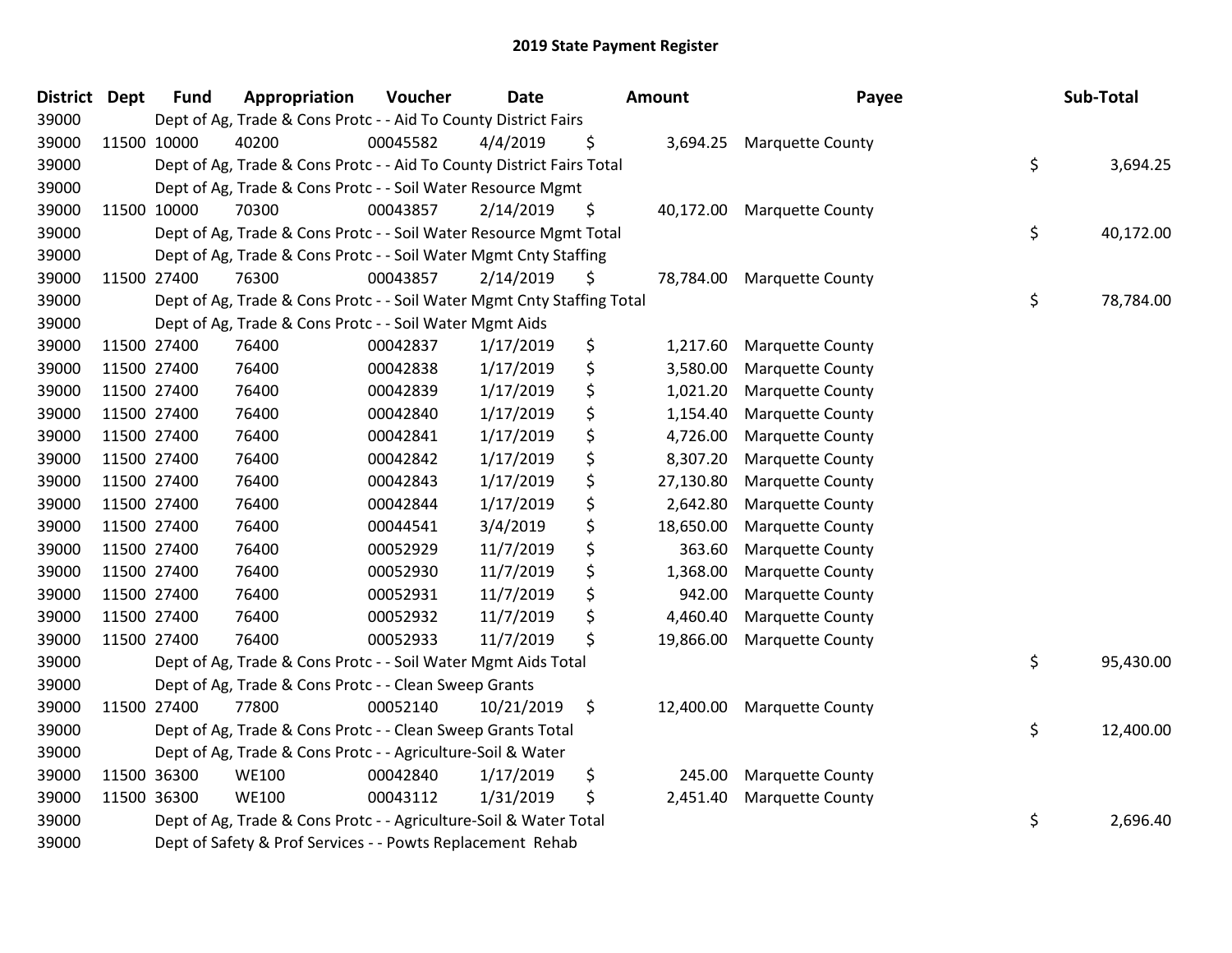# 2019 State Payment Register

| District | Dept | Fund | Appropriation | Voucher | Date | Amount | Payee | Sub-Total |
|---|---|---|---|---|---|---|---|---|
| 39000 | | Dept of Ag, Trade & Cons Protc - - Aid To County District Fairs | | | | | | |
| 39000 | 11500 | 10000 | 40200 | 00045582 | 4/4/2019 | $ 3,694.25 | Marquette County | |
| 39000 | | Dept of Ag, Trade & Cons Protc - - Aid To County District Fairs Total | | | | | | $ 3,694.25 |
| 39000 | | Dept of Ag, Trade & Cons Protc - - Soil Water Resource Mgmt | | | | | | |
| 39000 | 11500 | 10000 | 70300 | 00043857 | 2/14/2019 | $ 40,172.00 | Marquette County | |
| 39000 | | Dept of Ag, Trade & Cons Protc - - Soil Water Resource Mgmt Total | | | | | | $ 40,172.00 |
| 39000 | | Dept of Ag, Trade & Cons Protc - - Soil Water Mgmt Cnty Staffing | | | | | | |
| 39000 | 11500 | 27400 | 76300 | 00043857 | 2/14/2019 | $ 78,784.00 | Marquette County | |
| 39000 | | Dept of Ag, Trade & Cons Protc - - Soil Water Mgmt Cnty Staffing Total | | | | | | $ 78,784.00 |
| 39000 | | Dept of Ag, Trade & Cons Protc - - Soil Water Mgmt Aids | | | | | | |
| 39000 | 11500 | 27400 | 76400 | 00042837 | 1/17/2019 | $ 1,217.60 | Marquette County | |
| 39000 | 11500 | 27400 | 76400 | 00042838 | 1/17/2019 | $ 3,580.00 | Marquette County | |
| 39000 | 11500 | 27400 | 76400 | 00042839 | 1/17/2019 | $ 1,021.20 | Marquette County | |
| 39000 | 11500 | 27400 | 76400 | 00042840 | 1/17/2019 | $ 1,154.40 | Marquette County | |
| 39000 | 11500 | 27400 | 76400 | 00042841 | 1/17/2019 | $ 4,726.00 | Marquette County | |
| 39000 | 11500 | 27400 | 76400 | 00042842 | 1/17/2019 | $ 8,307.20 | Marquette County | |
| 39000 | 11500 | 27400 | 76400 | 00042843 | 1/17/2019 | $ 27,130.80 | Marquette County | |
| 39000 | 11500 | 27400 | 76400 | 00042844 | 1/17/2019 | $ 2,642.80 | Marquette County | |
| 39000 | 11500 | 27400 | 76400 | 00044541 | 3/4/2019 | $ 18,650.00 | Marquette County | |
| 39000 | 11500 | 27400 | 76400 | 00052929 | 11/7/2019 | $ 363.60 | Marquette County | |
| 39000 | 11500 | 27400 | 76400 | 00052930 | 11/7/2019 | $ 1,368.00 | Marquette County | |
| 39000 | 11500 | 27400 | 76400 | 00052931 | 11/7/2019 | $ 942.00 | Marquette County | |
| 39000 | 11500 | 27400 | 76400 | 00052932 | 11/7/2019 | $ 4,460.40 | Marquette County | |
| 39000 | 11500 | 27400 | 76400 | 00052933 | 11/7/2019 | $ 19,866.00 | Marquette County | |
| 39000 | | Dept of Ag, Trade & Cons Protc - - Soil Water Mgmt Aids Total | | | | | | $ 95,430.00 |
| 39000 | | Dept of Ag, Trade & Cons Protc - - Clean Sweep Grants | | | | | | |
| 39000 | 11500 | 27400 | 77800 | 00052140 | 10/21/2019 | $ 12,400.00 | Marquette County | |
| 39000 | | Dept of Ag, Trade & Cons Protc - - Clean Sweep Grants Total | | | | | | $ 12,400.00 |
| 39000 | | Dept of Ag, Trade & Cons Protc - - Agriculture-Soil & Water | | | | | | |
| 39000 | 11500 | 36300 | WE100 | 00042840 | 1/17/2019 | $ 245.00 | Marquette County | |
| 39000 | 11500 | 36300 | WE100 | 00043112 | 1/31/2019 | $ 2,451.40 | Marquette County | |
| 39000 | | Dept of Ag, Trade & Cons Protc - - Agriculture-Soil & Water Total | | | | | | $ 2,696.40 |
| 39000 | | Dept of Safety & Prof Services - - Powts Replacement Rehab | | | | | | |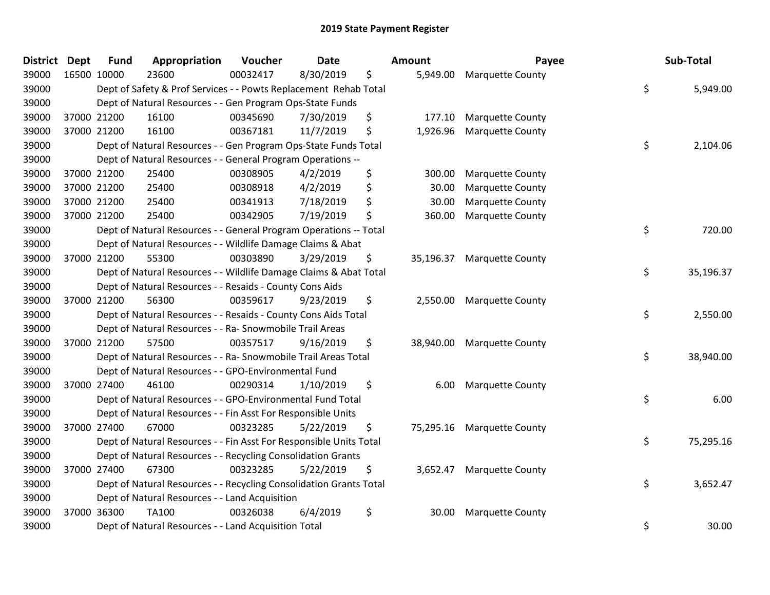## 2019 State Payment Register

| District | Dept | Fund | Appropriation | Voucher | Date | Amount | Payee | Sub-Total |
|---|---|---|---|---|---|---|---|---|
| 39000 | 16500 | 10000 | 23600 | 00032417 | 8/30/2019 | $ 5,949.00 | Marquette County | |
| 39000 | | Dept of Safety & Prof Services - - Powts Replacement Rehab Total | | | | | | $ 5,949.00 |
| 39000 | | Dept of Natural Resources - - Gen Program Ops-State Funds | | | | | | |
| 39000 | 37000 | 21200 | 16100 | 00345690 | 7/30/2019 | $ 177.10 | Marquette County | |
| 39000 | 37000 | 21200 | 16100 | 00367181 | 11/7/2019 | $ 1,926.96 | Marquette County | |
| 39000 | | Dept of Natural Resources - - Gen Program Ops-State Funds Total | | | | | | $ 2,104.06 |
| 39000 | | Dept of Natural Resources - - General Program Operations -- | | | | | | |
| 39000 | 37000 | 21200 | 25400 | 00308905 | 4/2/2019 | $ 300.00 | Marquette County | |
| 39000 | 37000 | 21200 | 25400 | 00308918 | 4/2/2019 | $ 30.00 | Marquette County | |
| 39000 | 37000 | 21200 | 25400 | 00341913 | 7/18/2019 | $ 30.00 | Marquette County | |
| 39000 | 37000 | 21200 | 25400 | 00342905 | 7/19/2019 | $ 360.00 | Marquette County | |
| 39000 | | Dept of Natural Resources - - General Program Operations -- Total | | | | | | $ 720.00 |
| 39000 | | Dept of Natural Resources - - Wildlife Damage Claims & Abat | | | | | | |
| 39000 | 37000 | 21200 | 55300 | 00303890 | 3/29/2019 | $ 35,196.37 | Marquette County | |
| 39000 | | Dept of Natural Resources - - Wildlife Damage Claims & Abat Total | | | | | | $ 35,196.37 |
| 39000 | | Dept of Natural Resources - - Resaids - County Cons Aids | | | | | | |
| 39000 | 37000 | 21200 | 56300 | 00359617 | 9/23/2019 | $ 2,550.00 | Marquette County | |
| 39000 | | Dept of Natural Resources - - Resaids - County Cons Aids Total | | | | | | $ 2,550.00 |
| 39000 | | Dept of Natural Resources - - Ra- Snowmobile Trail Areas | | | | | | |
| 39000 | 37000 | 21200 | 57500 | 00357517 | 9/16/2019 | $ 38,940.00 | Marquette County | |
| 39000 | | Dept of Natural Resources - - Ra- Snowmobile Trail Areas Total | | | | | | $ 38,940.00 |
| 39000 | | Dept of Natural Resources - - GPO-Environmental Fund | | | | | | |
| 39000 | 37000 | 27400 | 46100 | 00290314 | 1/10/2019 | $ 6.00 | Marquette County | |
| 39000 | | Dept of Natural Resources - - GPO-Environmental Fund Total | | | | | | $ 6.00 |
| 39000 | | Dept of Natural Resources - - Fin Asst For Responsible Units | | | | | | |
| 39000 | 37000 | 27400 | 67000 | 00323285 | 5/22/2019 | $ 75,295.16 | Marquette County | |
| 39000 | | Dept of Natural Resources - - Fin Asst For Responsible Units Total | | | | | | $ 75,295.16 |
| 39000 | | Dept of Natural Resources - - Recycling Consolidation Grants | | | | | | |
| 39000 | 37000 | 27400 | 67300 | 00323285 | 5/22/2019 | $ 3,652.47 | Marquette County | |
| 39000 | | Dept of Natural Resources - - Recycling Consolidation Grants Total | | | | | | $ 3,652.47 |
| 39000 | | Dept of Natural Resources - - Land Acquisition | | | | | | |
| 39000 | 37000 | 36300 | TA100 | 00326038 | 6/4/2019 | $ 30.00 | Marquette County | |
| 39000 | | Dept of Natural Resources - - Land Acquisition Total | | | | | | $ 30.00 |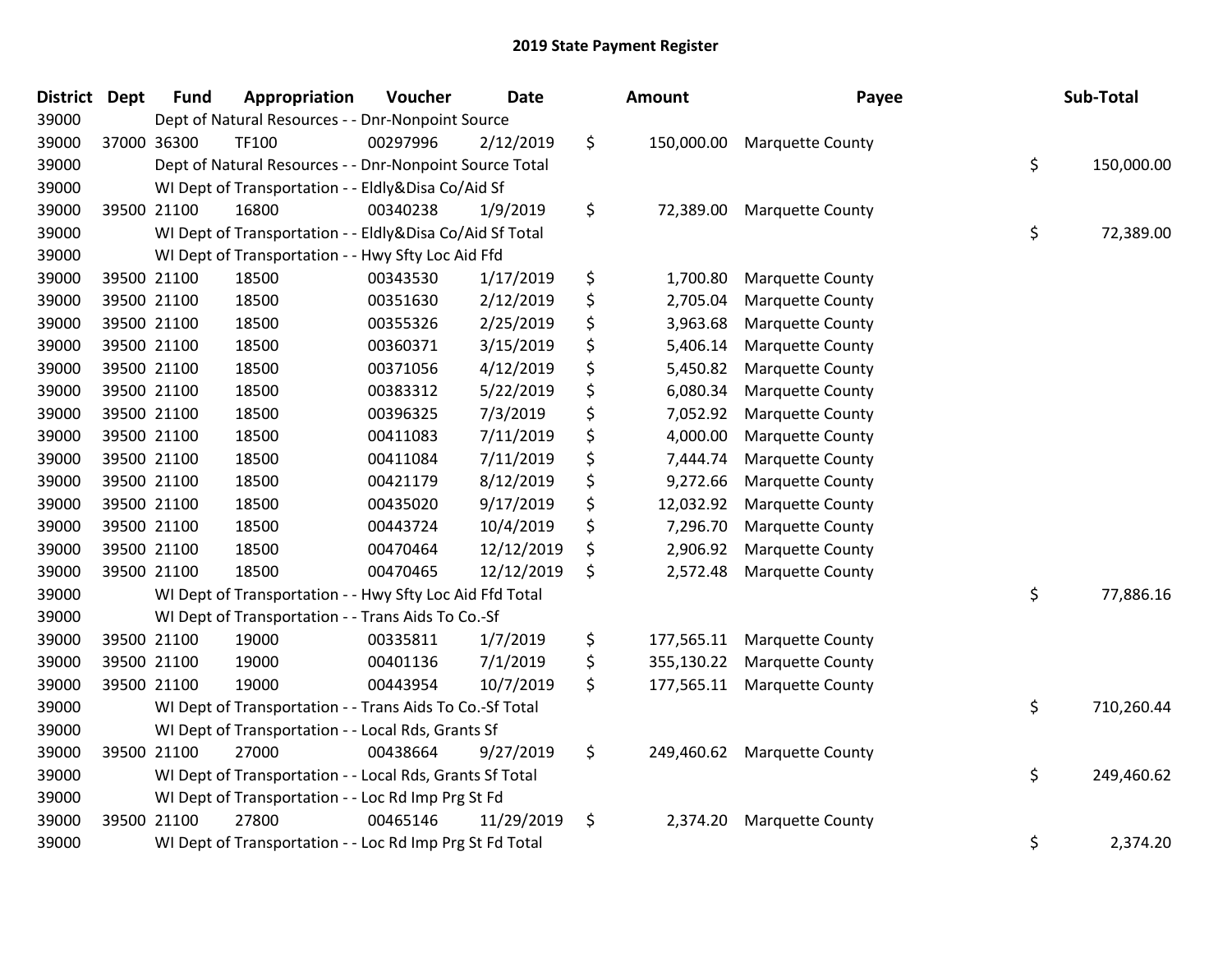## 2019 State Payment Register

| District | Dept | Fund | Appropriation | Voucher | Date | Amount | Payee | Sub-Total |
|---|---|---|---|---|---|---|---|---|
| 39000 | | Dept of Natural Resources - - Dnr-Nonpoint Source | | | | | | |
| 39000 | 37000 | 36300 | TF100 | 00297996 | 2/12/2019 | $ 150,000.00 | Marquette County | |
| 39000 | | Dept of Natural Resources - - Dnr-Nonpoint Source Total | | | | | | $ 150,000.00 |
| 39000 | | WI Dept of Transportation - - Eldly&Disa Co/Aid Sf | | | | | | |
| 39000 | 39500 | 21100 | 16800 | 00340238 | 1/9/2019 | $ 72,389.00 | Marquette County | |
| 39000 | | WI Dept of Transportation - - Eldly&Disa Co/Aid Sf Total | | | | | | $ 72,389.00 |
| 39000 | | WI Dept of Transportation - - Hwy Sfty Loc Aid Ffd | | | | | | |
| 39000 | 39500 | 21100 | 18500 | 00343530 | 1/17/2019 | $ 1,700.80 | Marquette County | |
| 39000 | 39500 | 21100 | 18500 | 00351630 | 2/12/2019 | $ 2,705.04 | Marquette County | |
| 39000 | 39500 | 21100 | 18500 | 00355326 | 2/25/2019 | $ 3,963.68 | Marquette County | |
| 39000 | 39500 | 21100 | 18500 | 00360371 | 3/15/2019 | $ 5,406.14 | Marquette County | |
| 39000 | 39500 | 21100 | 18500 | 00371056 | 4/12/2019 | $ 5,450.82 | Marquette County | |
| 39000 | 39500 | 21100 | 18500 | 00383312 | 5/22/2019 | $ 6,080.34 | Marquette County | |
| 39000 | 39500 | 21100 | 18500 | 00396325 | 7/3/2019 | $ 7,052.92 | Marquette County | |
| 39000 | 39500 | 21100 | 18500 | 00411083 | 7/11/2019 | $ 4,000.00 | Marquette County | |
| 39000 | 39500 | 21100 | 18500 | 00411084 | 7/11/2019 | $ 7,444.74 | Marquette County | |
| 39000 | 39500 | 21100 | 18500 | 00421179 | 8/12/2019 | $ 9,272.66 | Marquette County | |
| 39000 | 39500 | 21100 | 18500 | 00435020 | 9/17/2019 | $ 12,032.92 | Marquette County | |
| 39000 | 39500 | 21100 | 18500 | 00443724 | 10/4/2019 | $ 7,296.70 | Marquette County | |
| 39000 | 39500 | 21100 | 18500 | 00470464 | 12/12/2019 | $ 2,906.92 | Marquette County | |
| 39000 | 39500 | 21100 | 18500 | 00470465 | 12/12/2019 | $ 2,572.48 | Marquette County | |
| 39000 | | WI Dept of Transportation - - Hwy Sfty Loc Aid Ffd Total | | | | | | $ 77,886.16 |
| 39000 | | WI Dept of Transportation - - Trans Aids To Co.-Sf | | | | | | |
| 39000 | 39500 | 21100 | 19000 | 00335811 | 1/7/2019 | $ 177,565.11 | Marquette County | |
| 39000 | 39500 | 21100 | 19000 | 00401136 | 7/1/2019 | $ 355,130.22 | Marquette County | |
| 39000 | 39500 | 21100 | 19000 | 00443954 | 10/7/2019 | $ 177,565.11 | Marquette County | |
| 39000 | | WI Dept of Transportation - - Trans Aids To Co.-Sf Total | | | | | | $ 710,260.44 |
| 39000 | | WI Dept of Transportation - - Local Rds, Grants Sf | | | | | | |
| 39000 | 39500 | 21100 | 27000 | 00438664 | 9/27/2019 | $ 249,460.62 | Marquette County | |
| 39000 | | WI Dept of Transportation - - Local Rds, Grants Sf Total | | | | | | $ 249,460.62 |
| 39000 | | WI Dept of Transportation - - Loc Rd Imp Prg St Fd | | | | | | |
| 39000 | 39500 | 21100 | 27800 | 00465146 | 11/29/2019 | $ 2,374.20 | Marquette County | |
| 39000 | | WI Dept of Transportation - - Loc Rd Imp Prg St Fd Total | | | | | | $ 2,374.20 |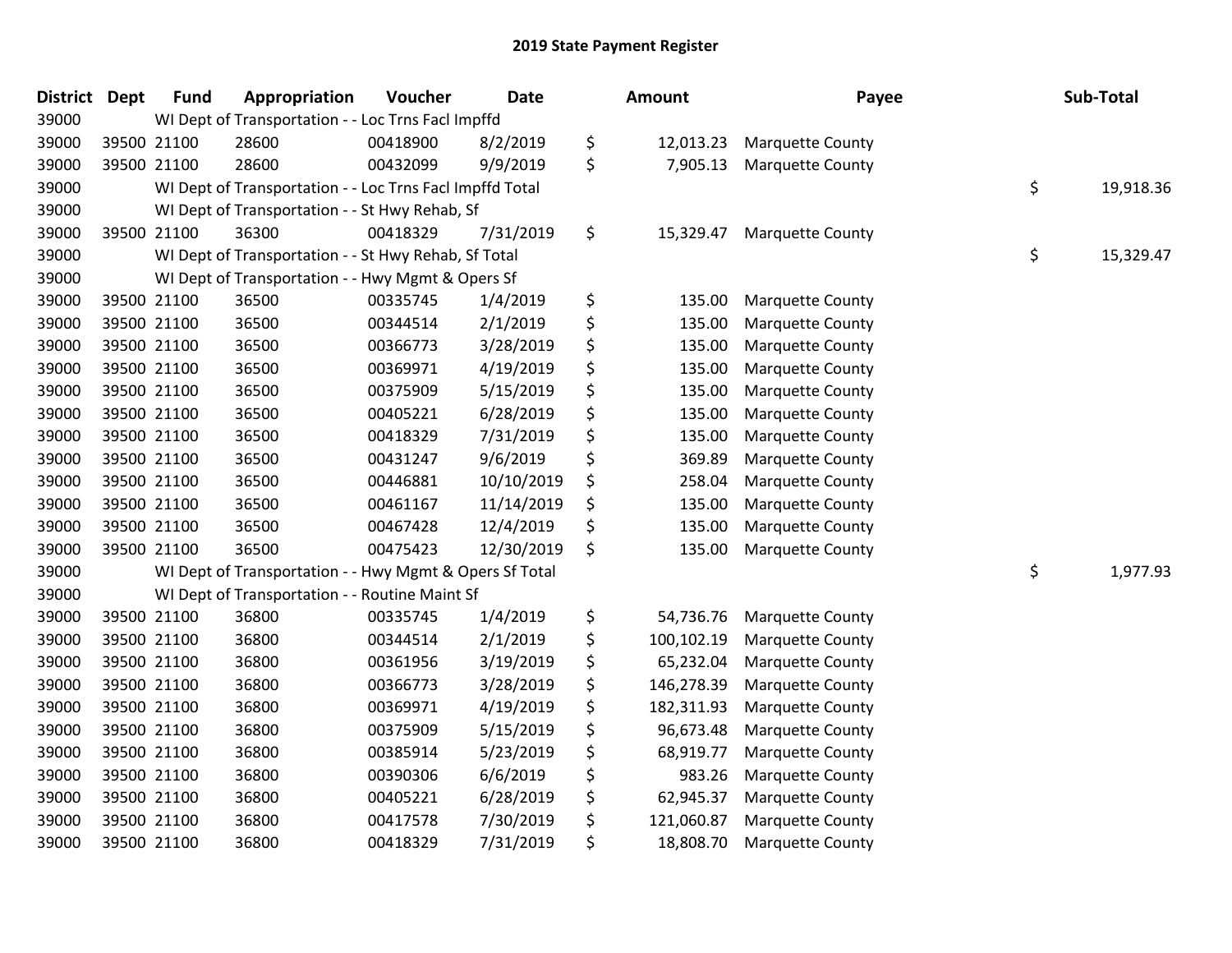# 2019 State Payment Register

| District | Dept | Fund | Appropriation | Voucher | Date | Amount | Payee | Sub-Total |
|---|---|---|---|---|---|---|---|---|
| 39000 | | WI Dept of Transportation - - Loc Trns Facl Impffd | | | | | | |
| 39000 | 39500 | 21100 | 28600 | 00418900 | 8/2/2019 | $ 12,013.23 | Marquette County | |
| 39000 | 39500 | 21100 | 28600 | 00432099 | 9/9/2019 | $ 7,905.13 | Marquette County | |
| 39000 | | WI Dept of Transportation - - Loc Trns Facl Impffd Total | | | | | | $ 19,918.36 |
| 39000 | | WI Dept of Transportation - - St Hwy Rehab, Sf | | | | | | |
| 39000 | 39500 | 21100 | 36300 | 00418329 | 7/31/2019 | $ 15,329.47 | Marquette County | |
| 39000 | | WI Dept of Transportation - - St Hwy Rehab, Sf Total | | | | | | $ 15,329.47 |
| 39000 | | WI Dept of Transportation - - Hwy Mgmt & Opers Sf | | | | | | |
| 39000 | 39500 | 21100 | 36500 | 00335745 | 1/4/2019 | $ 135.00 | Marquette County | |
| 39000 | 39500 | 21100 | 36500 | 00344514 | 2/1/2019 | $ 135.00 | Marquette County | |
| 39000 | 39500 | 21100 | 36500 | 00366773 | 3/28/2019 | $ 135.00 | Marquette County | |
| 39000 | 39500 | 21100 | 36500 | 00369971 | 4/19/2019 | $ 135.00 | Marquette County | |
| 39000 | 39500 | 21100 | 36500 | 00375909 | 5/15/2019 | $ 135.00 | Marquette County | |
| 39000 | 39500 | 21100 | 36500 | 00405221 | 6/28/2019 | $ 135.00 | Marquette County | |
| 39000 | 39500 | 21100 | 36500 | 00418329 | 7/31/2019 | $ 135.00 | Marquette County | |
| 39000 | 39500 | 21100 | 36500 | 00431247 | 9/6/2019 | $ 369.89 | Marquette County | |
| 39000 | 39500 | 21100 | 36500 | 00446881 | 10/10/2019 | $ 258.04 | Marquette County | |
| 39000 | 39500 | 21100 | 36500 | 00461167 | 11/14/2019 | $ 135.00 | Marquette County | |
| 39000 | 39500 | 21100 | 36500 | 00467428 | 12/4/2019 | $ 135.00 | Marquette County | |
| 39000 | 39500 | 21100 | 36500 | 00475423 | 12/30/2019 | $ 135.00 | Marquette County | |
| 39000 | | WI Dept of Transportation - - Hwy Mgmt & Opers Sf Total | | | | | | $ 1,977.93 |
| 39000 | | WI Dept of Transportation - - Routine Maint Sf | | | | | | |
| 39000 | 39500 | 21100 | 36800 | 00335745 | 1/4/2019 | $ 54,736.76 | Marquette County | |
| 39000 | 39500 | 21100 | 36800 | 00344514 | 2/1/2019 | $ 100,102.19 | Marquette County | |
| 39000 | 39500 | 21100 | 36800 | 00361956 | 3/19/2019 | $ 65,232.04 | Marquette County | |
| 39000 | 39500 | 21100 | 36800 | 00366773 | 3/28/2019 | $ 146,278.39 | Marquette County | |
| 39000 | 39500 | 21100 | 36800 | 00369971 | 4/19/2019 | $ 182,311.93 | Marquette County | |
| 39000 | 39500 | 21100 | 36800 | 00375909 | 5/15/2019 | $ 96,673.48 | Marquette County | |
| 39000 | 39500 | 21100 | 36800 | 00385914 | 5/23/2019 | $ 68,919.77 | Marquette County | |
| 39000 | 39500 | 21100 | 36800 | 00390306 | 6/6/2019 | $ 983.26 | Marquette County | |
| 39000 | 39500 | 21100 | 36800 | 00405221 | 6/28/2019 | $ 62,945.37 | Marquette County | |
| 39000 | 39500 | 21100 | 36800 | 00417578 | 7/30/2019 | $ 121,060.87 | Marquette County | |
| 39000 | 39500 | 21100 | 36800 | 00418329 | 7/31/2019 | $ 18,808.70 | Marquette County | |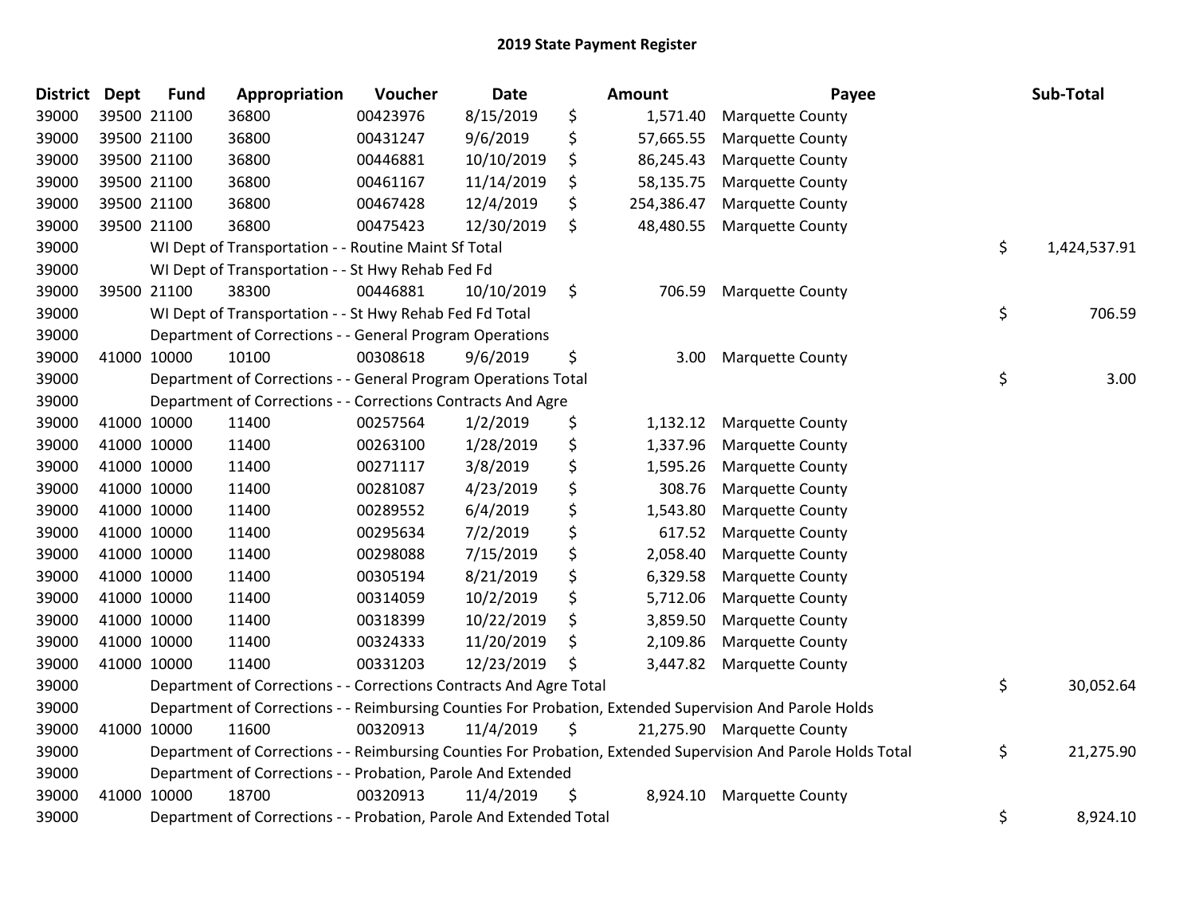## 2019 State Payment Register

| District | Dept | Fund | Appropriation | Voucher | Date | Amount | Payee | Sub-Total |
|---|---|---|---|---|---|---|---|---|
| 39000 | 39500 | 21100 | 36800 | 00423976 | 8/15/2019 | $ 1,571.40 | Marquette County | |
| 39000 | 39500 | 21100 | 36800 | 00431247 | 9/6/2019 | $ 57,665.55 | Marquette County | |
| 39000 | 39500 | 21100 | 36800 | 00446881 | 10/10/2019 | $ 86,245.43 | Marquette County | |
| 39000 | 39500 | 21100 | 36800 | 00461167 | 11/14/2019 | $ 58,135.75 | Marquette County | |
| 39000 | 39500 | 21100 | 36800 | 00467428 | 12/4/2019 | $ 254,386.47 | Marquette County | |
| 39000 | 39500 | 21100 | 36800 | 00475423 | 12/30/2019 | $ 48,480.55 | Marquette County | |
| 39000 | | | WI Dept of Transportation - - Routine Maint Sf Total | | | | | $ 1,424,537.91 |
| 39000 | | | WI Dept of Transportation - - St Hwy Rehab Fed Fd | | | | | |
| 39000 | 39500 | 21100 | 38300 | 00446881 | 10/10/2019 | $ 706.59 | Marquette County | |
| 39000 | | | WI Dept of Transportation - - St Hwy Rehab Fed Fd Total | | | | | $ 706.59 |
| 39000 | | | Department of Corrections - - General Program Operations | | | | | |
| 39000 | 41000 | 10000 | 10100 | 00308618 | 9/6/2019 | $ 3.00 | Marquette County | |
| 39000 | | | Department of Corrections - - General Program Operations Total | | | | | $ 3.00 |
| 39000 | | | Department of Corrections - - Corrections Contracts And Agre | | | | | |
| 39000 | 41000 | 10000 | 11400 | 00257564 | 1/2/2019 | $ 1,132.12 | Marquette County | |
| 39000 | 41000 | 10000 | 11400 | 00263100 | 1/28/2019 | $ 1,337.96 | Marquette County | |
| 39000 | 41000 | 10000 | 11400 | 00271117 | 3/8/2019 | $ 1,595.26 | Marquette County | |
| 39000 | 41000 | 10000 | 11400 | 00281087 | 4/23/2019 | $ 308.76 | Marquette County | |
| 39000 | 41000 | 10000 | 11400 | 00289552 | 6/4/2019 | $ 1,543.80 | Marquette County | |
| 39000 | 41000 | 10000 | 11400 | 00295634 | 7/2/2019 | $ 617.52 | Marquette County | |
| 39000 | 41000 | 10000 | 11400 | 00298088 | 7/15/2019 | $ 2,058.40 | Marquette County | |
| 39000 | 41000 | 10000 | 11400 | 00305194 | 8/21/2019 | $ 6,329.58 | Marquette County | |
| 39000 | 41000 | 10000 | 11400 | 00314059 | 10/2/2019 | $ 5,712.06 | Marquette County | |
| 39000 | 41000 | 10000 | 11400 | 00318399 | 10/22/2019 | $ 3,859.50 | Marquette County | |
| 39000 | 41000 | 10000 | 11400 | 00324333 | 11/20/2019 | $ 2,109.86 | Marquette County | |
| 39000 | 41000 | 10000 | 11400 | 00331203 | 12/23/2019 | $ 3,447.82 | Marquette County | |
| 39000 | | | Department of Corrections - - Corrections Contracts And Agre Total | | | | | $ 30,052.64 |
| 39000 | | | Department of Corrections - - Reimbursing Counties For Probation, Extended Supervision And Parole Holds | | | | | |
| 39000 | 41000 | 10000 | 11600 | 00320913 | 11/4/2019 | $ 21,275.90 | Marquette County | |
| 39000 | | | Department of Corrections - - Reimbursing Counties For Probation, Extended Supervision And Parole Holds Total | | | | | $ 21,275.90 |
| 39000 | | | Department of Corrections - - Probation, Parole And Extended | | | | | |
| 39000 | 41000 | 10000 | 18700 | 00320913 | 11/4/2019 | $ 8,924.10 | Marquette County | |
| 39000 | | | Department of Corrections - - Probation, Parole And Extended Total | | | | | $ 8,924.10 |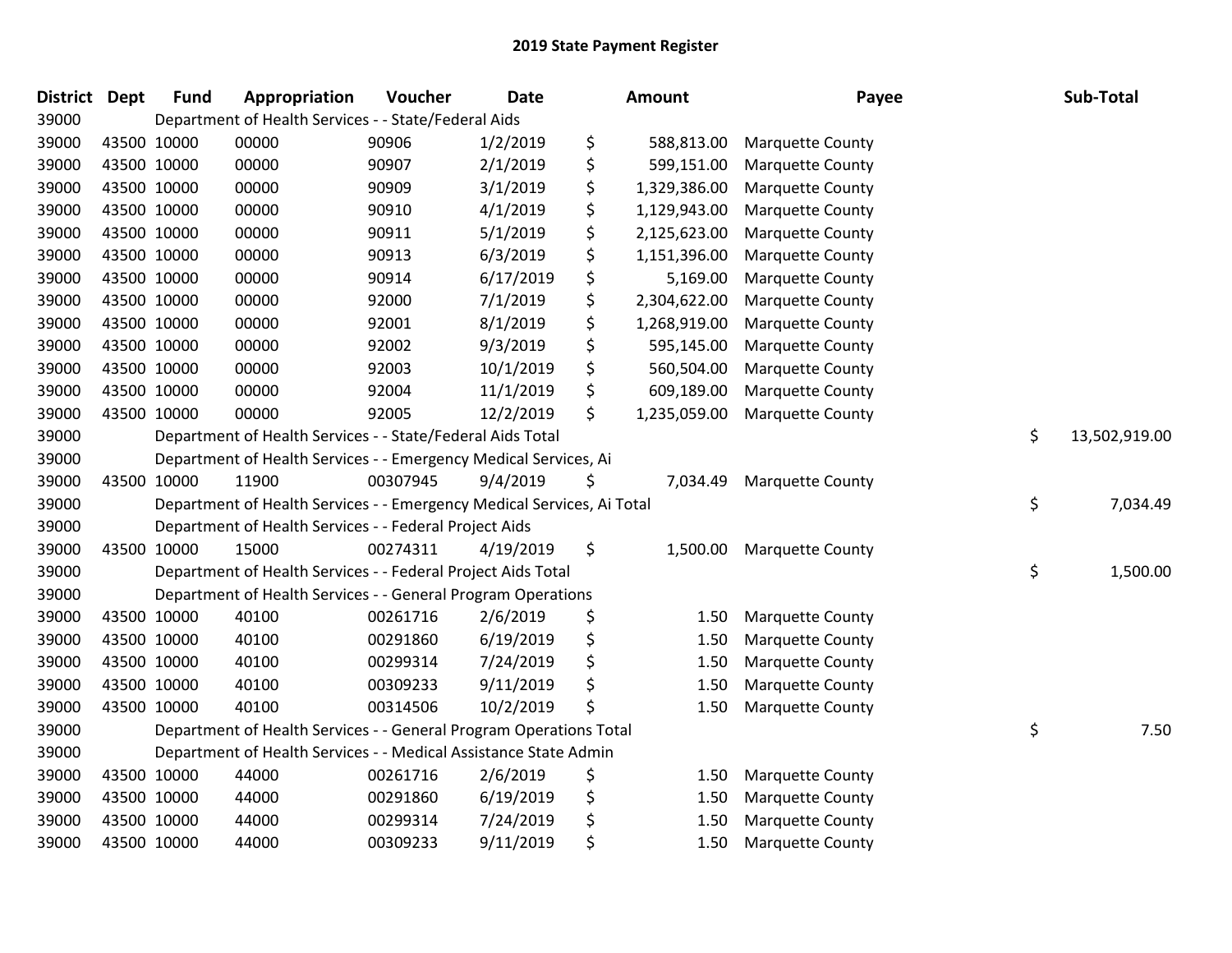# 2019 State Payment Register

| District | Dept | Fund | Appropriation | Voucher | Date | Amount | Payee | Sub-Total |
|---|---|---|---|---|---|---|---|---|
| 39000 | | Department of Health Services - - State/Federal Aids | | | | | | |
| 39000 | 43500 | 10000 | 00000 | 90906 | 1/2/2019 | $ 588,813.00 | Marquette County | |
| 39000 | 43500 | 10000 | 00000 | 90907 | 2/1/2019 | $ 599,151.00 | Marquette County | |
| 39000 | 43500 | 10000 | 00000 | 90909 | 3/1/2019 | $ 1,329,386.00 | Marquette County | |
| 39000 | 43500 | 10000 | 00000 | 90910 | 4/1/2019 | $ 1,129,943.00 | Marquette County | |
| 39000 | 43500 | 10000 | 00000 | 90911 | 5/1/2019 | $ 2,125,623.00 | Marquette County | |
| 39000 | 43500 | 10000 | 00000 | 90913 | 6/3/2019 | $ 1,151,396.00 | Marquette County | |
| 39000 | 43500 | 10000 | 00000 | 90914 | 6/17/2019 | $ 5,169.00 | Marquette County | |
| 39000 | 43500 | 10000 | 00000 | 92000 | 7/1/2019 | $ 2,304,622.00 | Marquette County | |
| 39000 | 43500 | 10000 | 00000 | 92001 | 8/1/2019 | $ 1,268,919.00 | Marquette County | |
| 39000 | 43500 | 10000 | 00000 | 92002 | 9/3/2019 | $ 595,145.00 | Marquette County | |
| 39000 | 43500 | 10000 | 00000 | 92003 | 10/1/2019 | $ 560,504.00 | Marquette County | |
| 39000 | 43500 | 10000 | 00000 | 92004 | 11/1/2019 | $ 609,189.00 | Marquette County | |
| 39000 | 43500 | 10000 | 00000 | 92005 | 12/2/2019 | $ 1,235,059.00 | Marquette County | |
| 39000 | | Department of Health Services - - State/Federal Aids Total | | | | | | $ 13,502,919.00 |
| 39000 | | Department of Health Services - - Emergency Medical Services, Ai | | | | | | |
| 39000 | 43500 | 10000 | 11900 | 00307945 | 9/4/2019 | $ 7,034.49 | Marquette County | |
| 39000 | | Department of Health Services - - Emergency Medical Services, Ai Total | | | | | | $ 7,034.49 |
| 39000 | | Department of Health Services - - Federal Project Aids | | | | | | |
| 39000 | 43500 | 10000 | 15000 | 00274311 | 4/19/2019 | $ 1,500.00 | Marquette County | |
| 39000 | | Department of Health Services - - Federal Project Aids Total | | | | | | $ 1,500.00 |
| 39000 | | Department of Health Services - - General Program Operations | | | | | | |
| 39000 | 43500 | 10000 | 40100 | 00261716 | 2/6/2019 | $ 1.50 | Marquette County | |
| 39000 | 43500 | 10000 | 40100 | 00291860 | 6/19/2019 | $ 1.50 | Marquette County | |
| 39000 | 43500 | 10000 | 40100 | 00299314 | 7/24/2019 | $ 1.50 | Marquette County | |
| 39000 | 43500 | 10000 | 40100 | 00309233 | 9/11/2019 | $ 1.50 | Marquette County | |
| 39000 | 43500 | 10000 | 40100 | 00314506 | 10/2/2019 | $ 1.50 | Marquette County | |
| 39000 | | Department of Health Services - - General Program Operations Total | | | | | | $ 7.50 |
| 39000 | | Department of Health Services - - Medical Assistance State Admin | | | | | | |
| 39000 | 43500 | 10000 | 44000 | 00261716 | 2/6/2019 | $ 1.50 | Marquette County | |
| 39000 | 43500 | 10000 | 44000 | 00291860 | 6/19/2019 | $ 1.50 | Marquette County | |
| 39000 | 43500 | 10000 | 44000 | 00299314 | 7/24/2019 | $ 1.50 | Marquette County | |
| 39000 | 43500 | 10000 | 44000 | 00309233 | 9/11/2019 | $ 1.50 | Marquette County | |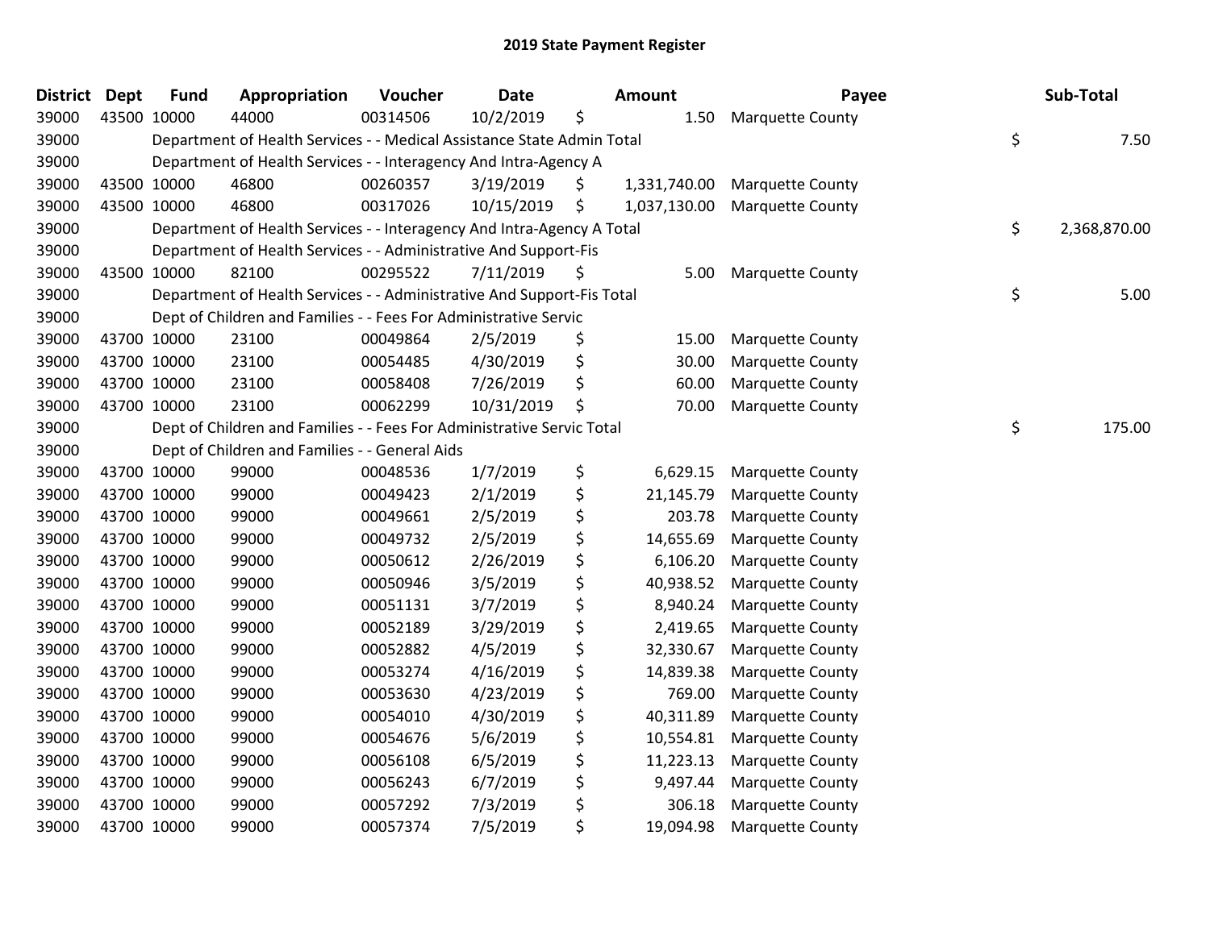## 2019 State Payment Register

| District | Dept | Fund | Appropriation | Voucher | Date | Amount | Payee | Sub-Total |
|---|---|---|---|---|---|---|---|---|
| 39000 | 43500 | 10000 | 44000 | 00314506 | 10/2/2019 | $ 1.50 | Marquette County | |
| 39000 | | Department of Health Services - - Medical Assistance State Admin Total | | | | | | $ 7.50 |
| 39000 | | Department of Health Services - - Interagency And Intra-Agency A | | | | | | |
| 39000 | 43500 | 10000 | 46800 | 00260357 | 3/19/2019 | $ 1,331,740.00 | Marquette County | |
| 39000 | 43500 | 10000 | 46800 | 00317026 | 10/15/2019 | $ 1,037,130.00 | Marquette County | |
| 39000 | | Department of Health Services - - Interagency And Intra-Agency A Total | | | | | | $ 2,368,870.00 |
| 39000 | | Department of Health Services - - Administrative And Support-Fis | | | | | | |
| 39000 | 43500 | 10000 | 82100 | 00295522 | 7/11/2019 | $ 5.00 | Marquette County | |
| 39000 | | Department of Health Services - - Administrative And Support-Fis Total | | | | | | $ 5.00 |
| 39000 | | Dept of Children and Families - - Fees For Administrative Servic | | | | | | |
| 39000 | 43700 | 10000 | 23100 | 00049864 | 2/5/2019 | $ 15.00 | Marquette County | |
| 39000 | 43700 | 10000 | 23100 | 00054485 | 4/30/2019 | $ 30.00 | Marquette County | |
| 39000 | 43700 | 10000 | 23100 | 00058408 | 7/26/2019 | $ 60.00 | Marquette County | |
| 39000 | 43700 | 10000 | 23100 | 00062299 | 10/31/2019 | $ 70.00 | Marquette County | |
| 39000 | | Dept of Children and Families - - Fees For Administrative Servic Total | | | | | | $ 175.00 |
| 39000 | | Dept of Children and Families - - General Aids | | | | | | |
| 39000 | 43700 | 10000 | 99000 | 00048536 | 1/7/2019 | $ 6,629.15 | Marquette County | |
| 39000 | 43700 | 10000 | 99000 | 00049423 | 2/1/2019 | $ 21,145.79 | Marquette County | |
| 39000 | 43700 | 10000 | 99000 | 00049661 | 2/5/2019 | $ 203.78 | Marquette County | |
| 39000 | 43700 | 10000 | 99000 | 00049732 | 2/5/2019 | $ 14,655.69 | Marquette County | |
| 39000 | 43700 | 10000 | 99000 | 00050612 | 2/26/2019 | $ 6,106.20 | Marquette County | |
| 39000 | 43700 | 10000 | 99000 | 00050946 | 3/5/2019 | $ 40,938.52 | Marquette County | |
| 39000 | 43700 | 10000 | 99000 | 00051131 | 3/7/2019 | $ 8,940.24 | Marquette County | |
| 39000 | 43700 | 10000 | 99000 | 00052189 | 3/29/2019 | $ 2,419.65 | Marquette County | |
| 39000 | 43700 | 10000 | 99000 | 00052882 | 4/5/2019 | $ 32,330.67 | Marquette County | |
| 39000 | 43700 | 10000 | 99000 | 00053274 | 4/16/2019 | $ 14,839.38 | Marquette County | |
| 39000 | 43700 | 10000 | 99000 | 00053630 | 4/23/2019 | $ 769.00 | Marquette County | |
| 39000 | 43700 | 10000 | 99000 | 00054010 | 4/30/2019 | $ 40,311.89 | Marquette County | |
| 39000 | 43700 | 10000 | 99000 | 00054676 | 5/6/2019 | $ 10,554.81 | Marquette County | |
| 39000 | 43700 | 10000 | 99000 | 00056108 | 6/5/2019 | $ 11,223.13 | Marquette County | |
| 39000 | 43700 | 10000 | 99000 | 00056243 | 6/7/2019 | $ 9,497.44 | Marquette County | |
| 39000 | 43700 | 10000 | 99000 | 00057292 | 7/3/2019 | $ 306.18 | Marquette County | |
| 39000 | 43700 | 10000 | 99000 | 00057374 | 7/5/2019 | $ 19,094.98 | Marquette County | |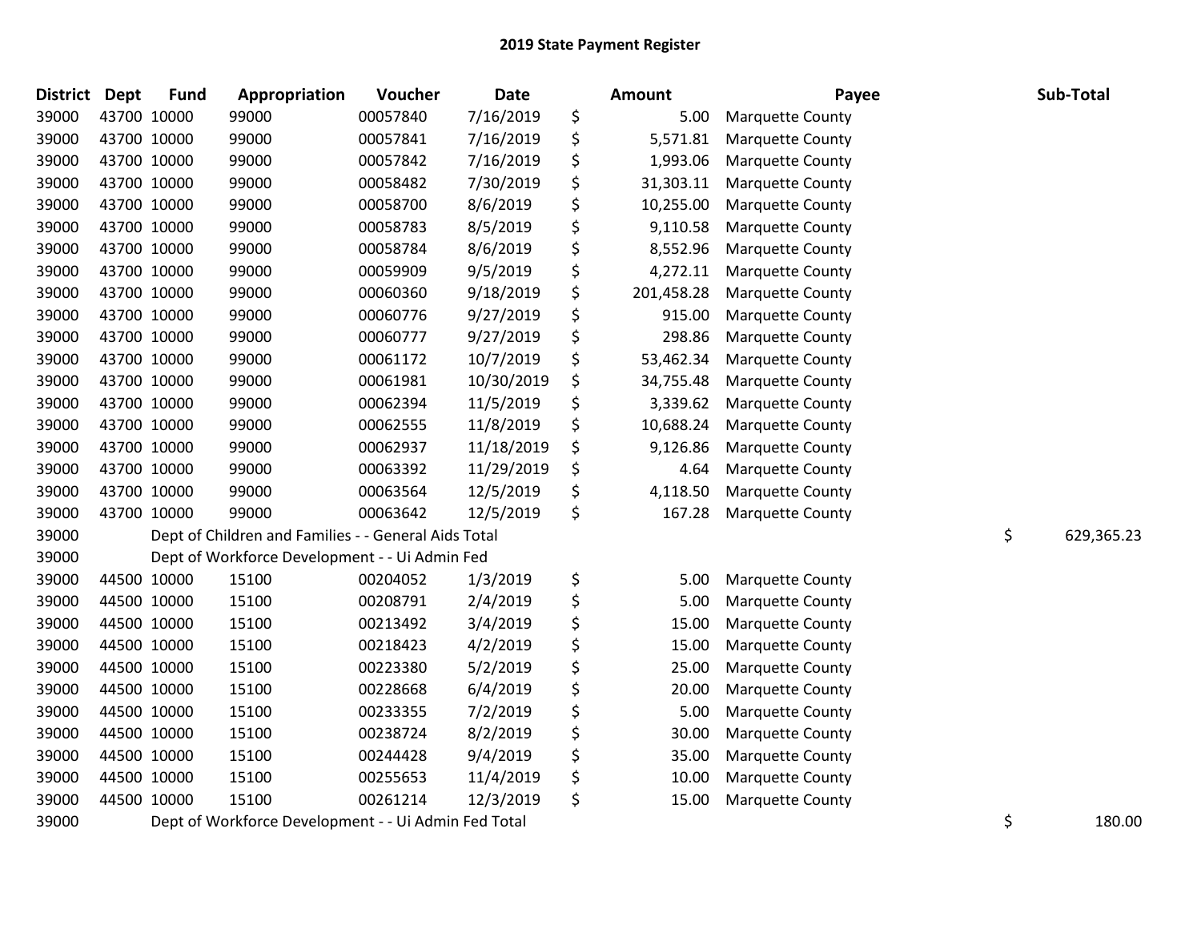# 2019 State Payment Register

| District | Dept | Fund | Appropriation | Voucher | Date | Amount | Payee | Sub-Total |
|---|---|---|---|---|---|---|---|---|
| 39000 | 43700 | 10000 | 99000 | 00057840 | 7/16/2019 | $ 5.00 | Marquette County | |
| 39000 | 43700 | 10000 | 99000 | 00057841 | 7/16/2019 | $ 5,571.81 | Marquette County | |
| 39000 | 43700 | 10000 | 99000 | 00057842 | 7/16/2019 | $ 1,993.06 | Marquette County | |
| 39000 | 43700 | 10000 | 99000 | 00058482 | 7/30/2019 | $ 31,303.11 | Marquette County | |
| 39000 | 43700 | 10000 | 99000 | 00058700 | 8/6/2019 | $ 10,255.00 | Marquette County | |
| 39000 | 43700 | 10000 | 99000 | 00058783 | 8/5/2019 | $ 9,110.58 | Marquette County | |
| 39000 | 43700 | 10000 | 99000 | 00058784 | 8/6/2019 | $ 8,552.96 | Marquette County | |
| 39000 | 43700 | 10000 | 99000 | 00059909 | 9/5/2019 | $ 4,272.11 | Marquette County | |
| 39000 | 43700 | 10000 | 99000 | 00060360 | 9/18/2019 | $ 201,458.28 | Marquette County | |
| 39000 | 43700 | 10000 | 99000 | 00060776 | 9/27/2019 | $ 915.00 | Marquette County | |
| 39000 | 43700 | 10000 | 99000 | 00060777 | 9/27/2019 | $ 298.86 | Marquette County | |
| 39000 | 43700 | 10000 | 99000 | 00061172 | 10/7/2019 | $ 53,462.34 | Marquette County | |
| 39000 | 43700 | 10000 | 99000 | 00061981 | 10/30/2019 | $ 34,755.48 | Marquette County | |
| 39000 | 43700 | 10000 | 99000 | 00062394 | 11/5/2019 | $ 3,339.62 | Marquette County | |
| 39000 | 43700 | 10000 | 99000 | 00062555 | 11/8/2019 | $ 10,688.24 | Marquette County | |
| 39000 | 43700 | 10000 | 99000 | 00062937 | 11/18/2019 | $ 9,126.86 | Marquette County | |
| 39000 | 43700 | 10000 | 99000 | 00063392 | 11/29/2019 | $ 4.64 | Marquette County | |
| 39000 | 43700 | 10000 | 99000 | 00063564 | 12/5/2019 | $ 4,118.50 | Marquette County | |
| 39000 | 43700 | 10000 | 99000 | 00063642 | 12/5/2019 | $ 167.28 | Marquette County | |
| 39000 | Dept of Children and Families - - General Aids Total | | | | | | | $ 629,365.23 |
| 39000 | Dept of Workforce Development - - Ui Admin Fed | | | | | | | |
| 39000 | 44500 | 10000 | 15100 | 00204052 | 1/3/2019 | $ 5.00 | Marquette County | |
| 39000 | 44500 | 10000 | 15100 | 00208791 | 2/4/2019 | $ 5.00 | Marquette County | |
| 39000 | 44500 | 10000 | 15100 | 00213492 | 3/4/2019 | $ 15.00 | Marquette County | |
| 39000 | 44500 | 10000 | 15100 | 00218423 | 4/2/2019 | $ 15.00 | Marquette County | |
| 39000 | 44500 | 10000 | 15100 | 00223380 | 5/2/2019 | $ 25.00 | Marquette County | |
| 39000 | 44500 | 10000 | 15100 | 00228668 | 6/4/2019 | $ 20.00 | Marquette County | |
| 39000 | 44500 | 10000 | 15100 | 00233355 | 7/2/2019 | $ 5.00 | Marquette County | |
| 39000 | 44500 | 10000 | 15100 | 00238724 | 8/2/2019 | $ 30.00 | Marquette County | |
| 39000 | 44500 | 10000 | 15100 | 00244428 | 9/4/2019 | $ 35.00 | Marquette County | |
| 39000 | 44500 | 10000 | 15100 | 00255653 | 11/4/2019 | $ 10.00 | Marquette County | |
| 39000 | 44500 | 10000 | 15100 | 00261214 | 12/3/2019 | $ 15.00 | Marquette County | |
| 39000 | Dept of Workforce Development - - Ui Admin Fed Total | | | | | | | $ 180.00 |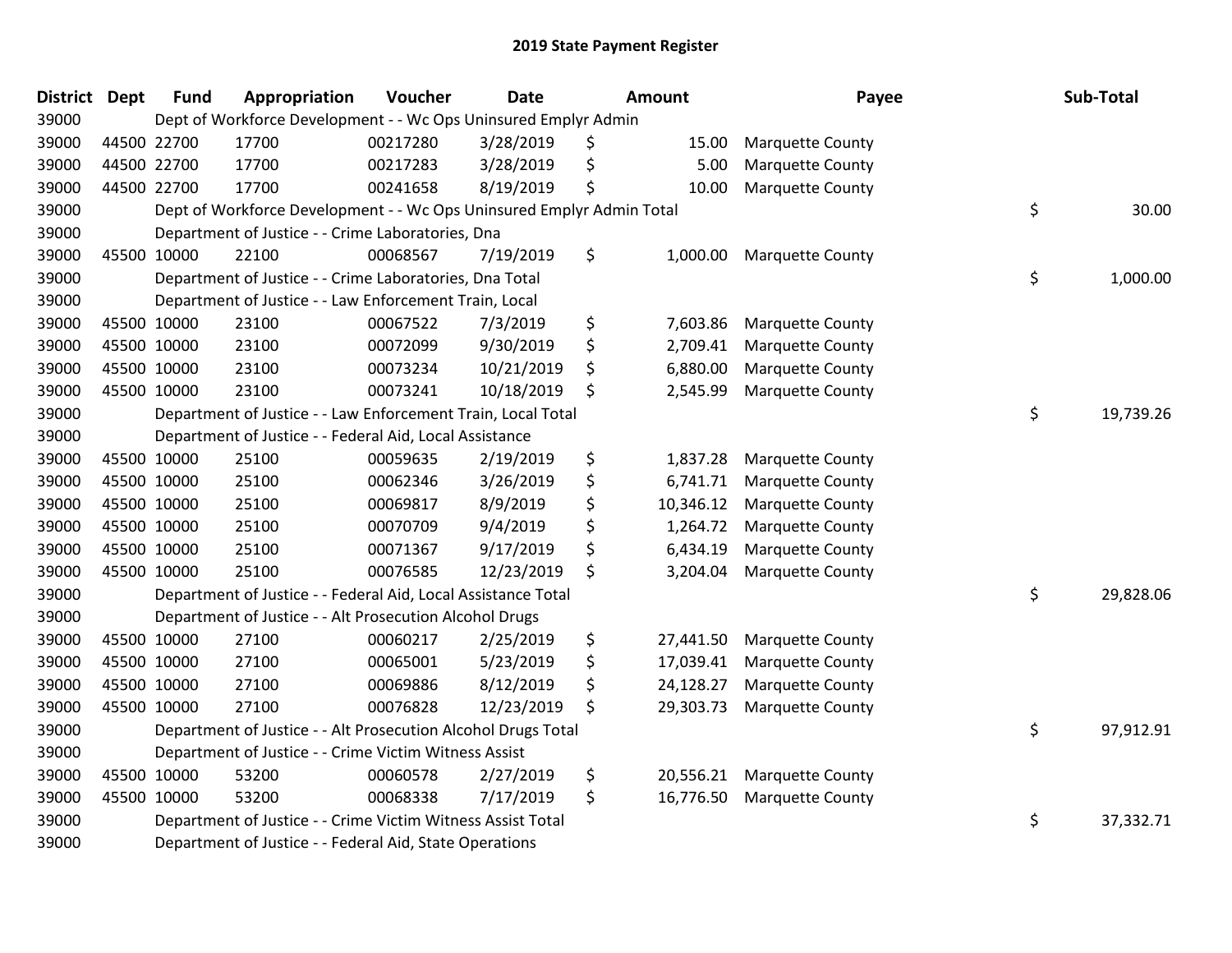# 2019 State Payment Register

| District | Dept | Fund | Appropriation | Voucher | Date | Amount | Payee | Sub-Total |
|---|---|---|---|---|---|---|---|---|
| 39000 | Dept of Workforce Development - - Wc Ops Uninsured Emplyr Admin | | | | | | | |
| 39000 | 44500 | 22700 | 17700 | 00217280 | 3/28/2019 | $ 15.00 | Marquette County | |
| 39000 | 44500 | 22700 | 17700 | 00217283 | 3/28/2019 | $ 5.00 | Marquette County | |
| 39000 | 44500 | 22700 | 17700 | 00241658 | 8/19/2019 | $ 10.00 | Marquette County | |
| 39000 | Dept of Workforce Development - - Wc Ops Uninsured Emplyr Admin Total | | | | | | | $ 30.00 |
| 39000 | Department of Justice - - Crime Laboratories, Dna | | | | | | | |
| 39000 | 45500 | 10000 | 22100 | 00068567 | 7/19/2019 | $ 1,000.00 | Marquette County | |
| 39000 | Department of Justice - - Crime Laboratories, Dna Total | | | | | | | $ 1,000.00 |
| 39000 | Department of Justice - - Law Enforcement Train, Local | | | | | | | |
| 39000 | 45500 | 10000 | 23100 | 00067522 | 7/3/2019 | $ 7,603.86 | Marquette County | |
| 39000 | 45500 | 10000 | 23100 | 00072099 | 9/30/2019 | $ 2,709.41 | Marquette County | |
| 39000 | 45500 | 10000 | 23100 | 00073234 | 10/21/2019 | $ 6,880.00 | Marquette County | |
| 39000 | 45500 | 10000 | 23100 | 00073241 | 10/18/2019 | $ 2,545.99 | Marquette County | |
| 39000 | Department of Justice - - Law Enforcement Train, Local Total | | | | | | | $ 19,739.26 |
| 39000 | Department of Justice - - Federal Aid, Local Assistance | | | | | | | |
| 39000 | 45500 | 10000 | 25100 | 00059635 | 2/19/2019 | $ 1,837.28 | Marquette County | |
| 39000 | 45500 | 10000 | 25100 | 00062346 | 3/26/2019 | $ 6,741.71 | Marquette County | |
| 39000 | 45500 | 10000 | 25100 | 00069817 | 8/9/2019 | $ 10,346.12 | Marquette County | |
| 39000 | 45500 | 10000 | 25100 | 00070709 | 9/4/2019 | $ 1,264.72 | Marquette County | |
| 39000 | 45500 | 10000 | 25100 | 00071367 | 9/17/2019 | $ 6,434.19 | Marquette County | |
| 39000 | 45500 | 10000 | 25100 | 00076585 | 12/23/2019 | $ 3,204.04 | Marquette County | |
| 39000 | Department of Justice - - Federal Aid, Local Assistance Total | | | | | | | $ 29,828.06 |
| 39000 | Department of Justice - - Alt Prosecution Alcohol Drugs | | | | | | | |
| 39000 | 45500 | 10000 | 27100 | 00060217 | 2/25/2019 | $ 27,441.50 | Marquette County | |
| 39000 | 45500 | 10000 | 27100 | 00065001 | 5/23/2019 | $ 17,039.41 | Marquette County | |
| 39000 | 45500 | 10000 | 27100 | 00069886 | 8/12/2019 | $ 24,128.27 | Marquette County | |
| 39000 | 45500 | 10000 | 27100 | 00076828 | 12/23/2019 | $ 29,303.73 | Marquette County | |
| 39000 | Department of Justice - - Alt Prosecution Alcohol Drugs Total | | | | | | | $ 97,912.91 |
| 39000 | Department of Justice - - Crime Victim Witness Assist | | | | | | | |
| 39000 | 45500 | 10000 | 53200 | 00060578 | 2/27/2019 | $ 20,556.21 | Marquette County | |
| 39000 | 45500 | 10000 | 53200 | 00068338 | 7/17/2019 | $ 16,776.50 | Marquette County | |
| 39000 | Department of Justice - - Crime Victim Witness Assist Total | | | | | | | $ 37,332.71 |
| 39000 | Department of Justice - - Federal Aid, State Operations | | | | | | | |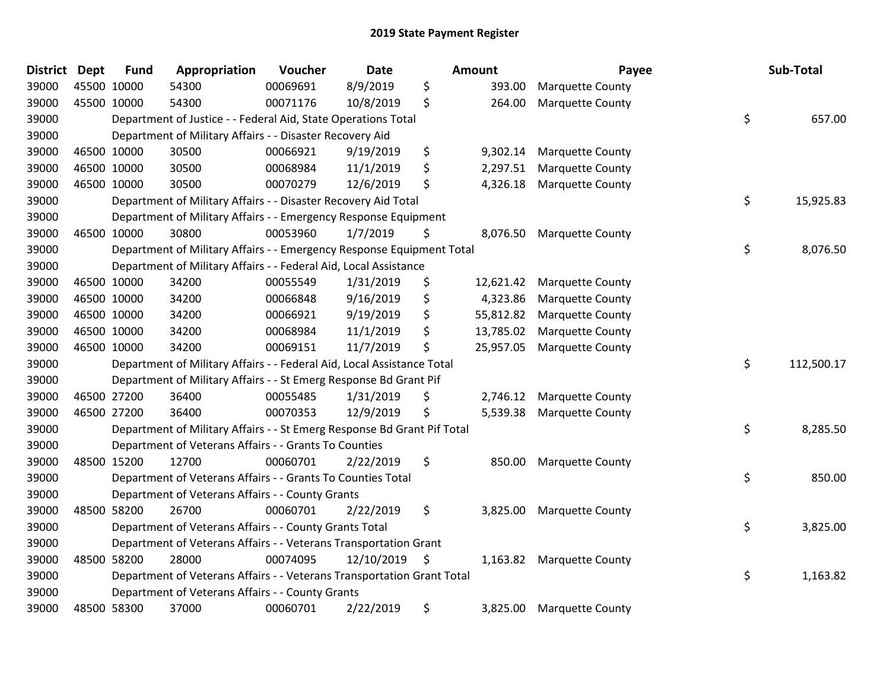# 2019 State Payment Register

| District | Dept | Fund | Appropriation | Voucher | Date | Amount | Payee | Sub-Total |
|---|---|---|---|---|---|---|---|---|
| 39000 | 45500 | 10000 | 54300 | 00069691 | 8/9/2019 | $ 393.00 | Marquette County | |
| 39000 | 45500 | 10000 | 54300 | 00071176 | 10/8/2019 | $ 264.00 | Marquette County | |
| 39000 | | Department of Justice - - Federal Aid, State Operations Total | | | | | | $ 657.00 |
| 39000 | | Department of Military Affairs - - Disaster Recovery Aid | | | | | | |
| 39000 | 46500 | 10000 | 30500 | 00066921 | 9/19/2019 | $ 9,302.14 | Marquette County | |
| 39000 | 46500 | 10000 | 30500 | 00068984 | 11/1/2019 | $ 2,297.51 | Marquette County | |
| 39000 | 46500 | 10000 | 30500 | 00070279 | 12/6/2019 | $ 4,326.18 | Marquette County | |
| 39000 | | Department of Military Affairs - - Disaster Recovery Aid Total | | | | | | $ 15,925.83 |
| 39000 | | Department of Military Affairs - - Emergency Response Equipment | | | | | | |
| 39000 | 46500 | 10000 | 30800 | 00053960 | 1/7/2019 | $ 8,076.50 | Marquette County | |
| 39000 | | Department of Military Affairs - - Emergency Response Equipment Total | | | | | | $ 8,076.50 |
| 39000 | | Department of Military Affairs - - Federal Aid, Local Assistance | | | | | | |
| 39000 | 46500 | 10000 | 34200 | 00055549 | 1/31/2019 | $ 12,621.42 | Marquette County | |
| 39000 | 46500 | 10000 | 34200 | 00066848 | 9/16/2019 | $ 4,323.86 | Marquette County | |
| 39000 | 46500 | 10000 | 34200 | 00066921 | 9/19/2019 | $ 55,812.82 | Marquette County | |
| 39000 | 46500 | 10000 | 34200 | 00068984 | 11/1/2019 | $ 13,785.02 | Marquette County | |
| 39000 | 46500 | 10000 | 34200 | 00069151 | 11/7/2019 | $ 25,957.05 | Marquette County | |
| 39000 | | Department of Military Affairs - - Federal Aid, Local Assistance Total | | | | | | $ 112,500.17 |
| 39000 | | Department of Military Affairs - - St Emerg Response Bd Grant Pif | | | | | | |
| 39000 | 46500 | 27200 | 36400 | 00055485 | 1/31/2019 | $ 2,746.12 | Marquette County | |
| 39000 | 46500 | 27200 | 36400 | 00070353 | 12/9/2019 | $ 5,539.38 | Marquette County | |
| 39000 | | Department of Military Affairs - - St Emerg Response Bd Grant Pif Total | | | | | | $ 8,285.50 |
| 39000 | | Department of Veterans Affairs - - Grants To Counties | | | | | | |
| 39000 | 48500 | 15200 | 12700 | 00060701 | 2/22/2019 | $ 850.00 | Marquette County | |
| 39000 | | Department of Veterans Affairs - - Grants To Counties Total | | | | | | $ 850.00 |
| 39000 | | Department of Veterans Affairs - - County Grants | | | | | | |
| 39000 | 48500 | 58200 | 26700 | 00060701 | 2/22/2019 | $ 3,825.00 | Marquette County | |
| 39000 | | Department of Veterans Affairs - - County Grants Total | | | | | | $ 3,825.00 |
| 39000 | | Department of Veterans Affairs - - Veterans Transportation Grant | | | | | | |
| 39000 | 48500 | 58200 | 28000 | 00074095 | 12/10/2019 | $ 1,163.82 | Marquette County | |
| 39000 | | Department of Veterans Affairs - - Veterans Transportation Grant Total | | | | | | $ 1,163.82 |
| 39000 | | Department of Veterans Affairs - - County Grants | | | | | | |
| 39000 | 48500 | 58300 | 37000 | 00060701 | 2/22/2019 | $ 3,825.00 | Marquette County | |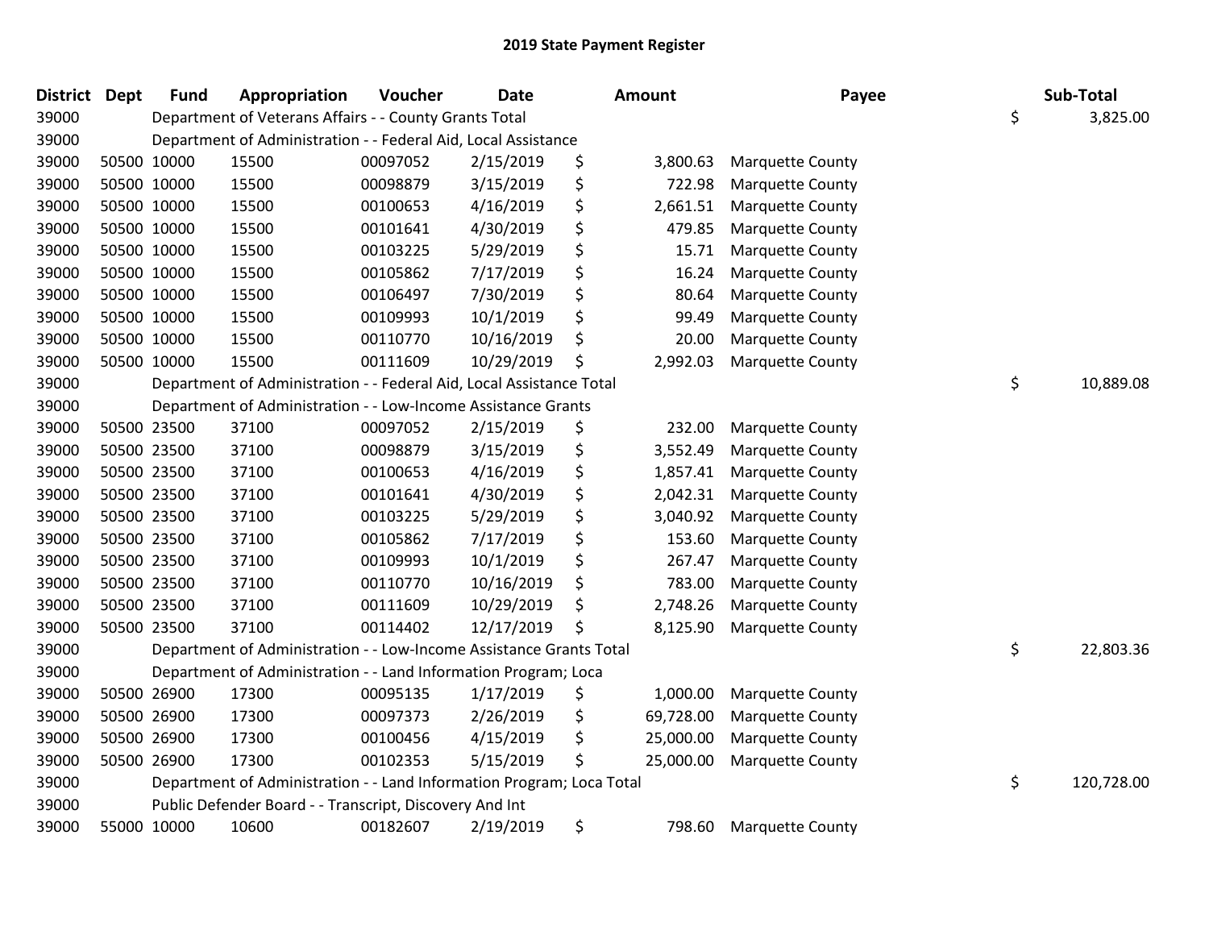# 2019 State Payment Register

| District | Dept | Fund | Appropriation | Voucher | Date | Amount | Payee | Sub-Total |
|---|---|---|---|---|---|---|---|---|
| 39000 | | Department of Veterans Affairs - - County Grants Total | | | | | | $ 3,825.00 |
| 39000 | | Department of Administration - - Federal Aid, Local Assistance | | | | | | |
| 39000 | 50500 | 10000 | 15500 | 00097052 | 2/15/2019 | $ 3,800.63 | Marquette County | |
| 39000 | 50500 | 10000 | 15500 | 00098879 | 3/15/2019 | $ 722.98 | Marquette County | |
| 39000 | 50500 | 10000 | 15500 | 00100653 | 4/16/2019 | $ 2,661.51 | Marquette County | |
| 39000 | 50500 | 10000 | 15500 | 00101641 | 4/30/2019 | $ 479.85 | Marquette County | |
| 39000 | 50500 | 10000 | 15500 | 00103225 | 5/29/2019 | $ 15.71 | Marquette County | |
| 39000 | 50500 | 10000 | 15500 | 00105862 | 7/17/2019 | $ 16.24 | Marquette County | |
| 39000 | 50500 | 10000 | 15500 | 00106497 | 7/30/2019 | $ 80.64 | Marquette County | |
| 39000 | 50500 | 10000 | 15500 | 00109993 | 10/1/2019 | $ 99.49 | Marquette County | |
| 39000 | 50500 | 10000 | 15500 | 00110770 | 10/16/2019 | $ 20.00 | Marquette County | |
| 39000 | 50500 | 10000 | 15500 | 00111609 | 10/29/2019 | $ 2,992.03 | Marquette County | |
| 39000 | | Department of Administration - - Federal Aid, Local Assistance Total | | | | | | $ 10,889.08 |
| 39000 | | Department of Administration - - Low-Income Assistance Grants | | | | | | |
| 39000 | 50500 | 23500 | 37100 | 00097052 | 2/15/2019 | $ 232.00 | Marquette County | |
| 39000 | 50500 | 23500 | 37100 | 00098879 | 3/15/2019 | $ 3,552.49 | Marquette County | |
| 39000 | 50500 | 23500 | 37100 | 00100653 | 4/16/2019 | $ 1,857.41 | Marquette County | |
| 39000 | 50500 | 23500 | 37100 | 00101641 | 4/30/2019 | $ 2,042.31 | Marquette County | |
| 39000 | 50500 | 23500 | 37100 | 00103225 | 5/29/2019 | $ 3,040.92 | Marquette County | |
| 39000 | 50500 | 23500 | 37100 | 00105862 | 7/17/2019 | $ 153.60 | Marquette County | |
| 39000 | 50500 | 23500 | 37100 | 00109993 | 10/1/2019 | $ 267.47 | Marquette County | |
| 39000 | 50500 | 23500 | 37100 | 00110770 | 10/16/2019 | $ 783.00 | Marquette County | |
| 39000 | 50500 | 23500 | 37100 | 00111609 | 10/29/2019 | $ 2,748.26 | Marquette County | |
| 39000 | 50500 | 23500 | 37100 | 00114402 | 12/17/2019 | $ 8,125.90 | Marquette County | |
| 39000 | | Department of Administration - - Low-Income Assistance Grants Total | | | | | | $ 22,803.36 |
| 39000 | | Department of Administration - - Land Information Program; Loca | | | | | | |
| 39000 | 50500 | 26900 | 17300 | 00095135 | 1/17/2019 | $ 1,000.00 | Marquette County | |
| 39000 | 50500 | 26900 | 17300 | 00097373 | 2/26/2019 | $ 69,728.00 | Marquette County | |
| 39000 | 50500 | 26900 | 17300 | 00100456 | 4/15/2019 | $ 25,000.00 | Marquette County | |
| 39000 | 50500 | 26900 | 17300 | 00102353 | 5/15/2019 | $ 25,000.00 | Marquette County | |
| 39000 | | Department of Administration - - Land Information Program; Loca Total | | | | | | $ 120,728.00 |
| 39000 | | Public Defender Board - - Transcript, Discovery And Int | | | | | | |
| 39000 | 55000 | 10000 | 10600 | 00182607 | 2/19/2019 | $ 798.60 | Marquette County | |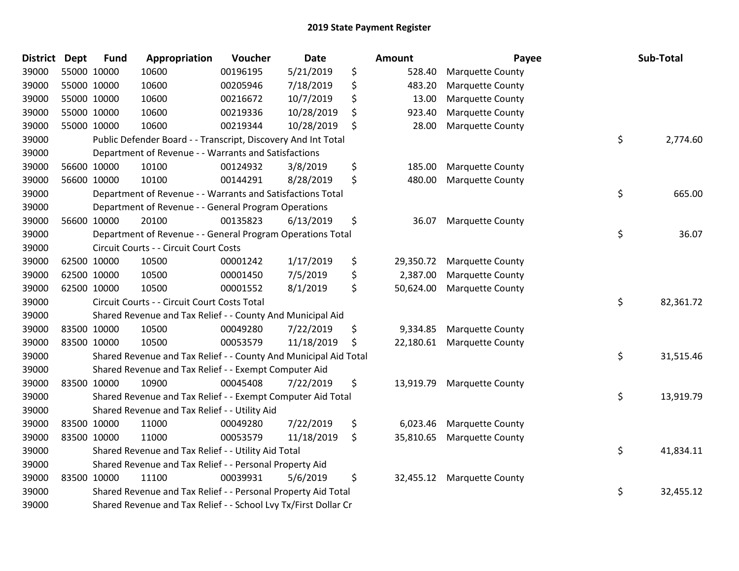# 2019 State Payment Register

| District | Dept | Fund | Appropriation | Voucher | Date | | Amount | Payee | | Sub-Total |
|---|---|---|---|---|---|---|---|---|---|---|
| 39000 | 55000 | 10000 | 10600 | 00196195 | 5/21/2019 | $ | 528.40 | Marquette County | | |
| 39000 | 55000 | 10000 | 10600 | 00205946 | 7/18/2019 | $ | 483.20 | Marquette County | | |
| 39000 | 55000 | 10000 | 10600 | 00216672 | 10/7/2019 | $ | 13.00 | Marquette County | | |
| 39000 | 55000 | 10000 | 10600 | 00219336 | 10/28/2019 | $ | 923.40 | Marquette County | | |
| 39000 | 55000 | 10000 | 10600 | 00219344 | 10/28/2019 | $ | 28.00 | Marquette County | | |
| 39000 | | Public Defender Board - - Transcript, Discovery And Int Total | | | | | | | $ | 2,774.60 |
| 39000 | | Department of Revenue - - Warrants and Satisfactions | | | | | | | | |
| 39000 | 56600 | 10000 | 10100 | 00124932 | 3/8/2019 | $ | 185.00 | Marquette County | | |
| 39000 | 56600 | 10000 | 10100 | 00144291 | 8/28/2019 | $ | 480.00 | Marquette County | | |
| 39000 | | Department of Revenue - - Warrants and Satisfactions Total | | | | | | | $ | 665.00 |
| 39000 | | Department of Revenue - - General Program Operations | | | | | | | | |
| 39000 | 56600 | 10000 | 20100 | 00135823 | 6/13/2019 | $ | 36.07 | Marquette County | | |
| 39000 | | Department of Revenue - - General Program Operations Total | | | | | | | $ | 36.07 |
| 39000 | | Circuit Courts - - Circuit Court Costs | | | | | | | | |
| 39000 | 62500 | 10000 | 10500 | 00001242 | 1/17/2019 | $ | 29,350.72 | Marquette County | | |
| 39000 | 62500 | 10000 | 10500 | 00001450 | 7/5/2019 | $ | 2,387.00 | Marquette County | | |
| 39000 | 62500 | 10000 | 10500 | 00001552 | 8/1/2019 | $ | 50,624.00 | Marquette County | | |
| 39000 | | Circuit Courts - - Circuit Court Costs Total | | | | | | | $ | 82,361.72 |
| 39000 | | Shared Revenue and Tax Relief - - County And Municipal Aid | | | | | | | | |
| 39000 | 83500 | 10000 | 10500 | 00049280 | 7/22/2019 | $ | 9,334.85 | Marquette County | | |
| 39000 | 83500 | 10000 | 10500 | 00053579 | 11/18/2019 | $ | 22,180.61 | Marquette County | | |
| 39000 | | Shared Revenue and Tax Relief - - County And Municipal Aid Total | | | | | | | $ | 31,515.46 |
| 39000 | | Shared Revenue and Tax Relief - - Exempt Computer Aid | | | | | | | | |
| 39000 | 83500 | 10000 | 10900 | 00045408 | 7/22/2019 | $ | 13,919.79 | Marquette County | | |
| 39000 | | Shared Revenue and Tax Relief - - Exempt Computer Aid Total | | | | | | | $ | 13,919.79 |
| 39000 | | Shared Revenue and Tax Relief - - Utility Aid | | | | | | | | |
| 39000 | 83500 | 10000 | 11000 | 00049280 | 7/22/2019 | $ | 6,023.46 | Marquette County | | |
| 39000 | 83500 | 10000 | 11000 | 00053579 | 11/18/2019 | $ | 35,810.65 | Marquette County | | |
| 39000 | | Shared Revenue and Tax Relief - - Utility Aid Total | | | | | | | $ | 41,834.11 |
| 39000 | | Shared Revenue and Tax Relief - - Personal Property Aid | | | | | | | | |
| 39000 | 83500 | 10000 | 11100 | 00039931 | 5/6/2019 | $ | 32,455.12 | Marquette County | | |
| 39000 | | Shared Revenue and Tax Relief - - Personal Property Aid Total | | | | | | | $ | 32,455.12 |
| 39000 | | Shared Revenue and Tax Relief - - School Lvy Tx/First Dollar Cr | | | | | | | | |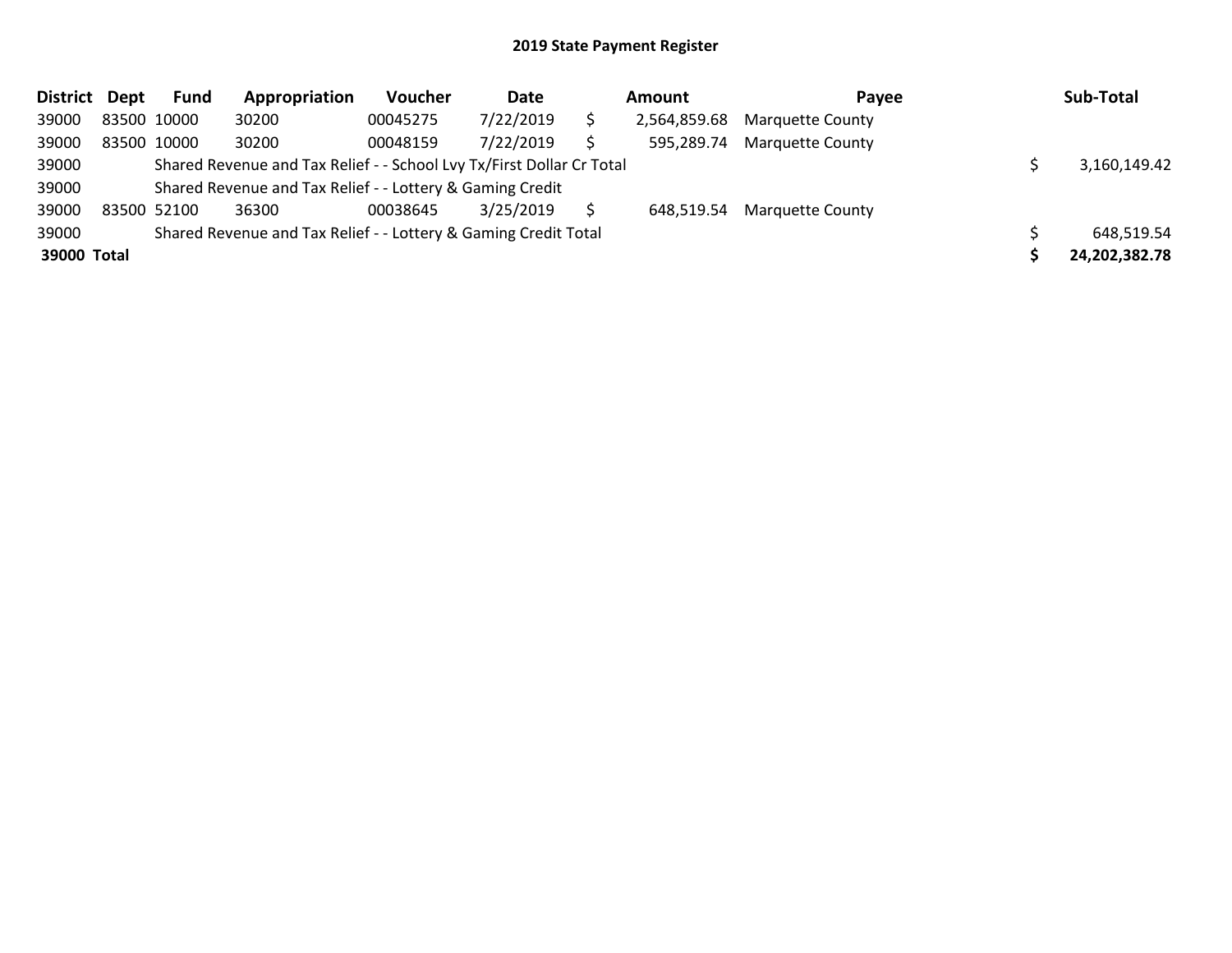# 2019 State Payment Register

| District | Dept | Fund | Appropriation | Voucher | Date | Amount | Payee | Sub-Total |
|---|---|---|---|---|---|---|---|---|
| 39000 | 83500 | 10000 | 30200 | 00045275 | 7/22/2019 | $ 2,564,859.68 | Marquette County | |
| 39000 | 83500 | 10000 | 30200 | 00048159 | 7/22/2019 | $ 595,289.74 | Marquette County | |
| 39000 | | Shared Revenue and Tax Relief - - School Lvy Tx/First Dollar Cr Total | | | | | | $ 3,160,149.42 |
| 39000 | | Shared Revenue and Tax Relief - - Lottery & Gaming Credit | | | | | | |
| 39000 | 83500 | 52100 | 36300 | 00038645 | 3/25/2019 | $ 648,519.54 | Marquette County | |
| 39000 | | Shared Revenue and Tax Relief - - Lottery & Gaming Credit Total | | | | | | $ 648,519.54 |
| **39000** | **Total** | | | | | | | **$ 24,202,382.78** |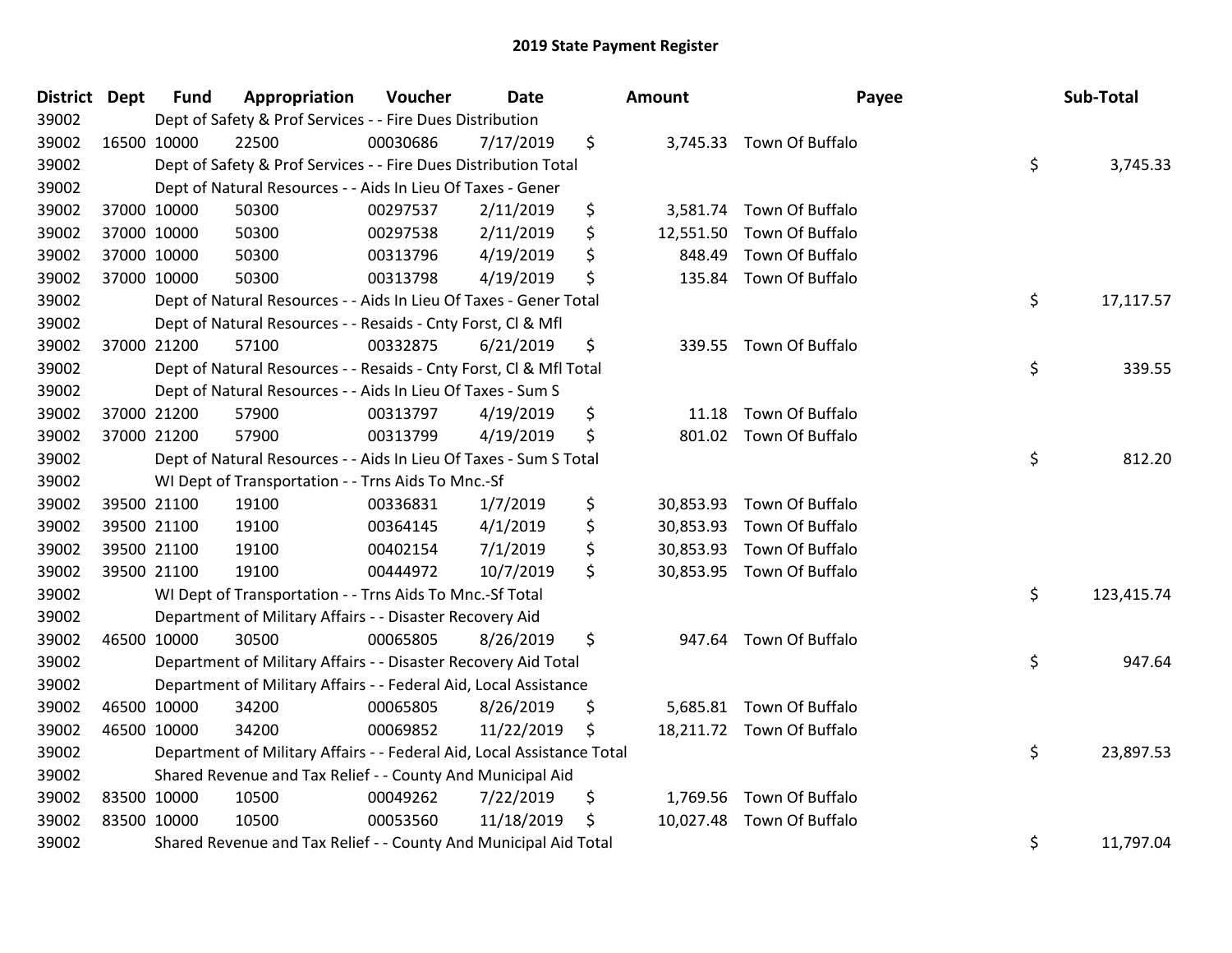# 2019 State Payment Register

| District | Dept | Fund | Appropriation | Voucher | Date | Amount | Payee | Sub-Total |
|---|---|---|---|---|---|---|---|---|
| 39002 | Dept of Safety & Prof Services - - Fire Dues Distribution | | | | | | | |
| 39002 | 16500 | 10000 | 22500 | 00030686 | 7/17/2019 | $ 3,745.33 | Town Of Buffalo | |
| 39002 | Dept of Safety & Prof Services - - Fire Dues Distribution Total | | | | | | | $ 3,745.33 |
| 39002 | Dept of Natural Resources - - Aids In Lieu Of Taxes - Gener | | | | | | | |
| 39002 | 37000 | 10000 | 50300 | 00297537 | 2/11/2019 | $ 3,581.74 | Town Of Buffalo | |
| 39002 | 37000 | 10000 | 50300 | 00297538 | 2/11/2019 | $ 12,551.50 | Town Of Buffalo | |
| 39002 | 37000 | 10000 | 50300 | 00313796 | 4/19/2019 | $ 848.49 | Town Of Buffalo | |
| 39002 | 37000 | 10000 | 50300 | 00313798 | 4/19/2019 | $ 135.84 | Town Of Buffalo | |
| 39002 | Dept of Natural Resources - - Aids In Lieu Of Taxes - Gener Total | | | | | | | $ 17,117.57 |
| 39002 | Dept of Natural Resources - - Resaids - Cnty Forst, Cl & Mfl | | | | | | | |
| 39002 | 37000 | 21200 | 57100 | 00332875 | 6/21/2019 | $ 339.55 | Town Of Buffalo | |
| 39002 | Dept of Natural Resources - - Resaids - Cnty Forst, Cl & Mfl Total | | | | | | | $ 339.55 |
| 39002 | Dept of Natural Resources - - Aids In Lieu Of Taxes - Sum S | | | | | | | |
| 39002 | 37000 | 21200 | 57900 | 00313797 | 4/19/2019 | $ 11.18 | Town Of Buffalo | |
| 39002 | 37000 | 21200 | 57900 | 00313799 | 4/19/2019 | $ 801.02 | Town Of Buffalo | |
| 39002 | Dept of Natural Resources - - Aids In Lieu Of Taxes - Sum S Total | | | | | | | $ 812.20 |
| 39002 | WI Dept of Transportation - - Trns Aids To Mnc.-Sf | | | | | | | |
| 39002 | 39500 | 21100 | 19100 | 00336831 | 1/7/2019 | $ 30,853.93 | Town Of Buffalo | |
| 39002 | 39500 | 21100 | 19100 | 00364145 | 4/1/2019 | $ 30,853.93 | Town Of Buffalo | |
| 39002 | 39500 | 21100 | 19100 | 00402154 | 7/1/2019 | $ 30,853.93 | Town Of Buffalo | |
| 39002 | 39500 | 21100 | 19100 | 00444972 | 10/7/2019 | $ 30,853.95 | Town Of Buffalo | |
| 39002 | WI Dept of Transportation - - Trns Aids To Mnc.-Sf Total | | | | | | | $ 123,415.74 |
| 39002 | Department of Military Affairs - - Disaster Recovery Aid | | | | | | | |
| 39002 | 46500 | 10000 | 30500 | 00065805 | 8/26/2019 | $ 947.64 | Town Of Buffalo | |
| 39002 | Department of Military Affairs - - Disaster Recovery Aid Total | | | | | | | $ 947.64 |
| 39002 | Department of Military Affairs - - Federal Aid, Local Assistance | | | | | | | |
| 39002 | 46500 | 10000 | 34200 | 00065805 | 8/26/2019 | $ 5,685.81 | Town Of Buffalo | |
| 39002 | 46500 | 10000 | 34200 | 00069852 | 11/22/2019 | $ 18,211.72 | Town Of Buffalo | |
| 39002 | Department of Military Affairs - - Federal Aid, Local Assistance Total | | | | | | | $ 23,897.53 |
| 39002 | Shared Revenue and Tax Relief - - County And Municipal Aid | | | | | | | |
| 39002 | 83500 | 10000 | 10500 | 00049262 | 7/22/2019 | $ 1,769.56 | Town Of Buffalo | |
| 39002 | 83500 | 10000 | 10500 | 00053560 | 11/18/2019 | $ 10,027.48 | Town Of Buffalo | |
| 39002 | Shared Revenue and Tax Relief - - County And Municipal Aid Total | | | | | | | $ 11,797.04 |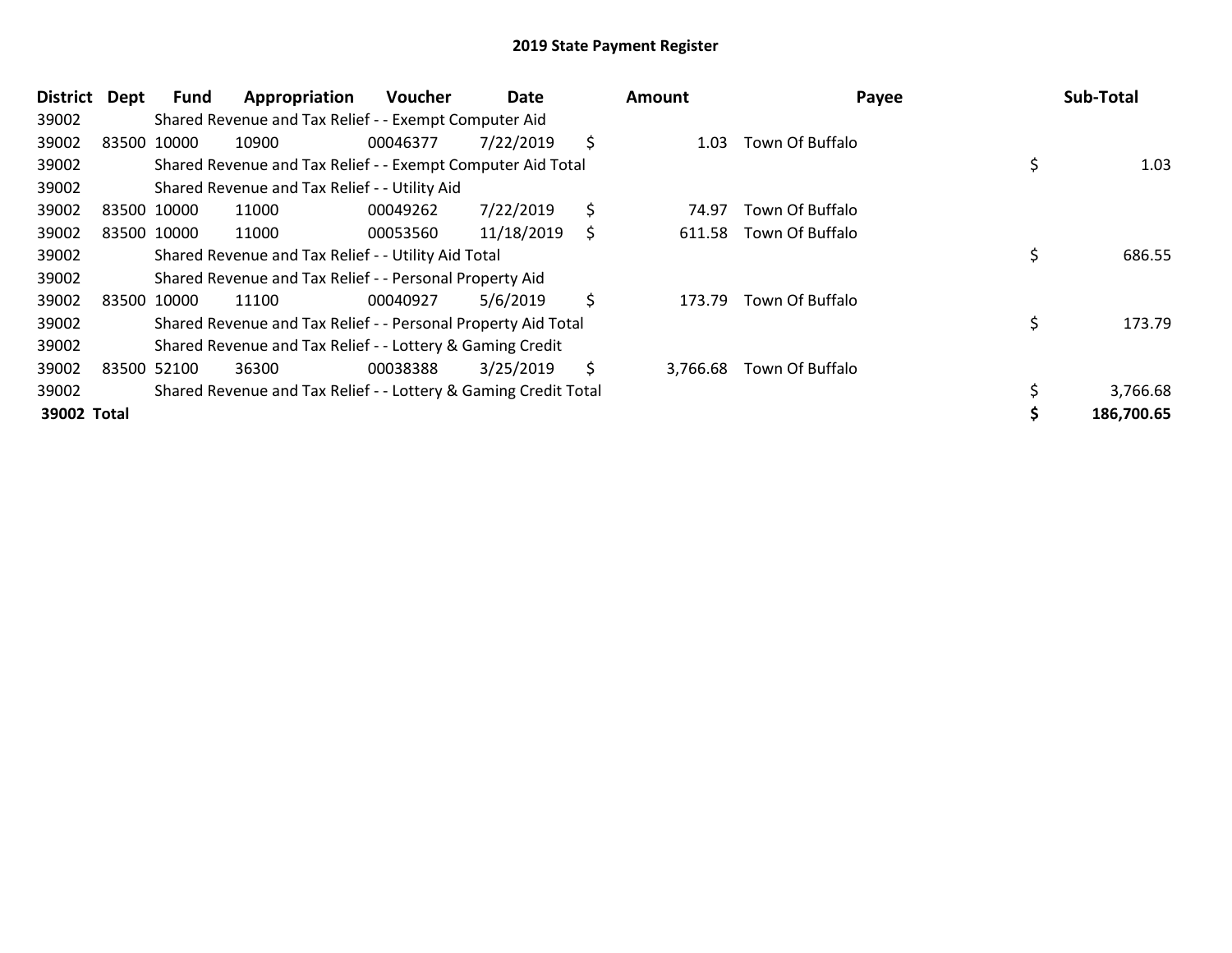# 2019 State Payment Register

| District | Dept | Fund | Appropriation | Voucher | Date | Amount | Payee | Sub-Total |
|---|---|---|---|---|---|---|---|---|
| 39002 | | Shared Revenue and Tax Relief - - Exempt Computer Aid | | | | | | |
| 39002 | 83500 | 10000 | 10900 | 00046377 | 7/22/2019 | $ 1.03 | Town Of Buffalo | |
| 39002 | | Shared Revenue and Tax Relief - - Exempt Computer Aid Total | | | | | | $ 1.03 |
| 39002 | | Shared Revenue and Tax Relief - - Utility Aid | | | | | | |
| 39002 | 83500 | 10000 | 11000 | 00049262 | 7/22/2019 | $ 74.97 | Town Of Buffalo | |
| 39002 | 83500 | 10000 | 11000 | 00053560 | 11/18/2019 | $ 611.58 | Town Of Buffalo | |
| 39002 | | Shared Revenue and Tax Relief - - Utility Aid Total | | | | | | $ 686.55 |
| 39002 | | Shared Revenue and Tax Relief - - Personal Property Aid | | | | | | |
| 39002 | 83500 | 10000 | 11100 | 00040927 | 5/6/2019 | $ 173.79 | Town Of Buffalo | |
| 39002 | | Shared Revenue and Tax Relief - - Personal Property Aid Total | | | | | | $ 173.79 |
| 39002 | | Shared Revenue and Tax Relief - - Lottery & Gaming Credit | | | | | | |
| 39002 | 83500 | 52100 | 36300 | 00038388 | 3/25/2019 | $ 3,766.68 | Town Of Buffalo | |
| 39002 | | Shared Revenue and Tax Relief - - Lottery & Gaming Credit Total | | | | | | $ 3,766.68 |
| **39002 Total** | | | | | | | | **$ 186,700.65** |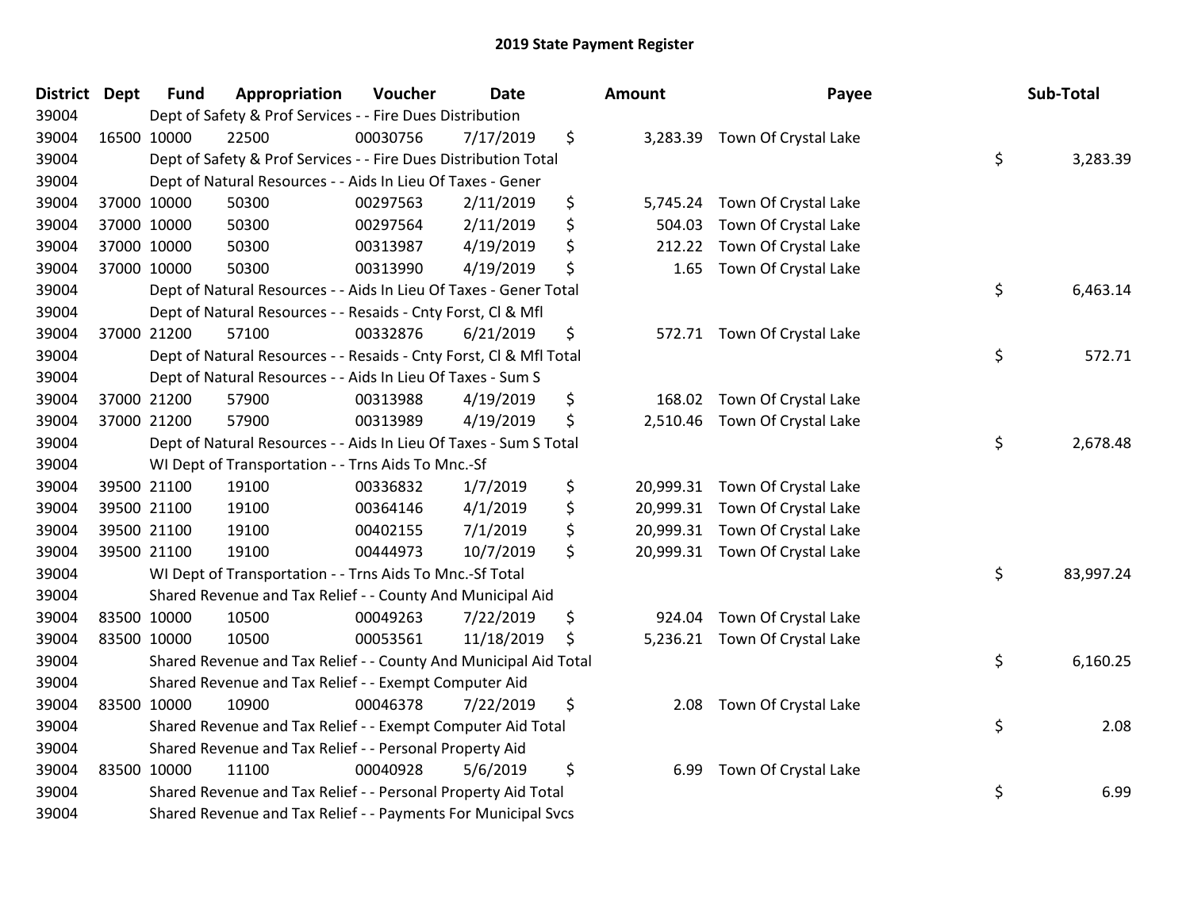# 2019 State Payment Register

| District | Dept | Fund | Appropriation | Voucher | Date | Amount | Payee | Sub-Total |
|---|---|---|---|---|---|---|---|---|
| 39004 | | Dept of Safety & Prof Services - - Fire Dues Distribution | | | | | | |
| 39004 | 16500 | 10000 | 22500 | 00030756 | 7/17/2019 | $ 3,283.39 | Town Of Crystal Lake | |
| 39004 | | Dept of Safety & Prof Services - - Fire Dues Distribution Total | | | | | | $ 3,283.39 |
| 39004 | | Dept of Natural Resources - - Aids In Lieu Of Taxes - Gener | | | | | | |
| 39004 | 37000 | 10000 | 50300 | 00297563 | 2/11/2019 | $ 5,745.24 | Town Of Crystal Lake | |
| 39004 | 37000 | 10000 | 50300 | 00297564 | 2/11/2019 | $ 504.03 | Town Of Crystal Lake | |
| 39004 | 37000 | 10000 | 50300 | 00313987 | 4/19/2019 | $ 212.22 | Town Of Crystal Lake | |
| 39004 | 37000 | 10000 | 50300 | 00313990 | 4/19/2019 | $ 1.65 | Town Of Crystal Lake | |
| 39004 | | Dept of Natural Resources - - Aids In Lieu Of Taxes - Gener Total | | | | | | $ 6,463.14 |
| 39004 | | Dept of Natural Resources - - Resaids - Cnty Forst, Cl & Mfl | | | | | | |
| 39004 | 37000 | 21200 | 57100 | 00332876 | 6/21/2019 | $ 572.71 | Town Of Crystal Lake | |
| 39004 | | Dept of Natural Resources - - Resaids - Cnty Forst, Cl & Mfl Total | | | | | | $ 572.71 |
| 39004 | | Dept of Natural Resources - - Aids In Lieu Of Taxes - Sum S | | | | | | |
| 39004 | 37000 | 21200 | 57900 | 00313988 | 4/19/2019 | $ 168.02 | Town Of Crystal Lake | |
| 39004 | 37000 | 21200 | 57900 | 00313989 | 4/19/2019 | $ 2,510.46 | Town Of Crystal Lake | |
| 39004 | | Dept of Natural Resources - - Aids In Lieu Of Taxes - Sum S Total | | | | | | $ 2,678.48 |
| 39004 | | WI Dept of Transportation - - Trns Aids To Mnc.-Sf | | | | | | |
| 39004 | 39500 | 21100 | 19100 | 00336832 | 1/7/2019 | $ 20,999.31 | Town Of Crystal Lake | |
| 39004 | 39500 | 21100 | 19100 | 00364146 | 4/1/2019 | $ 20,999.31 | Town Of Crystal Lake | |
| 39004 | 39500 | 21100 | 19100 | 00402155 | 7/1/2019 | $ 20,999.31 | Town Of Crystal Lake | |
| 39004 | 39500 | 21100 | 19100 | 00444973 | 10/7/2019 | $ 20,999.31 | Town Of Crystal Lake | |
| 39004 | | WI Dept of Transportation - - Trns Aids To Mnc.-Sf Total | | | | | | $ 83,997.24 |
| 39004 | | Shared Revenue and Tax Relief - - County And Municipal Aid | | | | | | |
| 39004 | 83500 | 10000 | 10500 | 00049263 | 7/22/2019 | $ 924.04 | Town Of Crystal Lake | |
| 39004 | 83500 | 10000 | 10500 | 00053561 | 11/18/2019 | $ 5,236.21 | Town Of Crystal Lake | |
| 39004 | | Shared Revenue and Tax Relief - - County And Municipal Aid Total | | | | | | $ 6,160.25 |
| 39004 | | Shared Revenue and Tax Relief - - Exempt Computer Aid | | | | | | |
| 39004 | 83500 | 10000 | 10900 | 00046378 | 7/22/2019 | $ 2.08 | Town Of Crystal Lake | |
| 39004 | | Shared Revenue and Tax Relief - - Exempt Computer Aid Total | | | | | | $ 2.08 |
| 39004 | | Shared Revenue and Tax Relief - - Personal Property Aid | | | | | | |
| 39004 | 83500 | 10000 | 11100 | 00040928 | 5/6/2019 | $ 6.99 | Town Of Crystal Lake | |
| 39004 | | Shared Revenue and Tax Relief - - Personal Property Aid Total | | | | | | $ 6.99 |
| 39004 | | Shared Revenue and Tax Relief - - Payments For Municipal Svcs | | | | | | |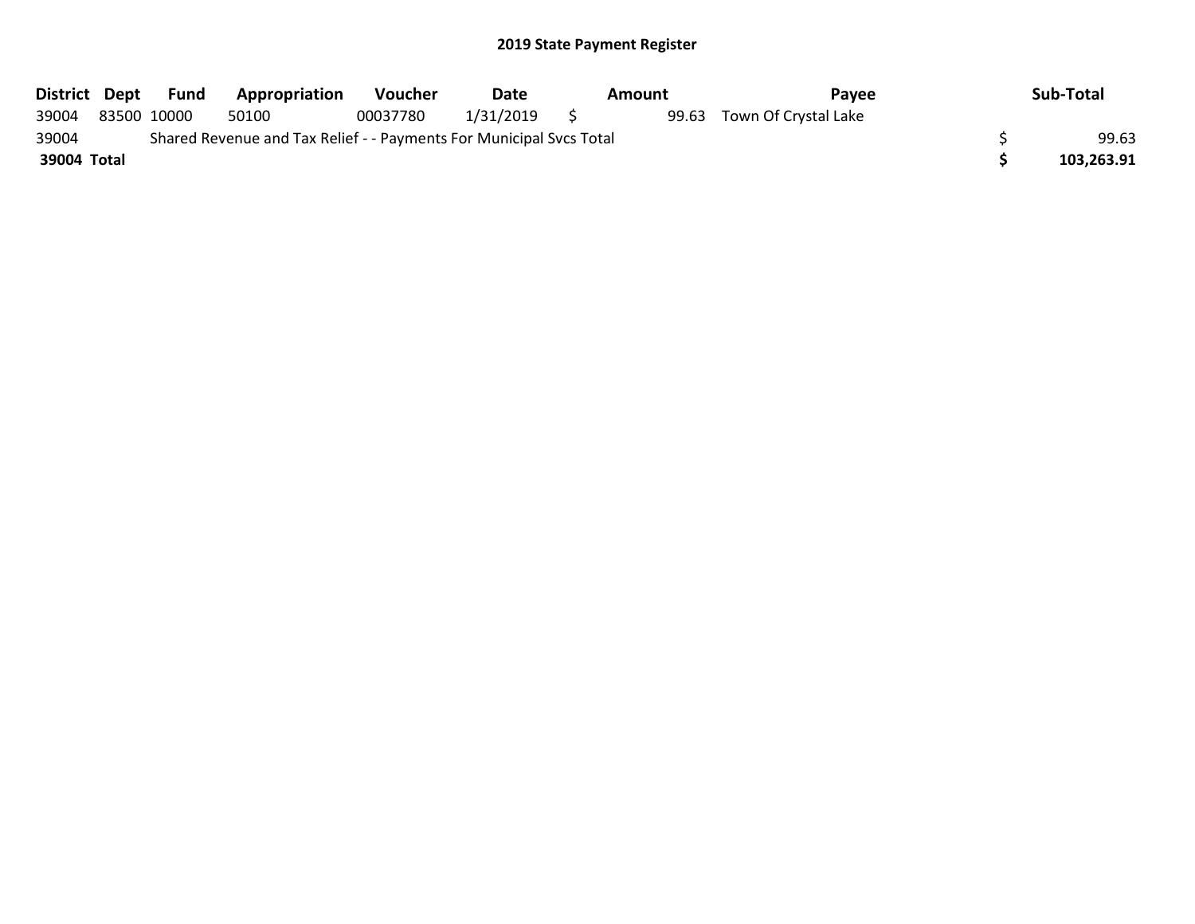## 2019 State Payment Register

| District | Dept | Fund | Appropriation | Voucher | Date | Amount | Payee | Sub-Total |
|---|---|---|---|---|---|---|---|---|
| 39004 | 83500 | 10000 | 50100 | 00037780 | 1/31/2019 | $ 99.63 | Town Of Crystal Lake | |
| 39004 | | Shared Revenue and Tax Relief - - Payments For Municipal Svcs Total | | | | | | $ 99.63 |
| **39004 Total** | | | | | | | | **$ 103,263.91** |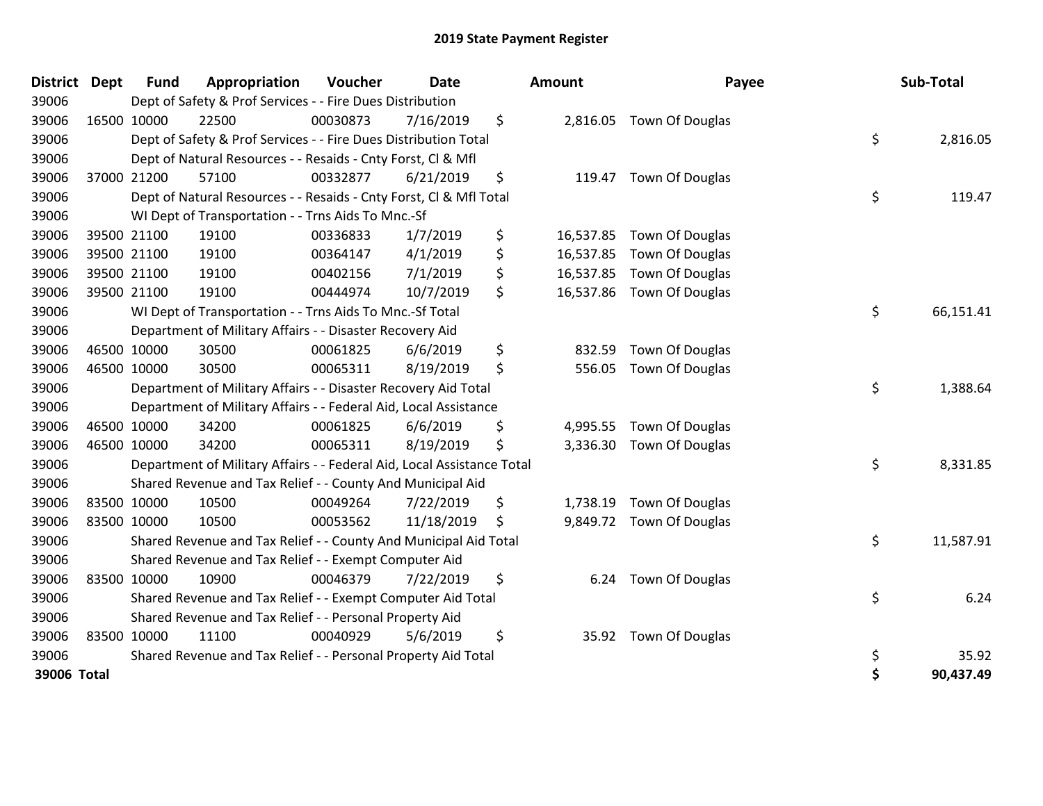# 2019 State Payment Register

| District | Dept | Fund | Appropriation | Voucher | Date | Amount | Payee | Sub-Total |
|---|---|---|---|---|---|---|---|---|
| 39006 | | Dept of Safety & Prof Services - - Fire Dues Distribution | | | | | | |
| 39006 | 16500 | 10000 | 22500 | 00030873 | 7/16/2019 | $ 2,816.05 | Town Of Douglas | |
| 39006 | | Dept of Safety & Prof Services - - Fire Dues Distribution Total | | | | | | $ 2,816.05 |
| 39006 | | Dept of Natural Resources - - Resaids - Cnty Forst, Cl & Mfl | | | | | | |
| 39006 | 37000 | 21200 | 57100 | 00332877 | 6/21/2019 | $ 119.47 | Town Of Douglas | |
| 39006 | | Dept of Natural Resources - - Resaids - Cnty Forst, Cl & Mfl Total | | | | | | $ 119.47 |
| 39006 | | WI Dept of Transportation - - Trns Aids To Mnc.-Sf | | | | | | |
| 39006 | 39500 | 21100 | 19100 | 00336833 | 1/7/2019 | $ 16,537.85 | Town Of Douglas | |
| 39006 | 39500 | 21100 | 19100 | 00364147 | 4/1/2019 | $ 16,537.85 | Town Of Douglas | |
| 39006 | 39500 | 21100 | 19100 | 00402156 | 7/1/2019 | $ 16,537.85 | Town Of Douglas | |
| 39006 | 39500 | 21100 | 19100 | 00444974 | 10/7/2019 | $ 16,537.86 | Town Of Douglas | |
| 39006 | | WI Dept of Transportation - - Trns Aids To Mnc.-Sf Total | | | | | | $ 66,151.41 |
| 39006 | | Department of Military Affairs - - Disaster Recovery Aid | | | | | | |
| 39006 | 46500 | 10000 | 30500 | 00061825 | 6/6/2019 | $ 832.59 | Town Of Douglas | |
| 39006 | 46500 | 10000 | 30500 | 00065311 | 8/19/2019 | $ 556.05 | Town Of Douglas | |
| 39006 | | Department of Military Affairs - - Disaster Recovery Aid Total | | | | | | $ 1,388.64 |
| 39006 | | Department of Military Affairs - - Federal Aid, Local Assistance | | | | | | |
| 39006 | 46500 | 10000 | 34200 | 00061825 | 6/6/2019 | $ 4,995.55 | Town Of Douglas | |
| 39006 | 46500 | 10000 | 34200 | 00065311 | 8/19/2019 | $ 3,336.30 | Town Of Douglas | |
| 39006 | | Department of Military Affairs - - Federal Aid, Local Assistance Total | | | | | | $ 8,331.85 |
| 39006 | | Shared Revenue and Tax Relief - - County And Municipal Aid | | | | | | |
| 39006 | 83500 | 10000 | 10500 | 00049264 | 7/22/2019 | $ 1,738.19 | Town Of Douglas | |
| 39006 | 83500 | 10000 | 10500 | 00053562 | 11/18/2019 | $ 9,849.72 | Town Of Douglas | |
| 39006 | | Shared Revenue and Tax Relief - - County And Municipal Aid Total | | | | | | $ 11,587.91 |
| 39006 | | Shared Revenue and Tax Relief - - Exempt Computer Aid | | | | | | |
| 39006 | 83500 | 10000 | 10900 | 00046379 | 7/22/2019 | $ 6.24 | Town Of Douglas | |
| 39006 | | Shared Revenue and Tax Relief - - Exempt Computer Aid Total | | | | | | $ 6.24 |
| 39006 | | Shared Revenue and Tax Relief - - Personal Property Aid | | | | | | |
| 39006 | 83500 | 10000 | 11100 | 00040929 | 5/6/2019 | $ 35.92 | Town Of Douglas | |
| 39006 | | Shared Revenue and Tax Relief - - Personal Property Aid Total | | | | | | $ 35.92 |
| **39006 Total** | | | | | | | | **$ 90,437.49** |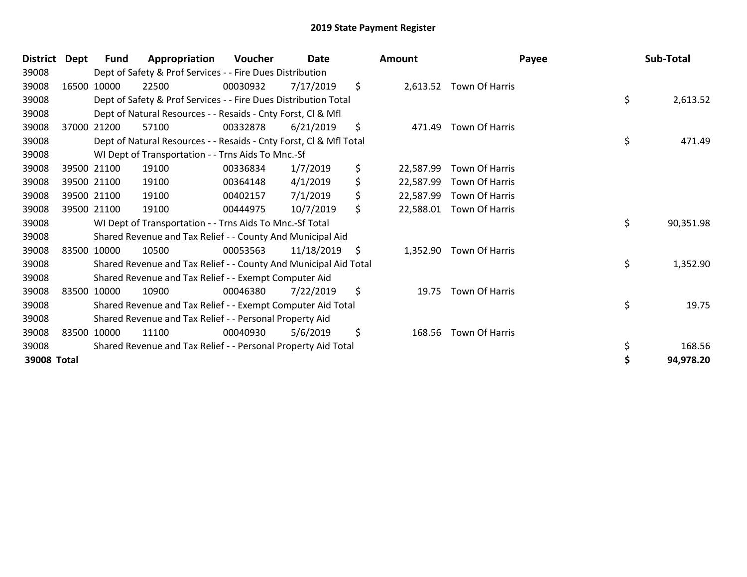# 2019 State Payment Register

| District | Dept | Fund | Appropriation | Voucher | Date | Amount | Payee | Sub-Total |
|---|---|---|---|---|---|---|---|---|
| 39008 | | Dept of Safety & Prof Services - - Fire Dues Distribution | | | | | | |
| 39008 | 16500 | 10000 | 22500 | 00030932 | 7/17/2019 | $ 2,613.52 | Town Of Harris | |
| 39008 | | Dept of Safety & Prof Services - - Fire Dues Distribution Total | | | | | | $ 2,613.52 |
| 39008 | | Dept of Natural Resources - - Resaids - Cnty Forst, Cl & Mfl | | | | | | |
| 39008 | 37000 | 21200 | 57100 | 00332878 | 6/21/2019 | $ 471.49 | Town Of Harris | |
| 39008 | | Dept of Natural Resources - - Resaids - Cnty Forst, Cl & Mfl Total | | | | | | $ 471.49 |
| 39008 | | WI Dept of Transportation - - Trns Aids To Mnc.-Sf | | | | | | |
| 39008 | 39500 | 21100 | 19100 | 00336834 | 1/7/2019 | $ 22,587.99 | Town Of Harris | |
| 39008 | 39500 | 21100 | 19100 | 00364148 | 4/1/2019 | $ 22,587.99 | Town Of Harris | |
| 39008 | 39500 | 21100 | 19100 | 00402157 | 7/1/2019 | $ 22,587.99 | Town Of Harris | |
| 39008 | 39500 | 21100 | 19100 | 00444975 | 10/7/2019 | $ 22,588.01 | Town Of Harris | |
| 39008 | | WI Dept of Transportation - - Trns Aids To Mnc.-Sf Total | | | | | | $ 90,351.98 |
| 39008 | | Shared Revenue and Tax Relief - - County And Municipal Aid | | | | | | |
| 39008 | 83500 | 10000 | 10500 | 00053563 | 11/18/2019 | $ 1,352.90 | Town Of Harris | |
| 39008 | | Shared Revenue and Tax Relief - - County And Municipal Aid Total | | | | | | $ 1,352.90 |
| 39008 | | Shared Revenue and Tax Relief - - Exempt Computer Aid | | | | | | |
| 39008 | 83500 | 10000 | 10900 | 00046380 | 7/22/2019 | $ 19.75 | Town Of Harris | |
| 39008 | | Shared Revenue and Tax Relief - - Exempt Computer Aid Total | | | | | | $ 19.75 |
| 39008 | | Shared Revenue and Tax Relief - - Personal Property Aid | | | | | | |
| 39008 | 83500 | 10000 | 11100 | 00040930 | 5/6/2019 | $ 168.56 | Town Of Harris | |
| 39008 | | Shared Revenue and Tax Relief - - Personal Property Aid Total | | | | | | $ 168.56 |
| **39008 Total** | | | | | | | | **$ 94,978.20** |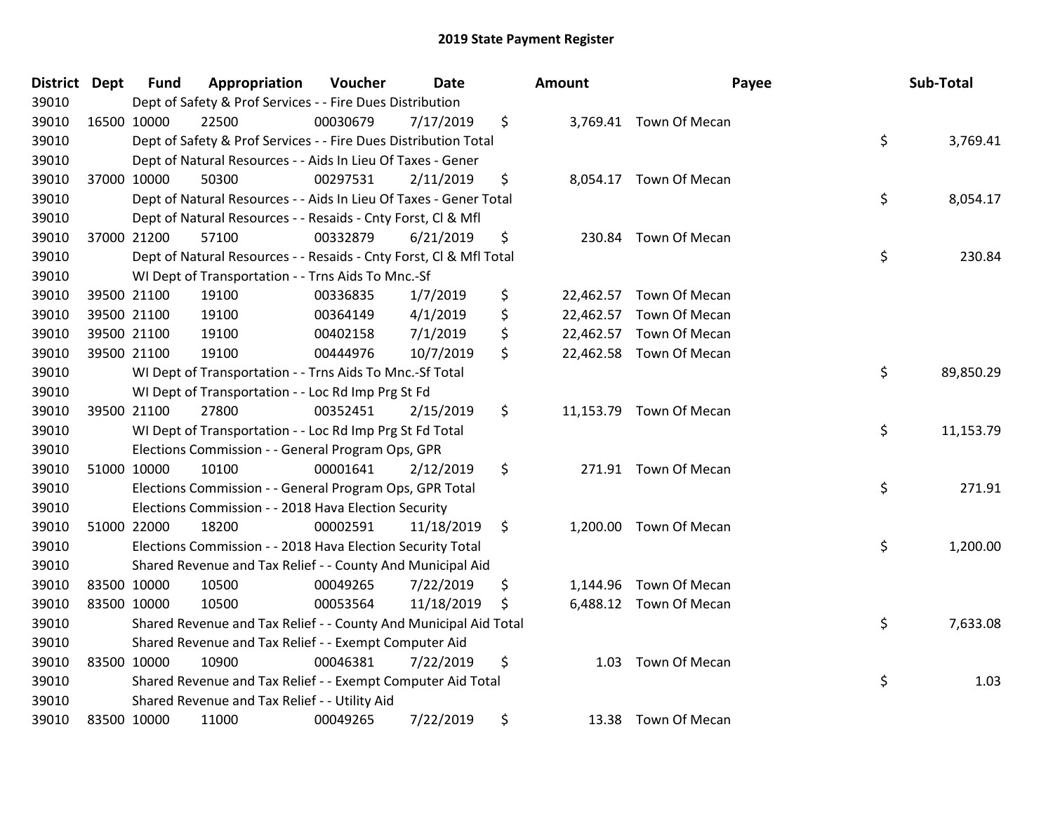# 2019 State Payment Register

| District | Dept | Fund | Appropriation | Voucher | Date | Amount | Payee | Sub-Total |
|---|---|---|---|---|---|---|---|---|
| 39010 | Dept of Safety & Prof Services - - Fire Dues Distribution | | | | | | | |
| 39010 | 16500 | 10000 | 22500 | 00030679 | 7/17/2019 | $ 3,769.41 | Town Of Mecan | |
| 39010 | Dept of Safety & Prof Services - - Fire Dues Distribution Total | | | | | | | $ 3,769.41 |
| 39010 | Dept of Natural Resources - - Aids In Lieu Of Taxes - Gener | | | | | | | |
| 39010 | 37000 | 10000 | 50300 | 00297531 | 2/11/2019 | $ 8,054.17 | Town Of Mecan | |
| 39010 | Dept of Natural Resources - - Aids In Lieu Of Taxes - Gener Total | | | | | | | $ 8,054.17 |
| 39010 | Dept of Natural Resources - - Resaids - Cnty Forst, Cl & Mfl | | | | | | | |
| 39010 | 37000 | 21200 | 57100 | 00332879 | 6/21/2019 | $ 230.84 | Town Of Mecan | |
| 39010 | Dept of Natural Resources - - Resaids - Cnty Forst, Cl & Mfl Total | | | | | | | $ 230.84 |
| 39010 | WI Dept of Transportation - - Trns Aids To Mnc.-Sf | | | | | | | |
| 39010 | 39500 | 21100 | 19100 | 00336835 | 1/7/2019 | $ 22,462.57 | Town Of Mecan | |
| 39010 | 39500 | 21100 | 19100 | 00364149 | 4/1/2019 | $ 22,462.57 | Town Of Mecan | |
| 39010 | 39500 | 21100 | 19100 | 00402158 | 7/1/2019 | $ 22,462.57 | Town Of Mecan | |
| 39010 | 39500 | 21100 | 19100 | 00444976 | 10/7/2019 | $ 22,462.58 | Town Of Mecan | |
| 39010 | WI Dept of Transportation - - Trns Aids To Mnc.-Sf Total | | | | | | | $ 89,850.29 |
| 39010 | WI Dept of Transportation - - Loc Rd Imp Prg St Fd | | | | | | | |
| 39010 | 39500 | 21100 | 27800 | 00352451 | 2/15/2019 | $ 11,153.79 | Town Of Mecan | |
| 39010 | WI Dept of Transportation - - Loc Rd Imp Prg St Fd Total | | | | | | | $ 11,153.79 |
| 39010 | Elections Commission - - General Program Ops, GPR | | | | | | | |
| 39010 | 51000 | 10000 | 10100 | 00001641 | 2/12/2019 | $ 271.91 | Town Of Mecan | |
| 39010 | Elections Commission - - General Program Ops, GPR Total | | | | | | | $ 271.91 |
| 39010 | Elections Commission - - 2018 Hava Election Security | | | | | | | |
| 39010 | 51000 | 22000 | 18200 | 00002591 | 11/18/2019 | $ 1,200.00 | Town Of Mecan | |
| 39010 | Elections Commission - - 2018 Hava Election Security Total | | | | | | | $ 1,200.00 |
| 39010 | Shared Revenue and Tax Relief - - County And Municipal Aid | | | | | | | |
| 39010 | 83500 | 10000 | 10500 | 00049265 | 7/22/2019 | $ 1,144.96 | Town Of Mecan | |
| 39010 | 83500 | 10000 | 10500 | 00053564 | 11/18/2019 | $ 6,488.12 | Town Of Mecan | |
| 39010 | Shared Revenue and Tax Relief - - County And Municipal Aid Total | | | | | | | $ 7,633.08 |
| 39010 | Shared Revenue and Tax Relief - - Exempt Computer Aid | | | | | | | |
| 39010 | 83500 | 10000 | 10900 | 00046381 | 7/22/2019 | $ 1.03 | Town Of Mecan | |
| 39010 | Shared Revenue and Tax Relief - - Exempt Computer Aid Total | | | | | | | $ 1.03 |
| 39010 | Shared Revenue and Tax Relief - - Utility Aid | | | | | | | |
| 39010 | 83500 | 10000 | 11000 | 00049265 | 7/22/2019 | $ 13.38 | Town Of Mecan | |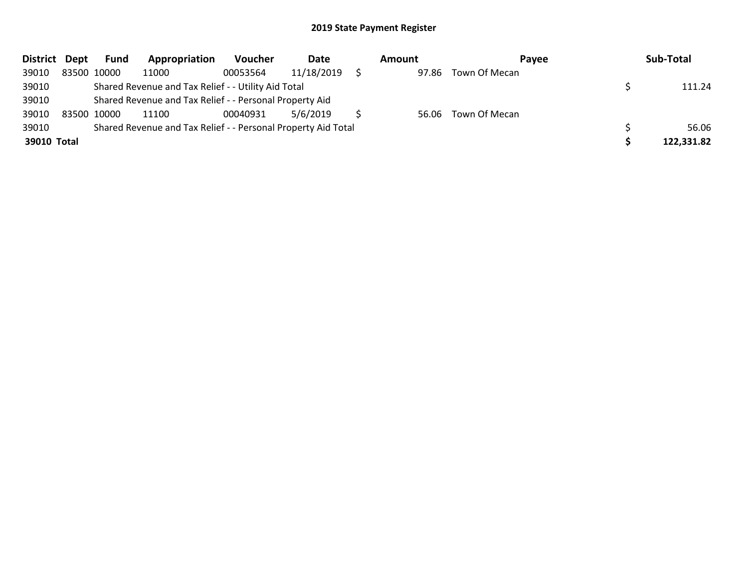## 2019 State Payment Register

| District | Dept | Fund | Appropriation | Voucher | Date | Amount | Payee | Sub-Total |
|---|---|---|---|---|---|---|---|---|
| 39010 | 83500 | 10000 | 11000 | 00053564 | 11/18/2019 | $ 97.86 | Town Of Mecan | |
| 39010 | | Shared Revenue and Tax Relief - - Utility Aid Total | | | | | | $ 111.24 |
| 39010 | | Shared Revenue and Tax Relief - - Personal Property Aid | | | | | | |
| 39010 | 83500 | 10000 | 11100 | 00040931 | 5/6/2019 | $ 56.06 | Town Of Mecan | |
| 39010 | | Shared Revenue and Tax Relief - - Personal Property Aid Total | | | | | | $ 56.06 |
| **39010** | **Total** | | | | | | | **$ 122,331.82** |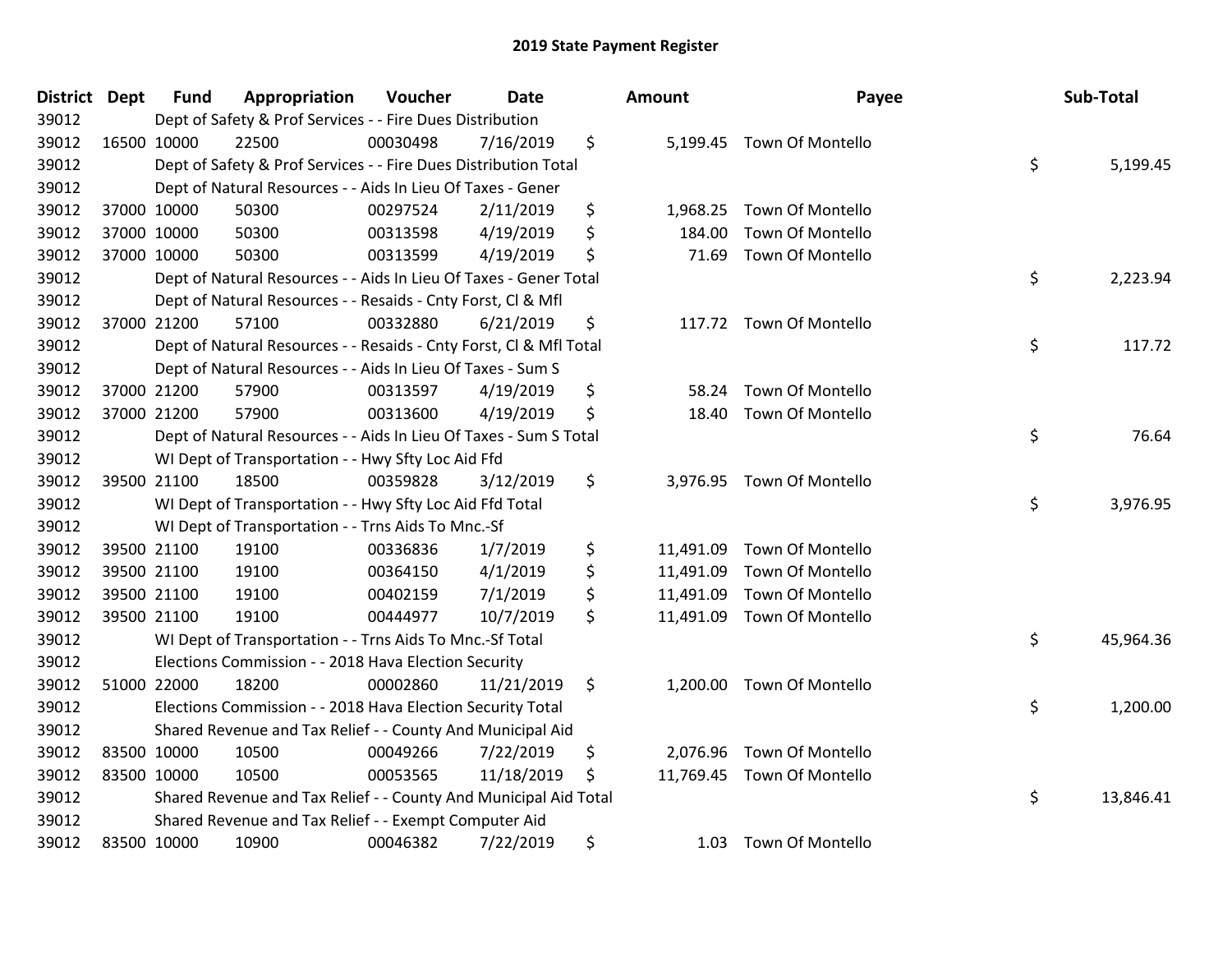# 2019 State Payment Register

| District | Dept | Fund | Appropriation | Voucher | Date | Amount | Payee | Sub-Total |
|---|---|---|---|---|---|---|---|---|
| 39012 | | Dept of Safety & Prof Services - - Fire Dues Distribution | | | | | | |
| 39012 | 16500 | 10000 | 22500 | 00030498 | 7/16/2019 | $ 5,199.45 | Town Of Montello | |
| 39012 | | Dept of Safety & Prof Services - - Fire Dues Distribution Total | | | | | | $ 5,199.45 |
| 39012 | | Dept of Natural Resources - - Aids In Lieu Of Taxes - Gener | | | | | | |
| 39012 | 37000 | 10000 | 50300 | 00297524 | 2/11/2019 | $ 1,968.25 | Town Of Montello | |
| 39012 | 37000 | 10000 | 50300 | 00313598 | 4/19/2019 | $ 184.00 | Town Of Montello | |
| 39012 | 37000 | 10000 | 50300 | 00313599 | 4/19/2019 | $ 71.69 | Town Of Montello | |
| 39012 | | Dept of Natural Resources - - Aids In Lieu Of Taxes - Gener Total | | | | | | $ 2,223.94 |
| 39012 | | Dept of Natural Resources - - Resaids - Cnty Forst, Cl & Mfl | | | | | | |
| 39012 | 37000 | 21200 | 57100 | 00332880 | 6/21/2019 | $ 117.72 | Town Of Montello | |
| 39012 | | Dept of Natural Resources - - Resaids - Cnty Forst, Cl & Mfl Total | | | | | | $ 117.72 |
| 39012 | | Dept of Natural Resources - - Aids In Lieu Of Taxes - Sum S | | | | | | |
| 39012 | 37000 | 21200 | 57900 | 00313597 | 4/19/2019 | $ 58.24 | Town Of Montello | |
| 39012 | 37000 | 21200 | 57900 | 00313600 | 4/19/2019 | $ 18.40 | Town Of Montello | |
| 39012 | | Dept of Natural Resources - - Aids In Lieu Of Taxes - Sum S Total | | | | | | $ 76.64 |
| 39012 | | WI Dept of Transportation - - Hwy Sfty Loc Aid Ffd | | | | | | |
| 39012 | 39500 | 21100 | 18500 | 00359828 | 3/12/2019 | $ 3,976.95 | Town Of Montello | |
| 39012 | | WI Dept of Transportation - - Hwy Sfty Loc Aid Ffd Total | | | | | | $ 3,976.95 |
| 39012 | | WI Dept of Transportation - - Trns Aids To Mnc.-Sf | | | | | | |
| 39012 | 39500 | 21100 | 19100 | 00336836 | 1/7/2019 | $ 11,491.09 | Town Of Montello | |
| 39012 | 39500 | 21100 | 19100 | 00364150 | 4/1/2019 | $ 11,491.09 | Town Of Montello | |
| 39012 | 39500 | 21100 | 19100 | 00402159 | 7/1/2019 | $ 11,491.09 | Town Of Montello | |
| 39012 | 39500 | 21100 | 19100 | 00444977 | 10/7/2019 | $ 11,491.09 | Town Of Montello | |
| 39012 | | WI Dept of Transportation - - Trns Aids To Mnc.-Sf Total | | | | | | $ 45,964.36 |
| 39012 | | Elections Commission - - 2018 Hava Election Security | | | | | | |
| 39012 | 51000 | 22000 | 18200 | 00002860 | 11/21/2019 | $ 1,200.00 | Town Of Montello | |
| 39012 | | Elections Commission - - 2018 Hava Election Security Total | | | | | | $ 1,200.00 |
| 39012 | | Shared Revenue and Tax Relief - - County And Municipal Aid | | | | | | |
| 39012 | 83500 | 10000 | 10500 | 00049266 | 7/22/2019 | $ 2,076.96 | Town Of Montello | |
| 39012 | 83500 | 10000 | 10500 | 00053565 | 11/18/2019 | $ 11,769.45 | Town Of Montello | |
| 39012 | | Shared Revenue and Tax Relief - - County And Municipal Aid Total | | | | | | $ 13,846.41 |
| 39012 | | Shared Revenue and Tax Relief - - Exempt Computer Aid | | | | | | |
| 39012 | 83500 | 10000 | 10900 | 00046382 | 7/22/2019 | $ 1.03 | Town Of Montello | |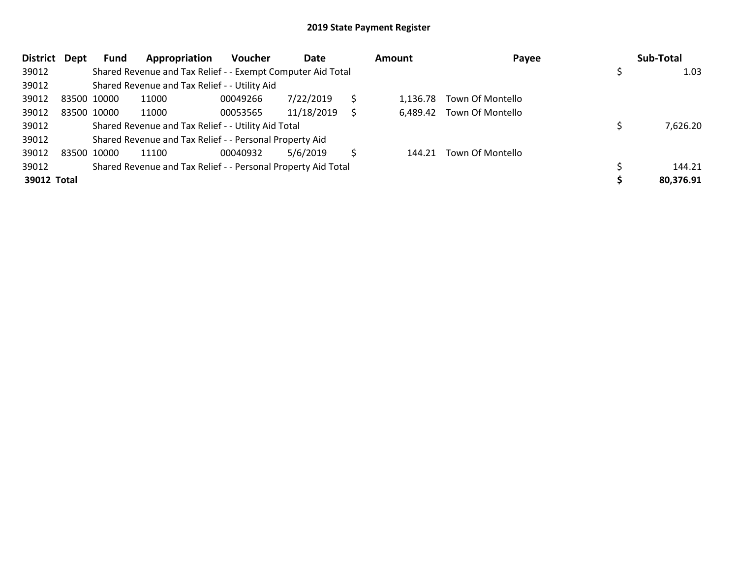## 2019 State Payment Register

| District | Dept | Fund | Appropriation | Voucher | Date | Amount | Payee | Sub-Total |
|---|---|---|---|---|---|---|---|---|
| 39012 | | Shared Revenue and Tax Relief - - Exempt Computer Aid Total | | | | | | $ 1.03 |
| 39012 | | Shared Revenue and Tax Relief - - Utility Aid | | | | | | |
| 39012 | 83500 | 10000 | 11000 | 00049266 | 7/22/2019 | $ 1,136.78 | Town Of Montello | |
| 39012 | 83500 | 10000 | 11000 | 00053565 | 11/18/2019 | $ 6,489.42 | Town Of Montello | |
| 39012 | | Shared Revenue and Tax Relief - - Utility Aid Total | | | | | | $ 7,626.20 |
| 39012 | | Shared Revenue and Tax Relief - - Personal Property Aid | | | | | | |
| 39012 | 83500 | 10000 | 11100 | 00040932 | 5/6/2019 | $ 144.21 | Town Of Montello | |
| 39012 | | Shared Revenue and Tax Relief - - Personal Property Aid Total | | | | | | $ 144.21 |
| **39012** | **Total** | | | | | | | **$ 80,376.91** |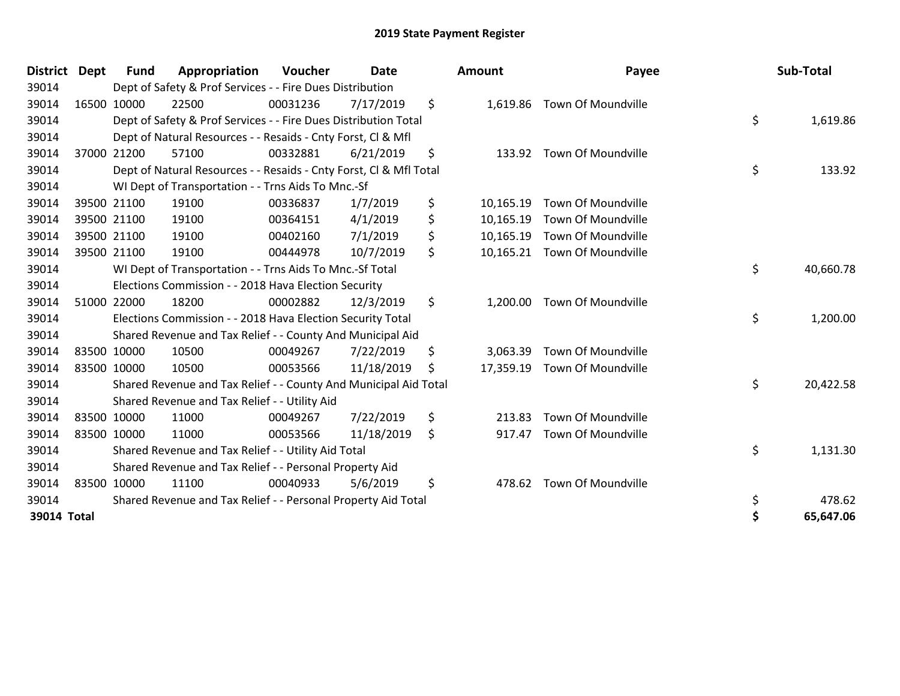# 2019 State Payment Register

| District | Dept | Fund | Appropriation | Voucher | Date | Amount | Payee | Sub-Total |
|---|---|---|---|---|---|---|---|---|
| 39014 | | Dept of Safety & Prof Services - - Fire Dues Distribution | | | | | | |
| 39014 | 16500 | 10000 | 22500 | 00031236 | 7/17/2019 | $ 1,619.86 | Town Of Moundville | |
| 39014 | | Dept of Safety & Prof Services - - Fire Dues Distribution Total | | | | | | $ 1,619.86 |
| 39014 | | Dept of Natural Resources - - Resaids - Cnty Forst, Cl & Mfl | | | | | | |
| 39014 | 37000 | 21200 | 57100 | 00332881 | 6/21/2019 | $ 133.92 | Town Of Moundville | |
| 39014 | | Dept of Natural Resources - - Resaids - Cnty Forst, Cl & Mfl Total | | | | | | $ 133.92 |
| 39014 | | WI Dept of Transportation - - Trns Aids To Mnc.-Sf | | | | | | |
| 39014 | 39500 | 21100 | 19100 | 00336837 | 1/7/2019 | $ 10,165.19 | Town Of Moundville | |
| 39014 | 39500 | 21100 | 19100 | 00364151 | 4/1/2019 | $ 10,165.19 | Town Of Moundville | |
| 39014 | 39500 | 21100 | 19100 | 00402160 | 7/1/2019 | $ 10,165.19 | Town Of Moundville | |
| 39014 | 39500 | 21100 | 19100 | 00444978 | 10/7/2019 | $ 10,165.21 | Town Of Moundville | |
| 39014 | | WI Dept of Transportation - - Trns Aids To Mnc.-Sf Total | | | | | | $ 40,660.78 |
| 39014 | | Elections Commission - - 2018 Hava Election Security | | | | | | |
| 39014 | 51000 | 22000 | 18200 | 00002882 | 12/3/2019 | $ 1,200.00 | Town Of Moundville | |
| 39014 | | Elections Commission - - 2018 Hava Election Security Total | | | | | | $ 1,200.00 |
| 39014 | | Shared Revenue and Tax Relief - - County And Municipal Aid | | | | | | |
| 39014 | 83500 | 10000 | 10500 | 00049267 | 7/22/2019 | $ 3,063.39 | Town Of Moundville | |
| 39014 | 83500 | 10000 | 10500 | 00053566 | 11/18/2019 | $ 17,359.19 | Town Of Moundville | |
| 39014 | | Shared Revenue and Tax Relief - - County And Municipal Aid Total | | | | | | $ 20,422.58 |
| 39014 | | Shared Revenue and Tax Relief - - Utility Aid | | | | | | |
| 39014 | 83500 | 10000 | 11000 | 00049267 | 7/22/2019 | $ 213.83 | Town Of Moundville | |
| 39014 | 83500 | 10000 | 11000 | 00053566 | 11/18/2019 | $ 917.47 | Town Of Moundville | |
| 39014 | | Shared Revenue and Tax Relief - - Utility Aid Total | | | | | | $ 1,131.30 |
| 39014 | | Shared Revenue and Tax Relief - - Personal Property Aid | | | | | | |
| 39014 | 83500 | 10000 | 11100 | 00040933 | 5/6/2019 | $ 478.62 | Town Of Moundville | |
| 39014 | | Shared Revenue and Tax Relief - - Personal Property Aid Total | | | | | | $ 478.62 |
| **39014 Total** | | | | | | | | **$ 65,647.06** |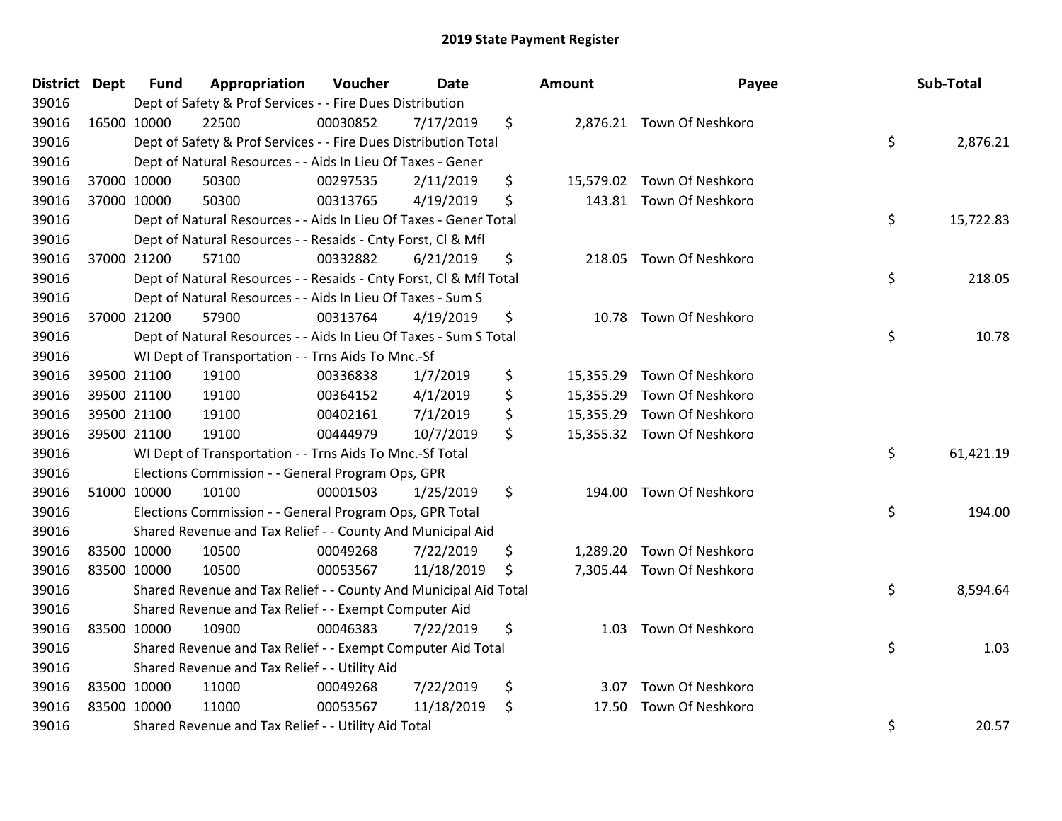# 2019 State Payment Register

| District | Dept | Fund | Appropriation | Voucher | Date | Amount | Payee | Sub-Total |
|---|---|---|---|---|---|---|---|---|
| 39016 | Dept of Safety & Prof Services - - Fire Dues Distribution | | | | | | | |
| 39016 | 16500 | 10000 | 22500 | 00030852 | 7/17/2019 | $ 2,876.21 | Town Of Neshkoro | |
| 39016 | Dept of Safety & Prof Services - - Fire Dues Distribution Total | | | | | | | $ 2,876.21 |
| 39016 | Dept of Natural Resources - - Aids In Lieu Of Taxes - Gener | | | | | | | |
| 39016 | 37000 | 10000 | 50300 | 00297535 | 2/11/2019 | $ 15,579.02 | Town Of Neshkoro | |
| 39016 | 37000 | 10000 | 50300 | 00313765 | 4/19/2019 | $ 143.81 | Town Of Neshkoro | |
| 39016 | Dept of Natural Resources - - Aids In Lieu Of Taxes - Gener Total | | | | | | | $ 15,722.83 |
| 39016 | Dept of Natural Resources - - Resaids - Cnty Forst, Cl & Mfl | | | | | | | |
| 39016 | 37000 | 21200 | 57100 | 00332882 | 6/21/2019 | $ 218.05 | Town Of Neshkoro | |
| 39016 | Dept of Natural Resources - - Resaids - Cnty Forst, Cl & Mfl Total | | | | | | | $ 218.05 |
| 39016 | Dept of Natural Resources - - Aids In Lieu Of Taxes - Sum S | | | | | | | |
| 39016 | 37000 | 21200 | 57900 | 00313764 | 4/19/2019 | $ 10.78 | Town Of Neshkoro | |
| 39016 | Dept of Natural Resources - - Aids In Lieu Of Taxes - Sum S Total | | | | | | | $ 10.78 |
| 39016 | WI Dept of Transportation - - Trns Aids To Mnc.-Sf | | | | | | | |
| 39016 | 39500 | 21100 | 19100 | 00336838 | 1/7/2019 | $ 15,355.29 | Town Of Neshkoro | |
| 39016 | 39500 | 21100 | 19100 | 00364152 | 4/1/2019 | $ 15,355.29 | Town Of Neshkoro | |
| 39016 | 39500 | 21100 | 19100 | 00402161 | 7/1/2019 | $ 15,355.29 | Town Of Neshkoro | |
| 39016 | 39500 | 21100 | 19100 | 00444979 | 10/7/2019 | $ 15,355.32 | Town Of Neshkoro | |
| 39016 | WI Dept of Transportation - - Trns Aids To Mnc.-Sf Total | | | | | | | $ 61,421.19 |
| 39016 | Elections Commission - - General Program Ops, GPR | | | | | | | |
| 39016 | 51000 | 10000 | 10100 | 00001503 | 1/25/2019 | $ 194.00 | Town Of Neshkoro | |
| 39016 | Elections Commission - - General Program Ops, GPR Total | | | | | | | $ 194.00 |
| 39016 | Shared Revenue and Tax Relief - - County And Municipal Aid | | | | | | | |
| 39016 | 83500 | 10000 | 10500 | 00049268 | 7/22/2019 | $ 1,289.20 | Town Of Neshkoro | |
| 39016 | 83500 | 10000 | 10500 | 00053567 | 11/18/2019 | $ 7,305.44 | Town Of Neshkoro | |
| 39016 | Shared Revenue and Tax Relief - - County And Municipal Aid Total | | | | | | | $ 8,594.64 |
| 39016 | Shared Revenue and Tax Relief - - Exempt Computer Aid | | | | | | | |
| 39016 | 83500 | 10000 | 10900 | 00046383 | 7/22/2019 | $ 1.03 | Town Of Neshkoro | |
| 39016 | Shared Revenue and Tax Relief - - Exempt Computer Aid Total | | | | | | | $ 1.03 |
| 39016 | Shared Revenue and Tax Relief - - Utility Aid | | | | | | | |
| 39016 | 83500 | 10000 | 11000 | 00049268 | 7/22/2019 | $ 3.07 | Town Of Neshkoro | |
| 39016 | 83500 | 10000 | 11000 | 00053567 | 11/18/2019 | $ 17.50 | Town Of Neshkoro | |
| 39016 | Shared Revenue and Tax Relief - - Utility Aid Total | | | | | | | $ 20.57 |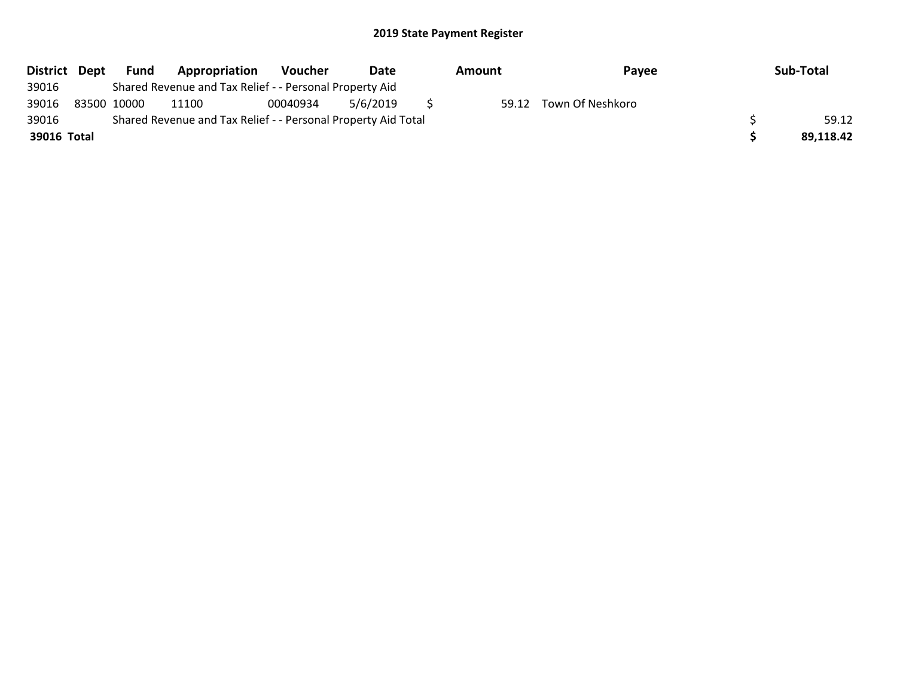## 2019 State Payment Register

| District | Dept | Fund | Appropriation | Voucher | Date | Amount | Payee | Sub-Total |
|---|---|---|---|---|---|---|---|---|
| 39016 | | Shared Revenue and Tax Relief - - Personal Property Aid | | | | | | |
| 39016 | 83500 | 10000 | 11100 | 00040934 | 5/6/2019 | $ 59.12 | Town Of Neshkoro | |
| 39016 | | Shared Revenue and Tax Relief - - Personal Property Aid Total | | | | | | $ 59.12 |
| **39016** | **Total** | | | | | | | **$ 89,118.42** |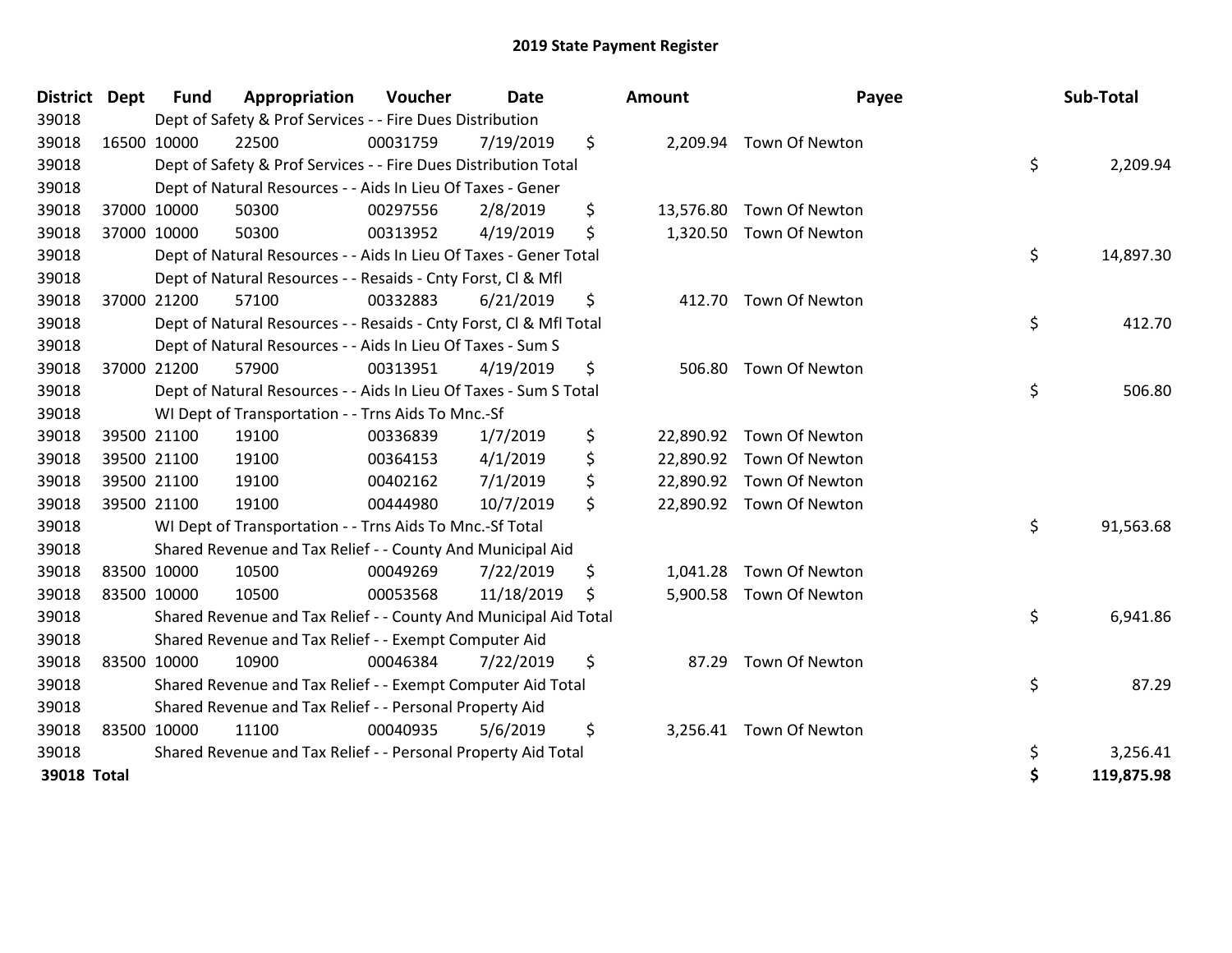# 2019 State Payment Register

| District | Dept | Fund | Appropriation | Voucher | Date | Amount | Payee | Sub-Total |
|---|---|---|---|---|---|---|---|---|
| 39018 | | Dept of Safety & Prof Services - - Fire Dues Distribution | | | | | | |
| 39018 | 16500 | 10000 | 22500 | 00031759 | 7/19/2019 | $ 2,209.94 | Town Of Newton | |
| 39018 | | Dept of Safety & Prof Services - - Fire Dues Distribution Total | | | | | | $ 2,209.94 |
| 39018 | | Dept of Natural Resources - - Aids In Lieu Of Taxes - Gener | | | | | | |
| 39018 | 37000 | 10000 | 50300 | 00297556 | 2/8/2019 | $ 13,576.80 | Town Of Newton | |
| 39018 | 37000 | 10000 | 50300 | 00313952 | 4/19/2019 | $ 1,320.50 | Town Of Newton | |
| 39018 | | Dept of Natural Resources - - Aids In Lieu Of Taxes - Gener Total | | | | | | $ 14,897.30 |
| 39018 | | Dept of Natural Resources - - Resaids - Cnty Forst, Cl & Mfl | | | | | | |
| 39018 | 37000 | 21200 | 57100 | 00332883 | 6/21/2019 | $ 412.70 | Town Of Newton | |
| 39018 | | Dept of Natural Resources - - Resaids - Cnty Forst, Cl & Mfl Total | | | | | | $ 412.70 |
| 39018 | | Dept of Natural Resources - - Aids In Lieu Of Taxes - Sum S | | | | | | |
| 39018 | 37000 | 21200 | 57900 | 00313951 | 4/19/2019 | $ 506.80 | Town Of Newton | |
| 39018 | | Dept of Natural Resources - - Aids In Lieu Of Taxes - Sum S Total | | | | | | $ 506.80 |
| 39018 | | WI Dept of Transportation - - Trns Aids To Mnc.-Sf | | | | | | |
| 39018 | 39500 | 21100 | 19100 | 00336839 | 1/7/2019 | $ 22,890.92 | Town Of Newton | |
| 39018 | 39500 | 21100 | 19100 | 00364153 | 4/1/2019 | $ 22,890.92 | Town Of Newton | |
| 39018 | 39500 | 21100 | 19100 | 00402162 | 7/1/2019 | $ 22,890.92 | Town Of Newton | |
| 39018 | 39500 | 21100 | 19100 | 00444980 | 10/7/2019 | $ 22,890.92 | Town Of Newton | |
| 39018 | | WI Dept of Transportation - - Trns Aids To Mnc.-Sf Total | | | | | | $ 91,563.68 |
| 39018 | | Shared Revenue and Tax Relief - - County And Municipal Aid | | | | | | |
| 39018 | 83500 | 10000 | 10500 | 00049269 | 7/22/2019 | $ 1,041.28 | Town Of Newton | |
| 39018 | 83500 | 10000 | 10500 | 00053568 | 11/18/2019 | $ 5,900.58 | Town Of Newton | |
| 39018 | | Shared Revenue and Tax Relief - - County And Municipal Aid Total | | | | | | $ 6,941.86 |
| 39018 | | Shared Revenue and Tax Relief - - Exempt Computer Aid | | | | | | |
| 39018 | 83500 | 10000 | 10900 | 00046384 | 7/22/2019 | $ 87.29 | Town Of Newton | |
| 39018 | | Shared Revenue and Tax Relief - - Exempt Computer Aid Total | | | | | | $ 87.29 |
| 39018 | | Shared Revenue and Tax Relief - - Personal Property Aid | | | | | | |
| 39018 | 83500 | 10000 | 11100 | 00040935 | 5/6/2019 | $ 3,256.41 | Town Of Newton | |
| 39018 | | Shared Revenue and Tax Relief - - Personal Property Aid Total | | | | | | $ 3,256.41 |
| **39018 Total** | | | | | | | | **$ 119,875.98** |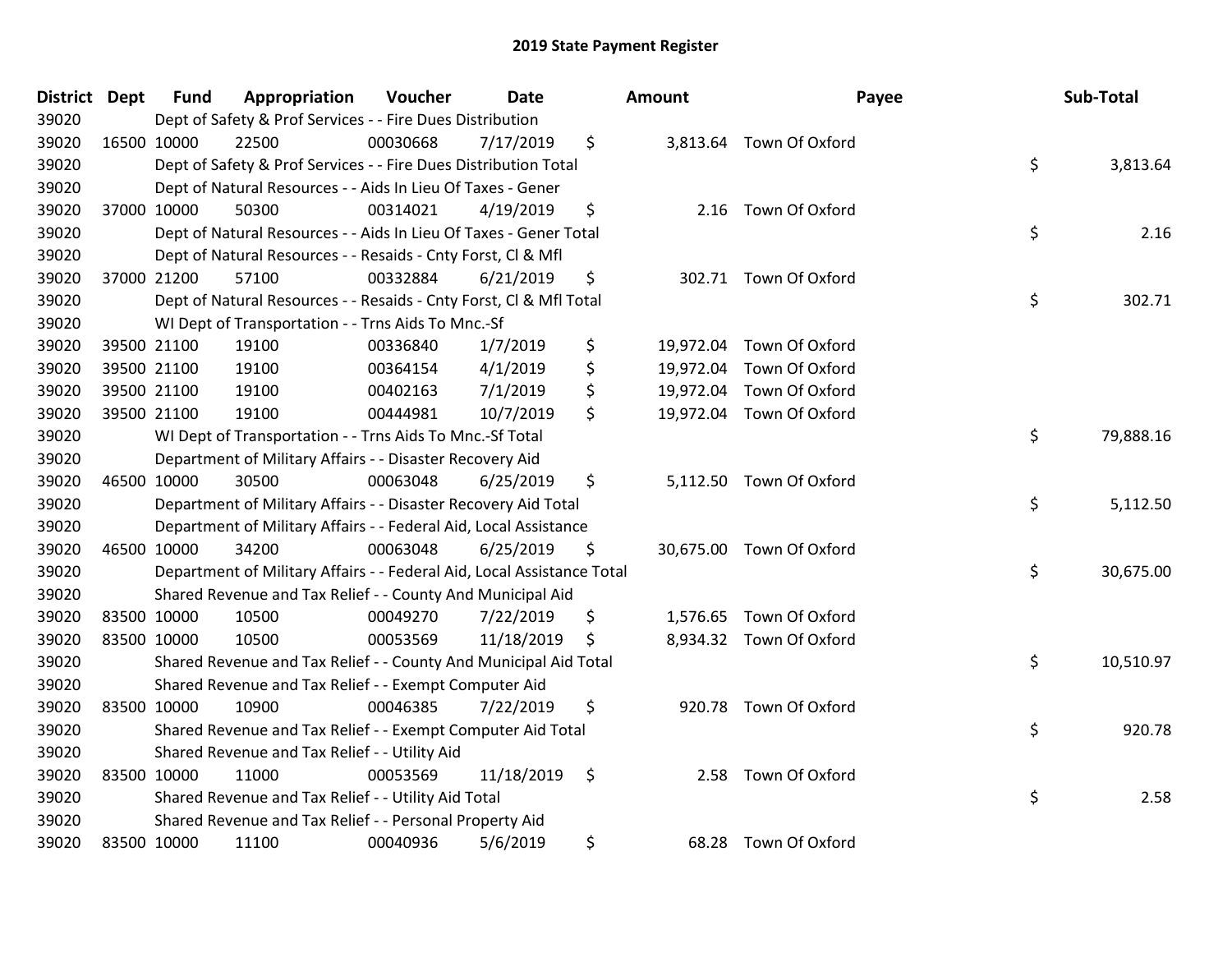# 2019 State Payment Register

| District | Dept | Fund | Appropriation | Voucher | Date | Amount | Payee | Sub-Total |
|---|---|---|---|---|---|---|---|---|
| 39020 | | Dept of Safety & Prof Services - - Fire Dues Distribution | | | | | | |
| 39020 | 16500 | 10000 | 22500 | 00030668 | 7/17/2019 | $ 3,813.64 | Town Of Oxford | |
| 39020 | | Dept of Safety & Prof Services - - Fire Dues Distribution Total | | | | | | $ 3,813.64 |
| 39020 | | Dept of Natural Resources - - Aids In Lieu Of Taxes - Gener | | | | | | |
| 39020 | 37000 | 10000 | 50300 | 00314021 | 4/19/2019 | $ 2.16 | Town Of Oxford | |
| 39020 | | Dept of Natural Resources - - Aids In Lieu Of Taxes - Gener Total | | | | | | $ 2.16 |
| 39020 | | Dept of Natural Resources - - Resaids - Cnty Forst, Cl & Mfl | | | | | | |
| 39020 | 37000 | 21200 | 57100 | 00332884 | 6/21/2019 | $ 302.71 | Town Of Oxford | |
| 39020 | | Dept of Natural Resources - - Resaids - Cnty Forst, Cl & Mfl Total | | | | | | $ 302.71 |
| 39020 | | WI Dept of Transportation - - Trns Aids To Mnc.-Sf | | | | | | |
| 39020 | 39500 | 21100 | 19100 | 00336840 | 1/7/2019 | $ 19,972.04 | Town Of Oxford | |
| 39020 | 39500 | 21100 | 19100 | 00364154 | 4/1/2019 | $ 19,972.04 | Town Of Oxford | |
| 39020 | 39500 | 21100 | 19100 | 00402163 | 7/1/2019 | $ 19,972.04 | Town Of Oxford | |
| 39020 | 39500 | 21100 | 19100 | 00444981 | 10/7/2019 | $ 19,972.04 | Town Of Oxford | |
| 39020 | | WI Dept of Transportation - - Trns Aids To Mnc.-Sf Total | | | | | | $ 79,888.16 |
| 39020 | | Department of Military Affairs - - Disaster Recovery Aid | | | | | | |
| 39020 | 46500 | 10000 | 30500 | 00063048 | 6/25/2019 | $ 5,112.50 | Town Of Oxford | |
| 39020 | | Department of Military Affairs - - Disaster Recovery Aid Total | | | | | | $ 5,112.50 |
| 39020 | | Department of Military Affairs - - Federal Aid, Local Assistance | | | | | | |
| 39020 | 46500 | 10000 | 34200 | 00063048 | 6/25/2019 | $ 30,675.00 | Town Of Oxford | |
| 39020 | | Department of Military Affairs - - Federal Aid, Local Assistance Total | | | | | | $ 30,675.00 |
| 39020 | | Shared Revenue and Tax Relief - - County And Municipal Aid | | | | | | |
| 39020 | 83500 | 10000 | 10500 | 00049270 | 7/22/2019 | $ 1,576.65 | Town Of Oxford | |
| 39020 | 83500 | 10000 | 10500 | 00053569 | 11/18/2019 | $ 8,934.32 | Town Of Oxford | |
| 39020 | | Shared Revenue and Tax Relief - - County And Municipal Aid Total | | | | | | $ 10,510.97 |
| 39020 | | Shared Revenue and Tax Relief - - Exempt Computer Aid | | | | | | |
| 39020 | 83500 | 10000 | 10900 | 00046385 | 7/22/2019 | $ 920.78 | Town Of Oxford | |
| 39020 | | Shared Revenue and Tax Relief - - Exempt Computer Aid Total | | | | | | $ 920.78 |
| 39020 | | Shared Revenue and Tax Relief - - Utility Aid | | | | | | |
| 39020 | 83500 | 10000 | 11000 | 00053569 | 11/18/2019 | $ 2.58 | Town Of Oxford | |
| 39020 | | Shared Revenue and Tax Relief - - Utility Aid Total | | | | | | $ 2.58 |
| 39020 | | Shared Revenue and Tax Relief - - Personal Property Aid | | | | | | |
| 39020 | 83500 | 10000 | 11100 | 00040936 | 5/6/2019 | $ 68.28 | Town Of Oxford | |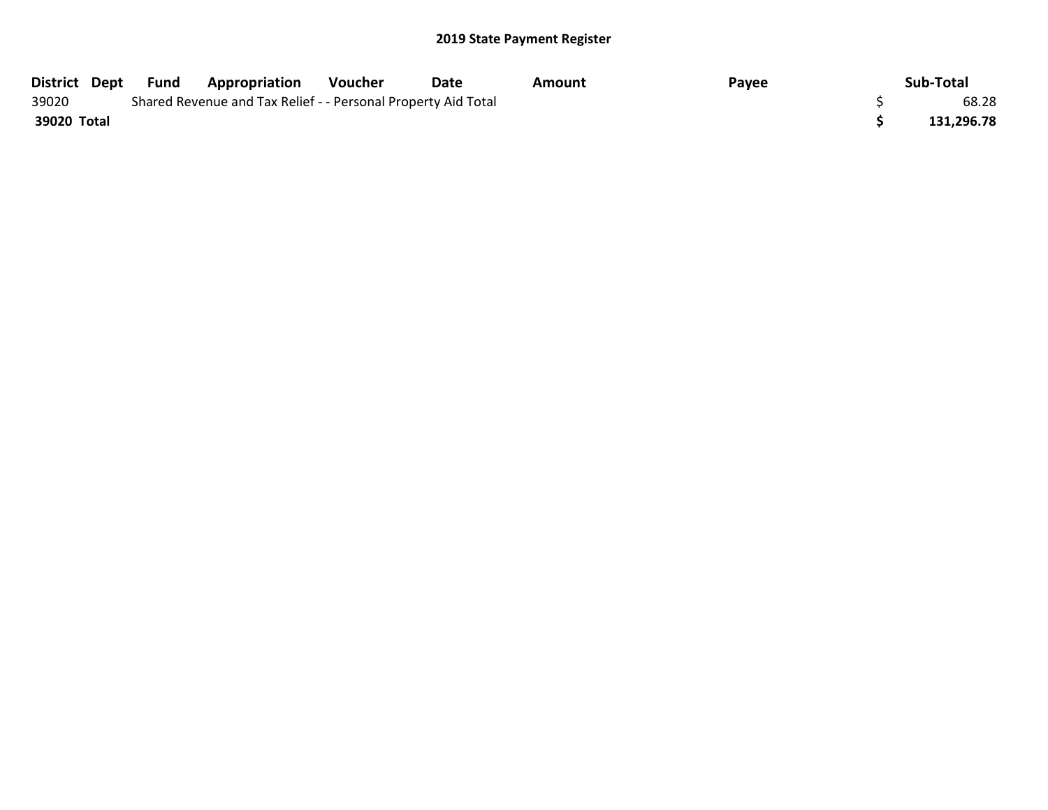## 2019 State Payment Register

| District | Dept | Fund | Appropriation | Voucher | Date | Amount | Payee | Sub-Total |
|---|---|---|---|---|---|---|---|---|
| 39020 | | Shared Revenue and Tax Relief - - Personal Property Aid Total | | | | | | $ 68.28 |
| **39020 Total** | | | | | | | | **$ 131,296.78** |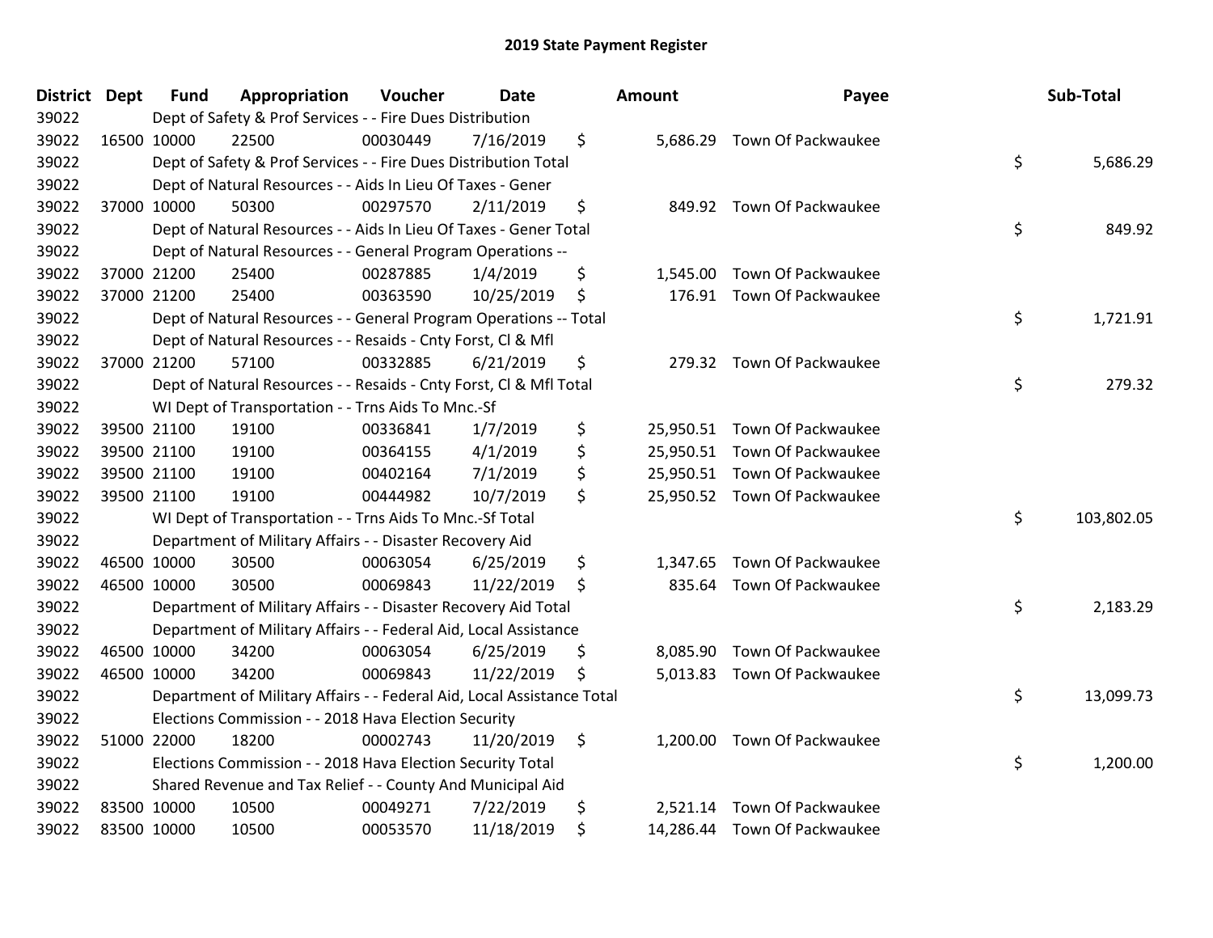# 2019 State Payment Register

| District | Dept | Fund | Appropriation | Voucher | Date | Amount | Payee | Sub-Total |
|---|---|---|---|---|---|---|---|---|
| 39022 | | Dept of Safety & Prof Services - - Fire Dues Distribution | | | | | | |
| 39022 | 16500 | 10000 | 22500 | 00030449 | 7/16/2019 | $ 5,686.29 | Town Of Packwaukee | |
| 39022 | | Dept of Safety & Prof Services - - Fire Dues Distribution Total | | | | | | $ 5,686.29 |
| 39022 | | Dept of Natural Resources - - Aids In Lieu Of Taxes - Gener | | | | | | |
| 39022 | 37000 | 10000 | 50300 | 00297570 | 2/11/2019 | $ 849.92 | Town Of Packwaukee | |
| 39022 | | Dept of Natural Resources - - Aids In Lieu Of Taxes - Gener Total | | | | | | $ 849.92 |
| 39022 | | Dept of Natural Resources - - General Program Operations -- | | | | | | |
| 39022 | 37000 | 21200 | 25400 | 00287885 | 1/4/2019 | $ 1,545.00 | Town Of Packwaukee | |
| 39022 | 37000 | 21200 | 25400 | 00363590 | 10/25/2019 | $ 176.91 | Town Of Packwaukee | |
| 39022 | | Dept of Natural Resources - - General Program Operations -- Total | | | | | | $ 1,721.91 |
| 39022 | | Dept of Natural Resources - - Resaids - Cnty Forst, Cl & Mfl | | | | | | |
| 39022 | 37000 | 21200 | 57100 | 00332885 | 6/21/2019 | $ 279.32 | Town Of Packwaukee | |
| 39022 | | Dept of Natural Resources - - Resaids - Cnty Forst, Cl & Mfl Total | | | | | | $ 279.32 |
| 39022 | | WI Dept of Transportation - - Trns Aids To Mnc.-Sf | | | | | | |
| 39022 | 39500 | 21100 | 19100 | 00336841 | 1/7/2019 | $ 25,950.51 | Town Of Packwaukee | |
| 39022 | 39500 | 21100 | 19100 | 00364155 | 4/1/2019 | $ 25,950.51 | Town Of Packwaukee | |
| 39022 | 39500 | 21100 | 19100 | 00402164 | 7/1/2019 | $ 25,950.51 | Town Of Packwaukee | |
| 39022 | 39500 | 21100 | 19100 | 00444982 | 10/7/2019 | $ 25,950.52 | Town Of Packwaukee | |
| 39022 | | WI Dept of Transportation - - Trns Aids To Mnc.-Sf Total | | | | | | $ 103,802.05 |
| 39022 | | Department of Military Affairs - - Disaster Recovery Aid | | | | | | |
| 39022 | 46500 | 10000 | 30500 | 00063054 | 6/25/2019 | $ 1,347.65 | Town Of Packwaukee | |
| 39022 | 46500 | 10000 | 30500 | 00069843 | 11/22/2019 | $ 835.64 | Town Of Packwaukee | |
| 39022 | | Department of Military Affairs - - Disaster Recovery Aid Total | | | | | | $ 2,183.29 |
| 39022 | | Department of Military Affairs - - Federal Aid, Local Assistance | | | | | | |
| 39022 | 46500 | 10000 | 34200 | 00063054 | 6/25/2019 | $ 8,085.90 | Town Of Packwaukee | |
| 39022 | 46500 | 10000 | 34200 | 00069843 | 11/22/2019 | $ 5,013.83 | Town Of Packwaukee | |
| 39022 | | Department of Military Affairs - - Federal Aid, Local Assistance Total | | | | | | $ 13,099.73 |
| 39022 | | Elections Commission - - 2018 Hava Election Security | | | | | | |
| 39022 | 51000 | 22000 | 18200 | 00002743 | 11/20/2019 | $ 1,200.00 | Town Of Packwaukee | |
| 39022 | | Elections Commission - - 2018 Hava Election Security Total | | | | | | $ 1,200.00 |
| 39022 | | Shared Revenue and Tax Relief - - County And Municipal Aid | | | | | | |
| 39022 | 83500 | 10000 | 10500 | 00049271 | 7/22/2019 | $ 2,521.14 | Town Of Packwaukee | |
| 39022 | 83500 | 10000 | 10500 | 00053570 | 11/18/2019 | $ 14,286.44 | Town Of Packwaukee | |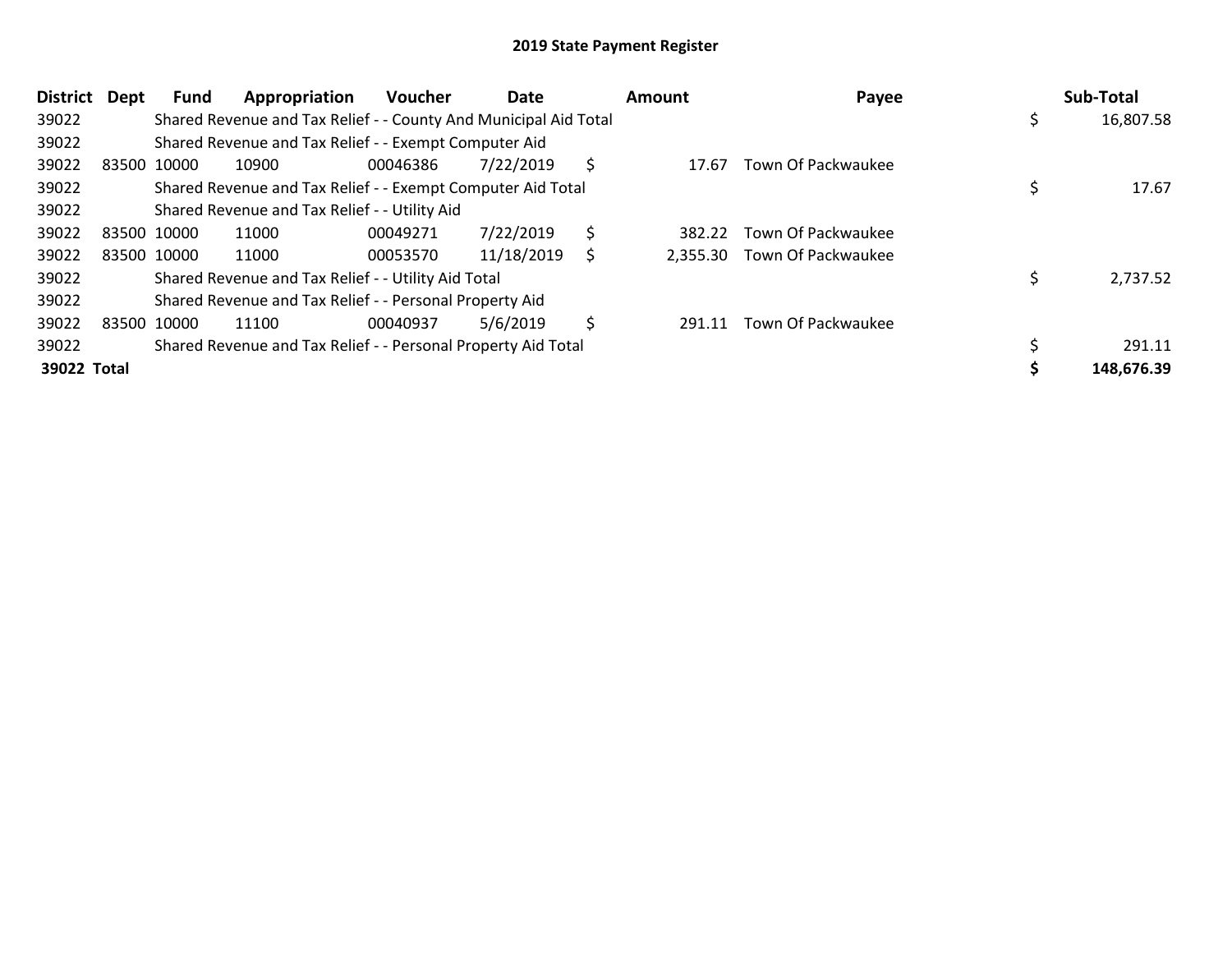# 2019 State Payment Register

| District | Dept | Fund | Appropriation | Voucher | Date | Amount | Payee | Sub-Total |
|---|---|---|---|---|---|---|---|---|
| 39022 | | Shared Revenue and Tax Relief - - County And Municipal Aid Total | | | | | | $ 16,807.58 |
| 39022 | | Shared Revenue and Tax Relief - - Exempt Computer Aid | | | | | | |
| 39022 | 83500 | 10000 | 10900 | 00046386 | 7/22/2019 | $ 17.67 | Town Of Packwaukee | |
| 39022 | | Shared Revenue and Tax Relief - - Exempt Computer Aid Total | | | | | | $ 17.67 |
| 39022 | | Shared Revenue and Tax Relief - - Utility Aid | | | | | | |
| 39022 | 83500 | 10000 | 11000 | 00049271 | 7/22/2019 | $ 382.22 | Town Of Packwaukee | |
| 39022 | 83500 | 10000 | 11000 | 00053570 | 11/18/2019 | $ 2,355.30 | Town Of Packwaukee | |
| 39022 | | Shared Revenue and Tax Relief - - Utility Aid Total | | | | | | $ 2,737.52 |
| 39022 | | Shared Revenue and Tax Relief - - Personal Property Aid | | | | | | |
| 39022 | 83500 | 10000 | 11100 | 00040937 | 5/6/2019 | $ 291.11 | Town Of Packwaukee | |
| 39022 | | Shared Revenue and Tax Relief - - Personal Property Aid Total | | | | | | $ 291.11 |
| **39022 Total** | | | | | | | | **$ 148,676.39** |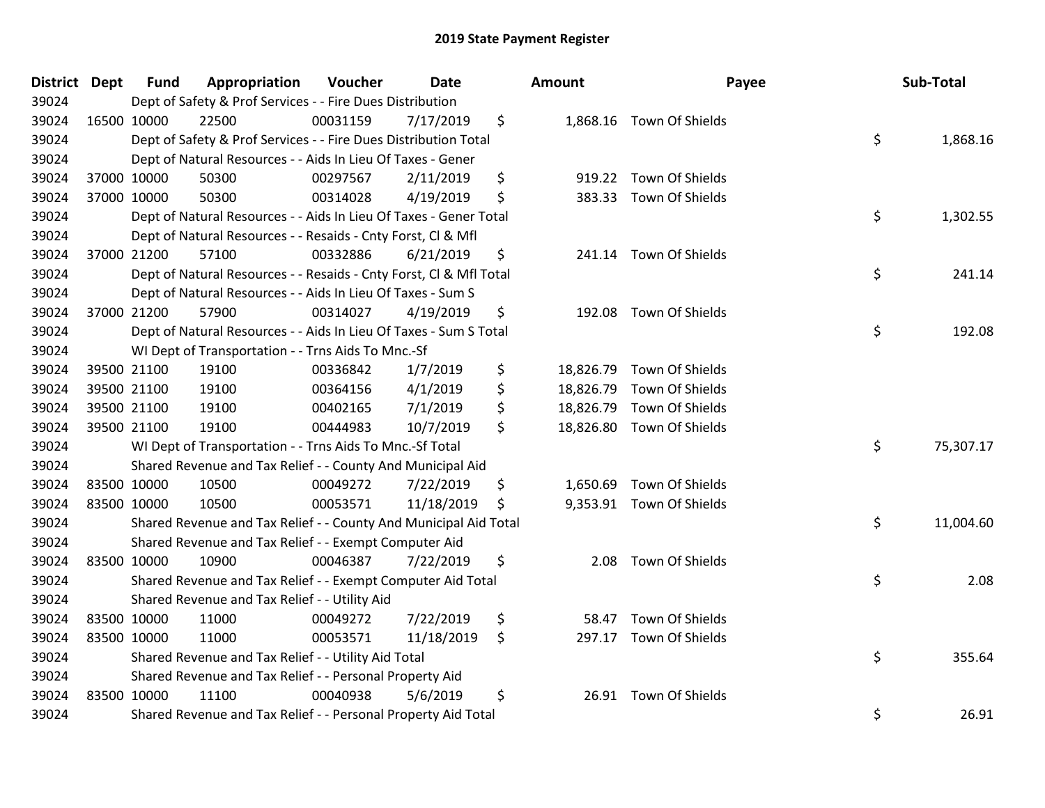# 2019 State Payment Register

| District | Dept | Fund | Appropriation | Voucher | Date | Amount | Payee | Sub-Total |
|---|---|---|---|---|---|---|---|---|
| 39024 | | Dept of Safety & Prof Services - - Fire Dues Distribution | | | | | | |
| 39024 | 16500 | 10000 | 22500 | 00031159 | 7/17/2019 | $ 1,868.16 | Town Of Shields | |
| 39024 | | Dept of Safety & Prof Services - - Fire Dues Distribution Total | | | | | | $ 1,868.16 |
| 39024 | | Dept of Natural Resources - - Aids In Lieu Of Taxes - Gener | | | | | | |
| 39024 | 37000 | 10000 | 50300 | 00297567 | 2/11/2019 | $ 919.22 | Town Of Shields | |
| 39024 | 37000 | 10000 | 50300 | 00314028 | 4/19/2019 | $ 383.33 | Town Of Shields | |
| 39024 | | Dept of Natural Resources - - Aids In Lieu Of Taxes - Gener Total | | | | | | $ 1,302.55 |
| 39024 | | Dept of Natural Resources - - Resaids - Cnty Forst, Cl & Mfl | | | | | | |
| 39024 | 37000 | 21200 | 57100 | 00332886 | 6/21/2019 | $ 241.14 | Town Of Shields | |
| 39024 | | Dept of Natural Resources - - Resaids - Cnty Forst, Cl & Mfl Total | | | | | | $ 241.14 |
| 39024 | | Dept of Natural Resources - - Aids In Lieu Of Taxes - Sum S | | | | | | |
| 39024 | 37000 | 21200 | 57900 | 00314027 | 4/19/2019 | $ 192.08 | Town Of Shields | |
| 39024 | | Dept of Natural Resources - - Aids In Lieu Of Taxes - Sum S Total | | | | | | $ 192.08 |
| 39024 | | WI Dept of Transportation - - Trns Aids To Mnc.-Sf | | | | | | |
| 39024 | 39500 | 21100 | 19100 | 00336842 | 1/7/2019 | $ 18,826.79 | Town Of Shields | |
| 39024 | 39500 | 21100 | 19100 | 00364156 | 4/1/2019 | $ 18,826.79 | Town Of Shields | |
| 39024 | 39500 | 21100 | 19100 | 00402165 | 7/1/2019 | $ 18,826.79 | Town Of Shields | |
| 39024 | 39500 | 21100 | 19100 | 00444983 | 10/7/2019 | $ 18,826.80 | Town Of Shields | |
| 39024 | | WI Dept of Transportation - - Trns Aids To Mnc.-Sf Total | | | | | | $ 75,307.17 |
| 39024 | | Shared Revenue and Tax Relief - - County And Municipal Aid | | | | | | |
| 39024 | 83500 | 10000 | 10500 | 00049272 | 7/22/2019 | $ 1,650.69 | Town Of Shields | |
| 39024 | 83500 | 10000 | 10500 | 00053571 | 11/18/2019 | $ 9,353.91 | Town Of Shields | |
| 39024 | | Shared Revenue and Tax Relief - - County And Municipal Aid Total | | | | | | $ 11,004.60 |
| 39024 | | Shared Revenue and Tax Relief - - Exempt Computer Aid | | | | | | |
| 39024 | 83500 | 10000 | 10900 | 00046387 | 7/22/2019 | $ 2.08 | Town Of Shields | |
| 39024 | | Shared Revenue and Tax Relief - - Exempt Computer Aid Total | | | | | | $ 2.08 |
| 39024 | | Shared Revenue and Tax Relief - - Utility Aid | | | | | | |
| 39024 | 83500 | 10000 | 11000 | 00049272 | 7/22/2019 | $ 58.47 | Town Of Shields | |
| 39024 | 83500 | 10000 | 11000 | 00053571 | 11/18/2019 | $ 297.17 | Town Of Shields | |
| 39024 | | Shared Revenue and Tax Relief - - Utility Aid Total | | | | | | $ 355.64 |
| 39024 | | Shared Revenue and Tax Relief - - Personal Property Aid | | | | | | |
| 39024 | 83500 | 10000 | 11100 | 00040938 | 5/6/2019 | $ 26.91 | Town Of Shields | |
| 39024 | | Shared Revenue and Tax Relief - - Personal Property Aid Total | | | | | | $ 26.91 |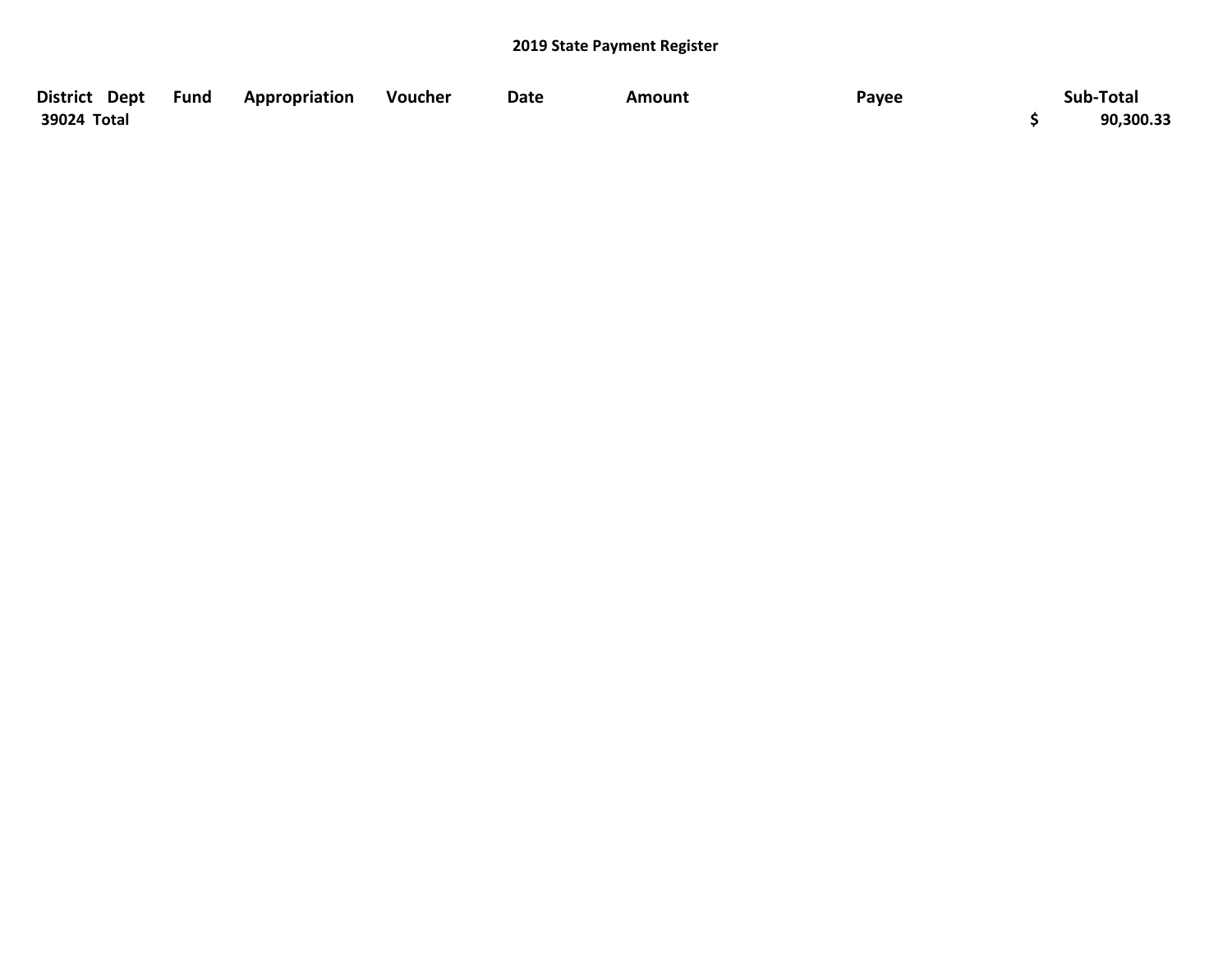## 2019 State Payment Register

| District | Dept | Fund | Appropriation | Voucher | Date | Amount | Payee | Sub-Total |
|---|---|---|---|---|---|---|---|---|
| 39024 Total | | | | | | | | $ 90,300.33 |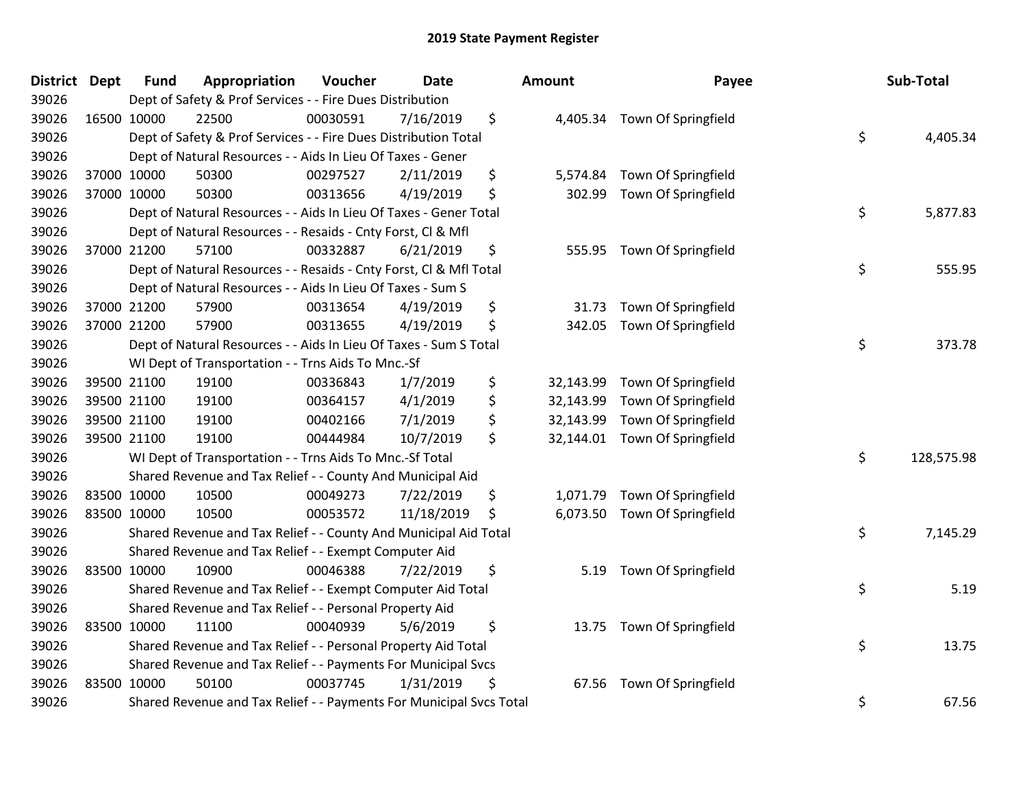# 2019 State Payment Register

| District | Dept | Fund | Appropriation | Voucher | Date | Amount | Payee | Sub-Total |
|---|---|---|---|---|---|---|---|---|
| 39026 | | Dept of Safety & Prof Services - - Fire Dues Distribution | | | | | | |
| 39026 | 16500 | 10000 | 22500 | 00030591 | 7/16/2019 | $ 4,405.34 | Town Of Springfield | |
| 39026 | | Dept of Safety & Prof Services - - Fire Dues Distribution Total | | | | | | $ 4,405.34 |
| 39026 | | Dept of Natural Resources - - Aids In Lieu Of Taxes - Gener | | | | | | |
| 39026 | 37000 | 10000 | 50300 | 00297527 | 2/11/2019 | $ 5,574.84 | Town Of Springfield | |
| 39026 | 37000 | 10000 | 50300 | 00313656 | 4/19/2019 | $ 302.99 | Town Of Springfield | |
| 39026 | | Dept of Natural Resources - - Aids In Lieu Of Taxes - Gener Total | | | | | | $ 5,877.83 |
| 39026 | | Dept of Natural Resources - - Resaids - Cnty Forst, Cl & Mfl | | | | | | |
| 39026 | 37000 | 21200 | 57100 | 00332887 | 6/21/2019 | $ 555.95 | Town Of Springfield | |
| 39026 | | Dept of Natural Resources - - Resaids - Cnty Forst, Cl & Mfl Total | | | | | | $ 555.95 |
| 39026 | | Dept of Natural Resources - - Aids In Lieu Of Taxes - Sum S | | | | | | |
| 39026 | 37000 | 21200 | 57900 | 00313654 | 4/19/2019 | $ 31.73 | Town Of Springfield | |
| 39026 | 37000 | 21200 | 57900 | 00313655 | 4/19/2019 | $ 342.05 | Town Of Springfield | |
| 39026 | | Dept of Natural Resources - - Aids In Lieu Of Taxes - Sum S Total | | | | | | $ 373.78 |
| 39026 | | WI Dept of Transportation - - Trns Aids To Mnc.-Sf | | | | | | |
| 39026 | 39500 | 21100 | 19100 | 00336843 | 1/7/2019 | $ 32,143.99 | Town Of Springfield | |
| 39026 | 39500 | 21100 | 19100 | 00364157 | 4/1/2019 | $ 32,143.99 | Town Of Springfield | |
| 39026 | 39500 | 21100 | 19100 | 00402166 | 7/1/2019 | $ 32,143.99 | Town Of Springfield | |
| 39026 | 39500 | 21100 | 19100 | 00444984 | 10/7/2019 | $ 32,144.01 | Town Of Springfield | |
| 39026 | | WI Dept of Transportation - - Trns Aids To Mnc.-Sf Total | | | | | | $ 128,575.98 |
| 39026 | | Shared Revenue and Tax Relief - - County And Municipal Aid | | | | | | |
| 39026 | 83500 | 10000 | 10500 | 00049273 | 7/22/2019 | $ 1,071.79 | Town Of Springfield | |
| 39026 | 83500 | 10000 | 10500 | 00053572 | 11/18/2019 | $ 6,073.50 | Town Of Springfield | |
| 39026 | | Shared Revenue and Tax Relief - - County And Municipal Aid Total | | | | | | $ 7,145.29 |
| 39026 | | Shared Revenue and Tax Relief - - Exempt Computer Aid | | | | | | |
| 39026 | 83500 | 10000 | 10900 | 00046388 | 7/22/2019 | $ 5.19 | Town Of Springfield | |
| 39026 | | Shared Revenue and Tax Relief - - Exempt Computer Aid Total | | | | | | $ 5.19 |
| 39026 | | Shared Revenue and Tax Relief - - Personal Property Aid | | | | | | |
| 39026 | 83500 | 10000 | 11100 | 00040939 | 5/6/2019 | $ 13.75 | Town Of Springfield | |
| 39026 | | Shared Revenue and Tax Relief - - Personal Property Aid Total | | | | | | $ 13.75 |
| 39026 | | Shared Revenue and Tax Relief - - Payments For Municipal Svcs | | | | | | |
| 39026 | 83500 | 10000 | 50100 | 00037745 | 1/31/2019 | $ 67.56 | Town Of Springfield | |
| 39026 | | Shared Revenue and Tax Relief - - Payments For Municipal Svcs Total | | | | | | $ 67.56 |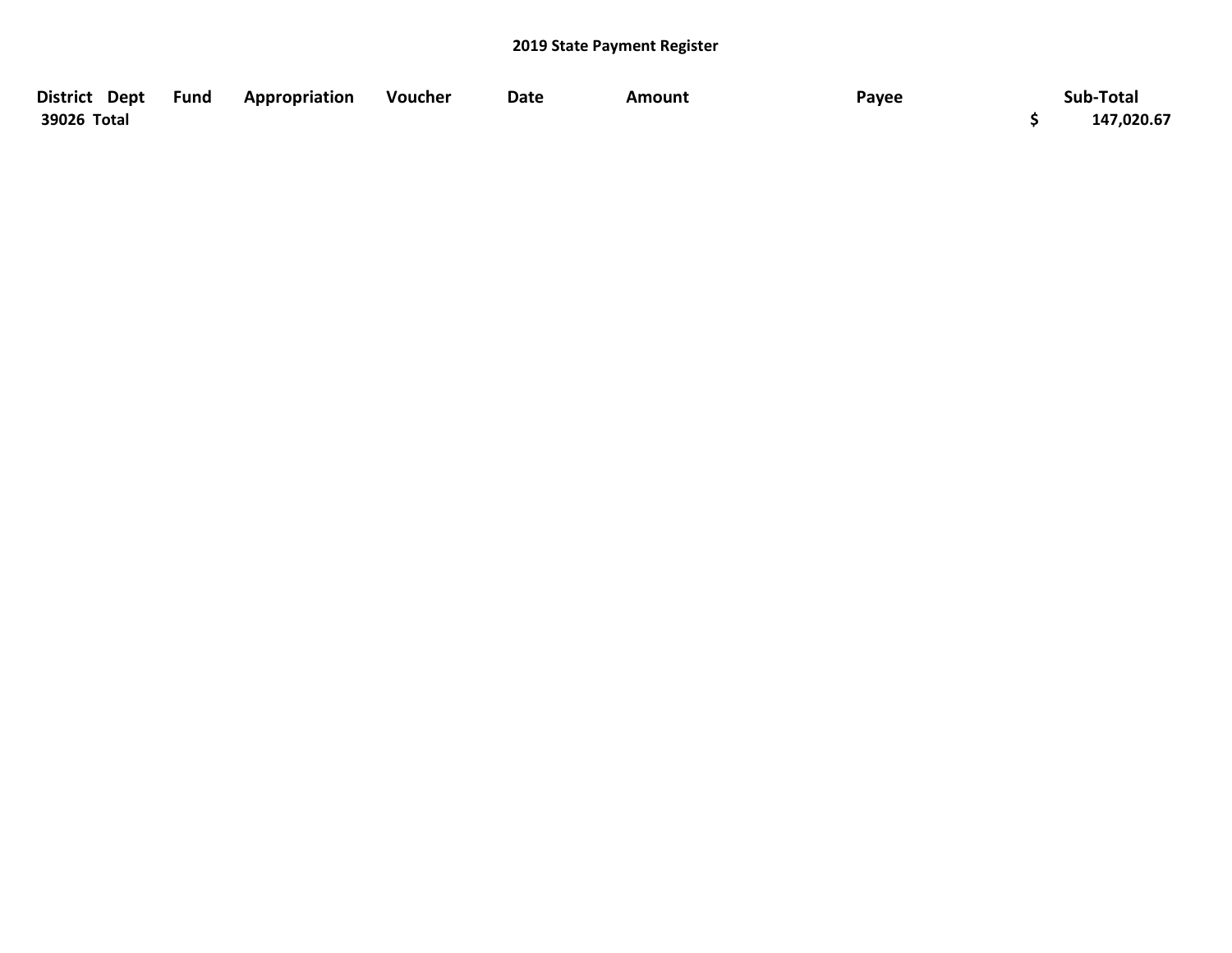# 2019 State Payment Register

| District | Dept | Fund | Appropriation | Voucher | Date | Amount | Payee | Sub-Total |
|---|---|---|---|---|---|---|---|---|
| 39026 Total | | | | | | | | $ 147,020.67 |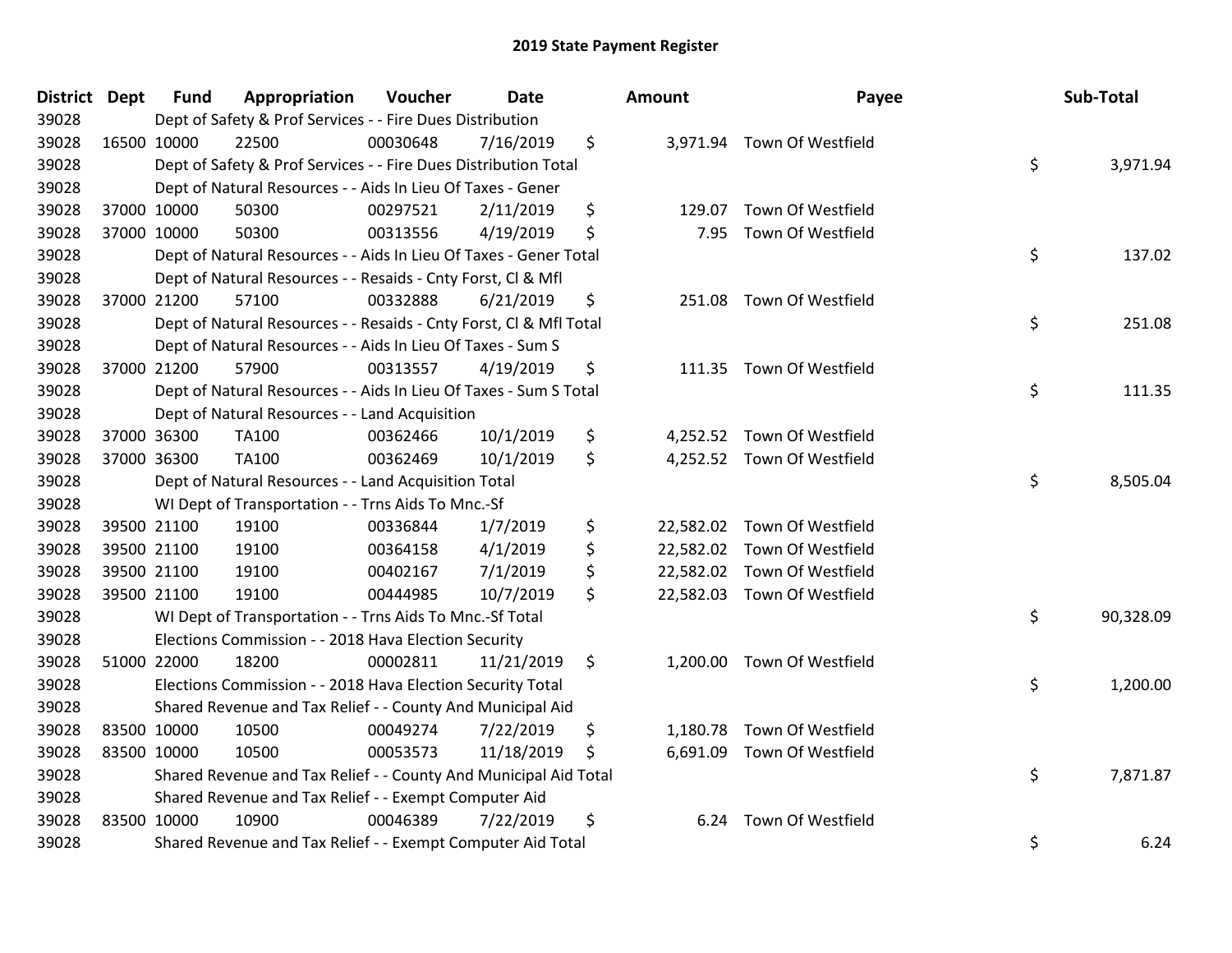# 2019 State Payment Register

| District | Dept | Fund | Appropriation | Voucher | Date | Amount | Payee | Sub-Total |
|---|---|---|---|---|---|---|---|---|
| 39028 | | Dept of Safety & Prof Services - - Fire Dues Distribution | | | | | | |
| 39028 | 16500 | 10000 | 22500 | 00030648 | 7/16/2019 | $ 3,971.94 | Town Of Westfield | |
| 39028 | | Dept of Safety & Prof Services - - Fire Dues Distribution Total | | | | | | $ 3,971.94 |
| 39028 | | Dept of Natural Resources - - Aids In Lieu Of Taxes - Gener | | | | | | |
| 39028 | 37000 | 10000 | 50300 | 00297521 | 2/11/2019 | $ 129.07 | Town Of Westfield | |
| 39028 | 37000 | 10000 | 50300 | 00313556 | 4/19/2019 | $ 7.95 | Town Of Westfield | |
| 39028 | | Dept of Natural Resources - - Aids In Lieu Of Taxes - Gener Total | | | | | | $ 137.02 |
| 39028 | | Dept of Natural Resources - - Resaids - Cnty Forst, Cl & Mfl | | | | | | |
| 39028 | 37000 | 21200 | 57100 | 00332888 | 6/21/2019 | $ 251.08 | Town Of Westfield | |
| 39028 | | Dept of Natural Resources - - Resaids - Cnty Forst, Cl & Mfl Total | | | | | | $ 251.08 |
| 39028 | | Dept of Natural Resources - - Aids In Lieu Of Taxes - Sum S | | | | | | |
| 39028 | 37000 | 21200 | 57900 | 00313557 | 4/19/2019 | $ 111.35 | Town Of Westfield | |
| 39028 | | Dept of Natural Resources - - Aids In Lieu Of Taxes - Sum S Total | | | | | | $ 111.35 |
| 39028 | | Dept of Natural Resources - - Land Acquisition | | | | | | |
| 39028 | 37000 | 36300 | TA100 | 00362466 | 10/1/2019 | $ 4,252.52 | Town Of Westfield | |
| 39028 | 37000 | 36300 | TA100 | 00362469 | 10/1/2019 | $ 4,252.52 | Town Of Westfield | |
| 39028 | | Dept of Natural Resources - - Land Acquisition Total | | | | | | $ 8,505.04 |
| 39028 | | WI Dept of Transportation - - Trns Aids To Mnc.-Sf | | | | | | |
| 39028 | 39500 | 21100 | 19100 | 00336844 | 1/7/2019 | $ 22,582.02 | Town Of Westfield | |
| 39028 | 39500 | 21100 | 19100 | 00364158 | 4/1/2019 | $ 22,582.02 | Town Of Westfield | |
| 39028 | 39500 | 21100 | 19100 | 00402167 | 7/1/2019 | $ 22,582.02 | Town Of Westfield | |
| 39028 | 39500 | 21100 | 19100 | 00444985 | 10/7/2019 | $ 22,582.03 | Town Of Westfield | |
| 39028 | | WI Dept of Transportation - - Trns Aids To Mnc.-Sf Total | | | | | | $ 90,328.09 |
| 39028 | | Elections Commission - - 2018 Hava Election Security | | | | | | |
| 39028 | 51000 | 22000 | 18200 | 00002811 | 11/21/2019 | $ 1,200.00 | Town Of Westfield | |
| 39028 | | Elections Commission - - 2018 Hava Election Security Total | | | | | | $ 1,200.00 |
| 39028 | | Shared Revenue and Tax Relief - - County And Municipal Aid | | | | | | |
| 39028 | 83500 | 10000 | 10500 | 00049274 | 7/22/2019 | $ 1,180.78 | Town Of Westfield | |
| 39028 | 83500 | 10000 | 10500 | 00053573 | 11/18/2019 | $ 6,691.09 | Town Of Westfield | |
| 39028 | | Shared Revenue and Tax Relief - - County And Municipal Aid Total | | | | | | $ 7,871.87 |
| 39028 | | Shared Revenue and Tax Relief - - Exempt Computer Aid | | | | | | |
| 39028 | 83500 | 10000 | 10900 | 00046389 | 7/22/2019 | $ 6.24 | Town Of Westfield | |
| 39028 | | Shared Revenue and Tax Relief - - Exempt Computer Aid Total | | | | | | $ 6.24 |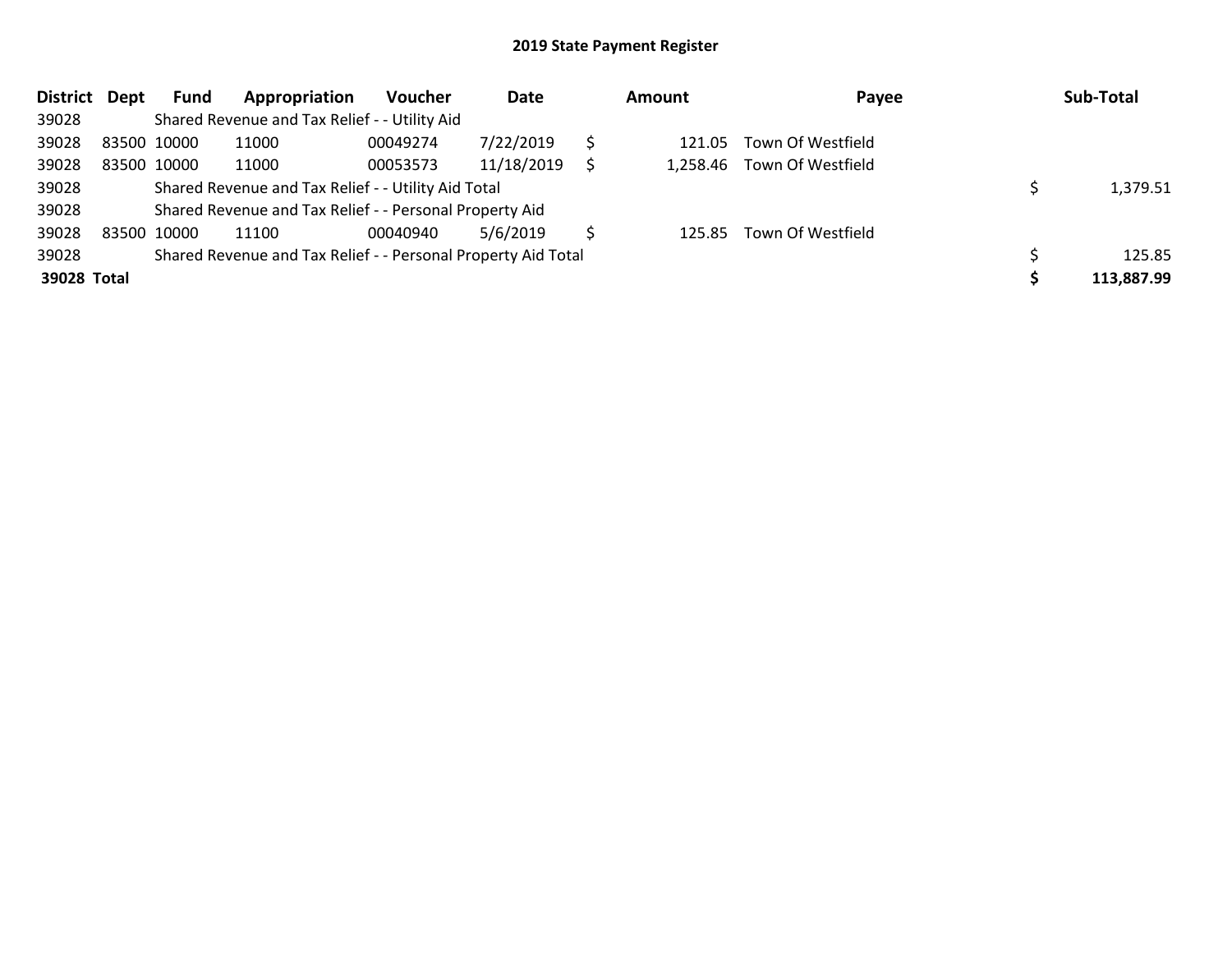## 2019 State Payment Register

| District | Dept | Fund | Appropriation | Voucher | Date | Amount | Payee | Sub-Total |
|---|---|---|---|---|---|---|---|---|
| 39028 | | Shared Revenue and Tax Relief - - Utility Aid | | | | | | |
| 39028 | 83500 | 10000 | 11000 | 00049274 | 7/22/2019 | $ 121.05 | Town Of Westfield | |
| 39028 | 83500 | 10000 | 11000 | 00053573 | 11/18/2019 | $ 1,258.46 | Town Of Westfield | |
| 39028 | | Shared Revenue and Tax Relief - - Utility Aid Total | | | | | | $ 1,379.51 |
| 39028 | | Shared Revenue and Tax Relief - - Personal Property Aid | | | | | | |
| 39028 | 83500 | 10000 | 11100 | 00040940 | 5/6/2019 | $ 125.85 | Town Of Westfield | |
| 39028 | | Shared Revenue and Tax Relief - - Personal Property Aid Total | | | | | | $ 125.85 |
| **39028 Total** | | | | | | | | **$ 113,887.99** |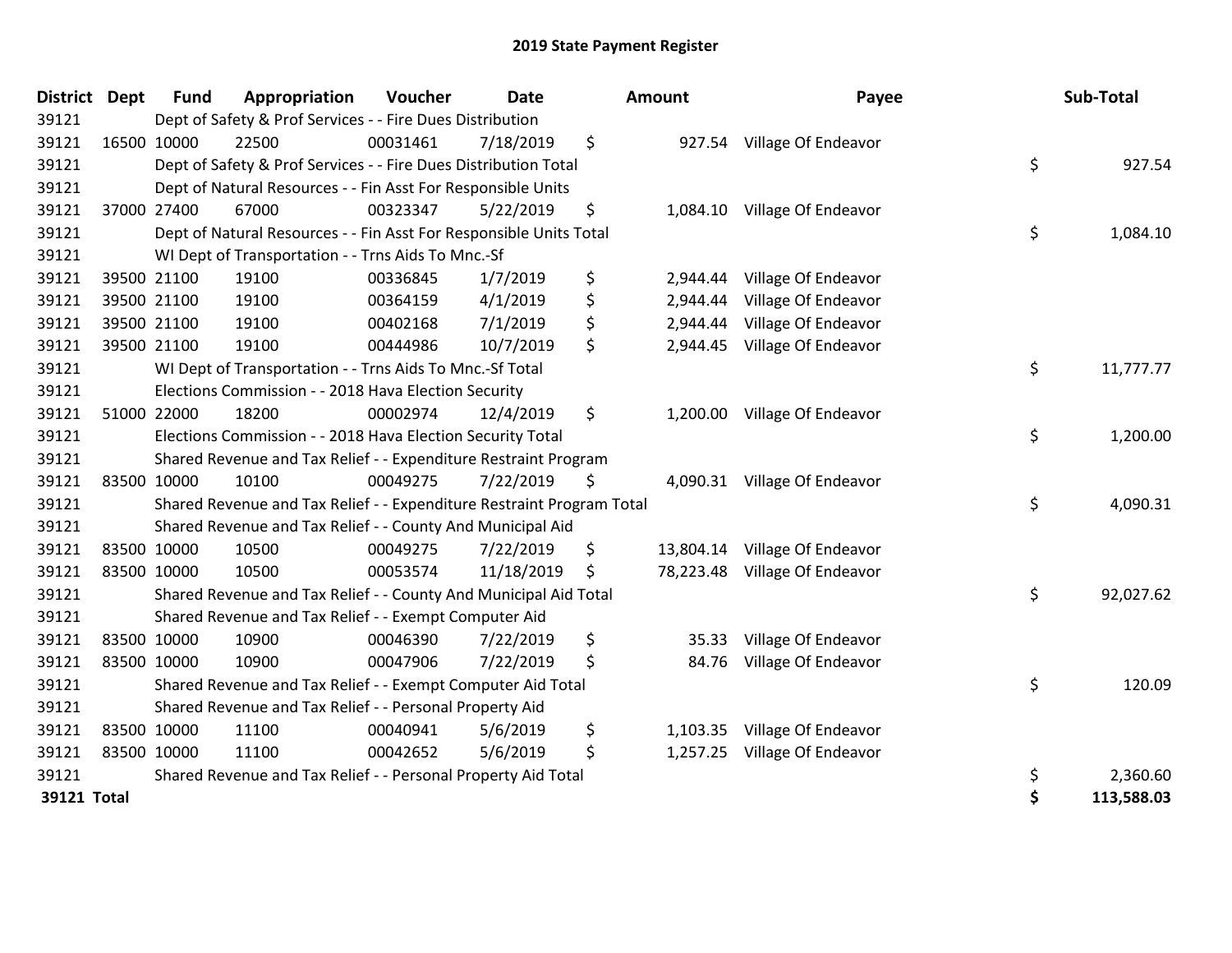# 2019 State Payment Register

| District | Dept | Fund | Appropriation | Voucher | Date | Amount | Payee | Sub-Total |
|---|---|---|---|---|---|---|---|---|
| 39121 | Dept of Safety & Prof Services - - Fire Dues Distribution | | | | | | | |
| 39121 | 16500 | 10000 | 22500 | 00031461 | 7/18/2019 | $ 927.54 | Village Of Endeavor | |
| 39121 | Dept of Safety & Prof Services - - Fire Dues Distribution Total | | | | | | | $ 927.54 |
| 39121 | Dept of Natural Resources - - Fin Asst For Responsible Units | | | | | | | |
| 39121 | 37000 | 27400 | 67000 | 00323347 | 5/22/2019 | $ 1,084.10 | Village Of Endeavor | |
| 39121 | Dept of Natural Resources - - Fin Asst For Responsible Units Total | | | | | | | $ 1,084.10 |
| 39121 | WI Dept of Transportation - - Trns Aids To Mnc.-Sf | | | | | | | |
| 39121 | 39500 | 21100 | 19100 | 00336845 | 1/7/2019 | $ 2,944.44 | Village Of Endeavor | |
| 39121 | 39500 | 21100 | 19100 | 00364159 | 4/1/2019 | $ 2,944.44 | Village Of Endeavor | |
| 39121 | 39500 | 21100 | 19100 | 00402168 | 7/1/2019 | $ 2,944.44 | Village Of Endeavor | |
| 39121 | 39500 | 21100 | 19100 | 00444986 | 10/7/2019 | $ 2,944.45 | Village Of Endeavor | |
| 39121 | WI Dept of Transportation - - Trns Aids To Mnc.-Sf Total | | | | | | | $ 11,777.77 |
| 39121 | Elections Commission - - 2018 Hava Election Security | | | | | | | |
| 39121 | 51000 | 22000 | 18200 | 00002974 | 12/4/2019 | $ 1,200.00 | Village Of Endeavor | |
| 39121 | Elections Commission - - 2018 Hava Election Security Total | | | | | | | $ 1,200.00 |
| 39121 | Shared Revenue and Tax Relief - - Expenditure Restraint Program | | | | | | | |
| 39121 | 83500 | 10000 | 10100 | 00049275 | 7/22/2019 | $ 4,090.31 | Village Of Endeavor | |
| 39121 | Shared Revenue and Tax Relief - - Expenditure Restraint Program Total | | | | | | | $ 4,090.31 |
| 39121 | Shared Revenue and Tax Relief - - County And Municipal Aid | | | | | | | |
| 39121 | 83500 | 10000 | 10500 | 00049275 | 7/22/2019 | $ 13,804.14 | Village Of Endeavor | |
| 39121 | 83500 | 10000 | 10500 | 00053574 | 11/18/2019 | $ 78,223.48 | Village Of Endeavor | |
| 39121 | Shared Revenue and Tax Relief - - County And Municipal Aid Total | | | | | | | $ 92,027.62 |
| 39121 | Shared Revenue and Tax Relief - - Exempt Computer Aid | | | | | | | |
| 39121 | 83500 | 10000 | 10900 | 00046390 | 7/22/2019 | $ 35.33 | Village Of Endeavor | |
| 39121 | 83500 | 10000 | 10900 | 00047906 | 7/22/2019 | $ 84.76 | Village Of Endeavor | |
| 39121 | Shared Revenue and Tax Relief - - Exempt Computer Aid Total | | | | | | | $ 120.09 |
| 39121 | Shared Revenue and Tax Relief - - Personal Property Aid | | | | | | | |
| 39121 | 83500 | 10000 | 11100 | 00040941 | 5/6/2019 | $ 1,103.35 | Village Of Endeavor | |
| 39121 | 83500 | 10000 | 11100 | 00042652 | 5/6/2019 | $ 1,257.25 | Village Of Endeavor | |
| 39121 | Shared Revenue and Tax Relief - - Personal Property Aid Total | | | | | | | $ 2,360.60 |
| **39121 Total** | | | | | | | | **$ 113,588.03** |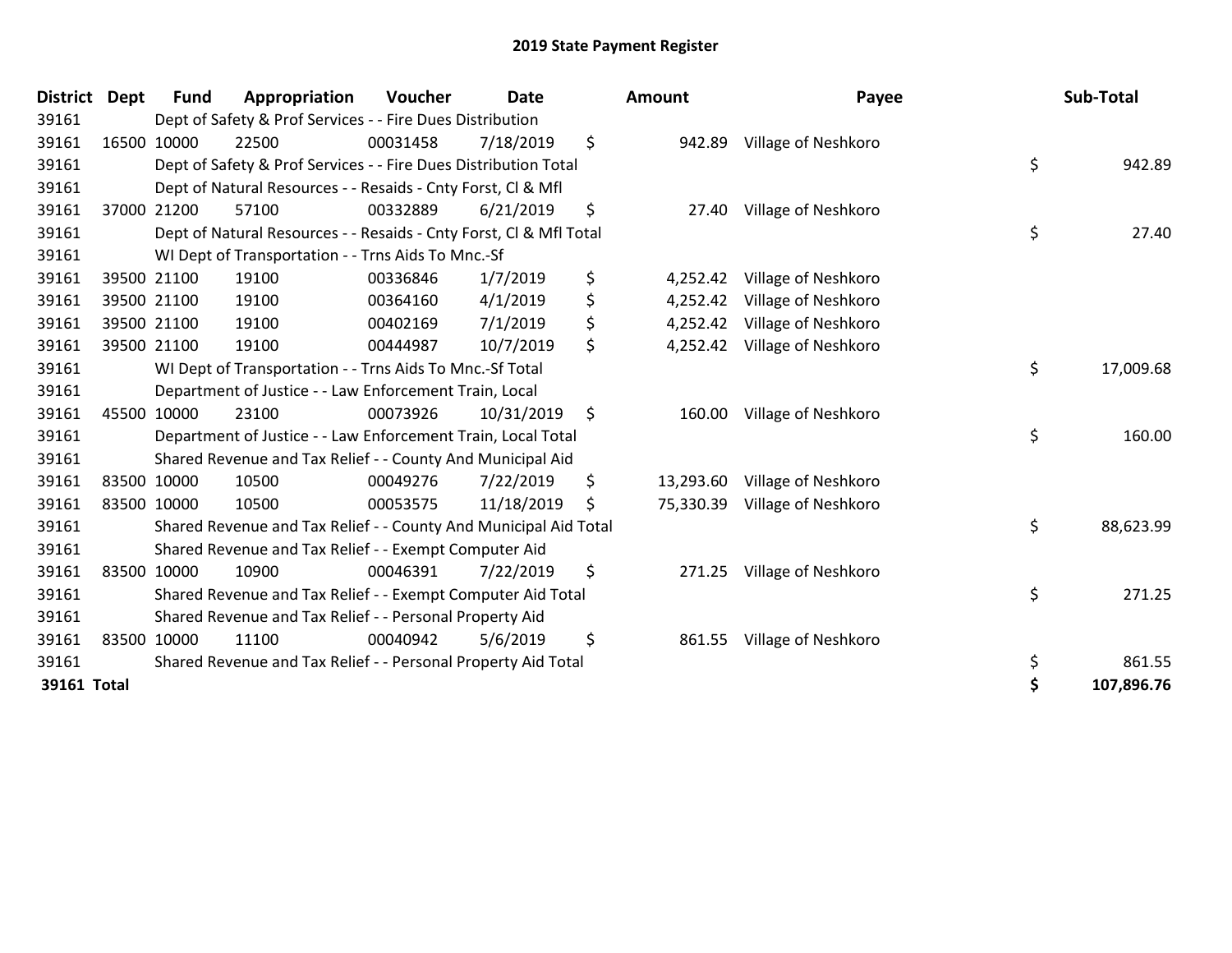# 2019 State Payment Register

| District | Dept | Fund | Appropriation | Voucher | Date | Amount | Payee | Sub-Total |
|---|---|---|---|---|---|---|---|---|
| 39161 | | Dept of Safety & Prof Services - - Fire Dues Distribution | | | | | | |
| 39161 | 16500 | 10000 | 22500 | 00031458 | 7/18/2019 | $ 942.89 | Village of Neshkoro | |
| 39161 | | Dept of Safety & Prof Services - - Fire Dues Distribution Total | | | | | | $ 942.89 |
| 39161 | | Dept of Natural Resources - - Resaids - Cnty Forst, Cl & Mfl | | | | | | |
| 39161 | 37000 | 21200 | 57100 | 00332889 | 6/21/2019 | $ 27.40 | Village of Neshkoro | |
| 39161 | | Dept of Natural Resources - - Resaids - Cnty Forst, Cl & Mfl Total | | | | | | $ 27.40 |
| 39161 | | WI Dept of Transportation - - Trns Aids To Mnc.-Sf | | | | | | |
| 39161 | 39500 | 21100 | 19100 | 00336846 | 1/7/2019 | $ 4,252.42 | Village of Neshkoro | |
| 39161 | 39500 | 21100 | 19100 | 00364160 | 4/1/2019 | $ 4,252.42 | Village of Neshkoro | |
| 39161 | 39500 | 21100 | 19100 | 00402169 | 7/1/2019 | $ 4,252.42 | Village of Neshkoro | |
| 39161 | 39500 | 21100 | 19100 | 00444987 | 10/7/2019 | $ 4,252.42 | Village of Neshkoro | |
| 39161 | | WI Dept of Transportation - - Trns Aids To Mnc.-Sf Total | | | | | | $ 17,009.68 |
| 39161 | | Department of Justice - - Law Enforcement Train, Local | | | | | | |
| 39161 | 45500 | 10000 | 23100 | 00073926 | 10/31/2019 | $ 160.00 | Village of Neshkoro | |
| 39161 | | Department of Justice - - Law Enforcement Train, Local Total | | | | | | $ 160.00 |
| 39161 | | Shared Revenue and Tax Relief - - County And Municipal Aid | | | | | | |
| 39161 | 83500 | 10000 | 10500 | 00049276 | 7/22/2019 | $ 13,293.60 | Village of Neshkoro | |
| 39161 | 83500 | 10000 | 10500 | 00053575 | 11/18/2019 | $ 75,330.39 | Village of Neshkoro | |
| 39161 | | Shared Revenue and Tax Relief - - County And Municipal Aid Total | | | | | | $ 88,623.99 |
| 39161 | | Shared Revenue and Tax Relief - - Exempt Computer Aid | | | | | | |
| 39161 | 83500 | 10000 | 10900 | 00046391 | 7/22/2019 | $ 271.25 | Village of Neshkoro | |
| 39161 | | Shared Revenue and Tax Relief - - Exempt Computer Aid Total | | | | | | $ 271.25 |
| 39161 | | Shared Revenue and Tax Relief - - Personal Property Aid | | | | | | |
| 39161 | 83500 | 10000 | 11100 | 00040942 | 5/6/2019 | $ 861.55 | Village of Neshkoro | |
| 39161 | | Shared Revenue and Tax Relief - - Personal Property Aid Total | | | | | | $ 861.55 |
| **39161 Total** | | | | | | | | **$ 107,896.76** |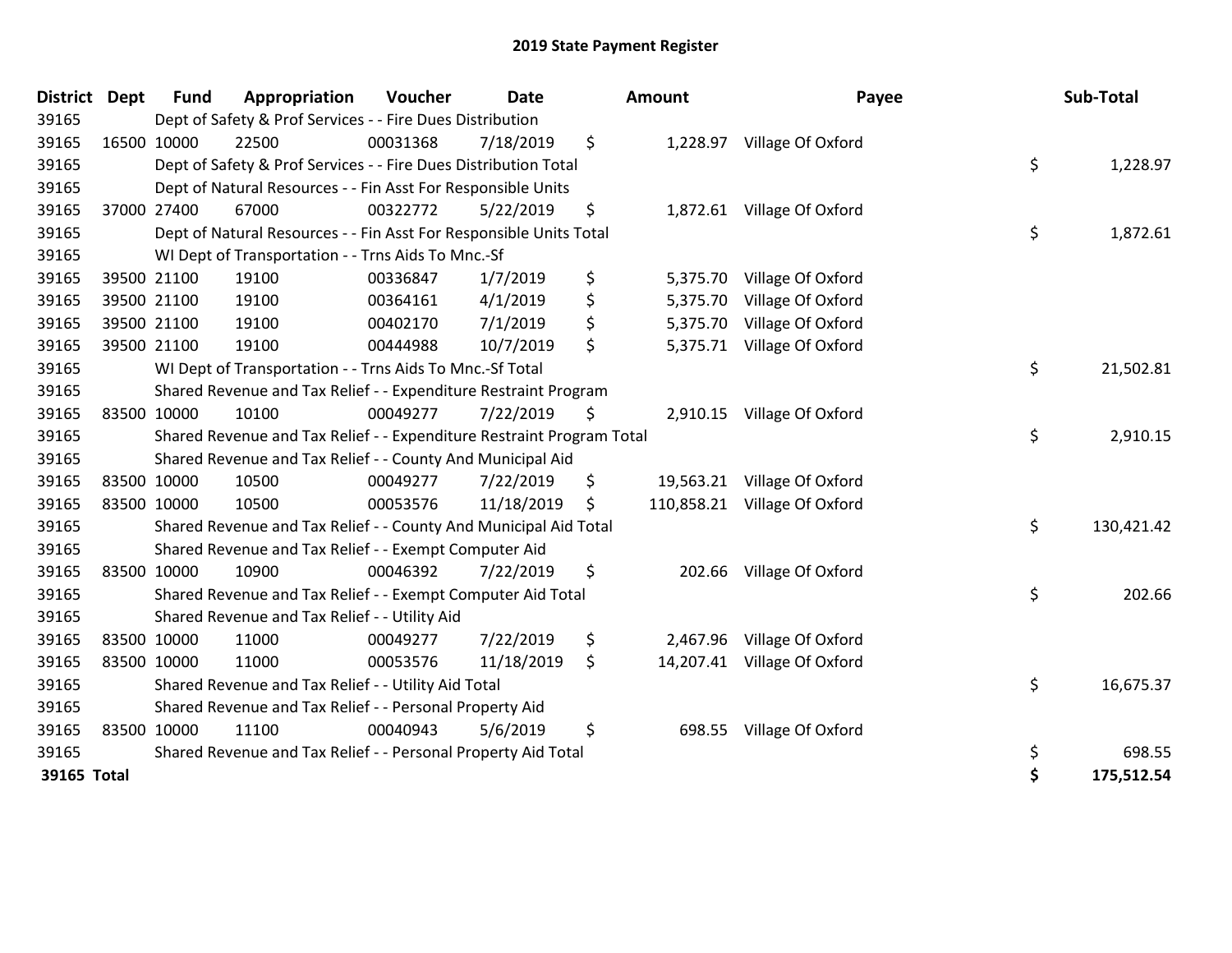# 2019 State Payment Register

| District | Dept | Fund | Appropriation | Voucher | Date | Amount | Payee | Sub-Total |
|---|---|---|---|---|---|---|---|---|
| 39165 | | Dept of Safety & Prof Services - - Fire Dues Distribution | | | | | | |
| 39165 | 16500 | 10000 | 22500 | 00031368 | 7/18/2019 | $ 1,228.97 | Village Of Oxford | |
| 39165 | | Dept of Safety & Prof Services - - Fire Dues Distribution Total | | | | | | $ 1,228.97 |
| 39165 | | Dept of Natural Resources - - Fin Asst For Responsible Units | | | | | | |
| 39165 | 37000 | 27400 | 67000 | 00322772 | 5/22/2019 | $ 1,872.61 | Village Of Oxford | |
| 39165 | | Dept of Natural Resources - - Fin Asst For Responsible Units Total | | | | | | $ 1,872.61 |
| 39165 | | WI Dept of Transportation - - Trns Aids To Mnc.-Sf | | | | | | |
| 39165 | 39500 | 21100 | 19100 | 00336847 | 1/7/2019 | $ 5,375.70 | Village Of Oxford | |
| 39165 | 39500 | 21100 | 19100 | 00364161 | 4/1/2019 | $ 5,375.70 | Village Of Oxford | |
| 39165 | 39500 | 21100 | 19100 | 00402170 | 7/1/2019 | $ 5,375.70 | Village Of Oxford | |
| 39165 | 39500 | 21100 | 19100 | 00444988 | 10/7/2019 | $ 5,375.71 | Village Of Oxford | |
| 39165 | | WI Dept of Transportation - - Trns Aids To Mnc.-Sf Total | | | | | | $ 21,502.81 |
| 39165 | | Shared Revenue and Tax Relief - - Expenditure Restraint Program | | | | | | |
| 39165 | 83500 | 10000 | 10100 | 00049277 | 7/22/2019 | $ 2,910.15 | Village Of Oxford | |
| 39165 | | Shared Revenue and Tax Relief - - Expenditure Restraint Program Total | | | | | | $ 2,910.15 |
| 39165 | | Shared Revenue and Tax Relief - - County And Municipal Aid | | | | | | |
| 39165 | 83500 | 10000 | 10500 | 00049277 | 7/22/2019 | $ 19,563.21 | Village Of Oxford | |
| 39165 | 83500 | 10000 | 10500 | 00053576 | 11/18/2019 | $ 110,858.21 | Village Of Oxford | |
| 39165 | | Shared Revenue and Tax Relief - - County And Municipal Aid Total | | | | | | $ 130,421.42 |
| 39165 | | Shared Revenue and Tax Relief - - Exempt Computer Aid | | | | | | |
| 39165 | 83500 | 10000 | 10900 | 00046392 | 7/22/2019 | $ 202.66 | Village Of Oxford | |
| 39165 | | Shared Revenue and Tax Relief - - Exempt Computer Aid Total | | | | | | $ 202.66 |
| 39165 | | Shared Revenue and Tax Relief - - Utility Aid | | | | | | |
| 39165 | 83500 | 10000 | 11000 | 00049277 | 7/22/2019 | $ 2,467.96 | Village Of Oxford | |
| 39165 | 83500 | 10000 | 11000 | 00053576 | 11/18/2019 | $ 14,207.41 | Village Of Oxford | |
| 39165 | | Shared Revenue and Tax Relief - - Utility Aid Total | | | | | | $ 16,675.37 |
| 39165 | | Shared Revenue and Tax Relief - - Personal Property Aid | | | | | | |
| 39165 | 83500 | 10000 | 11100 | 00040943 | 5/6/2019 | $ 698.55 | Village Of Oxford | |
| 39165 | | Shared Revenue and Tax Relief - - Personal Property Aid Total | | | | | | $ 698.55 |
| **39165 Total** | | | | | | | | **$ 175,512.54** |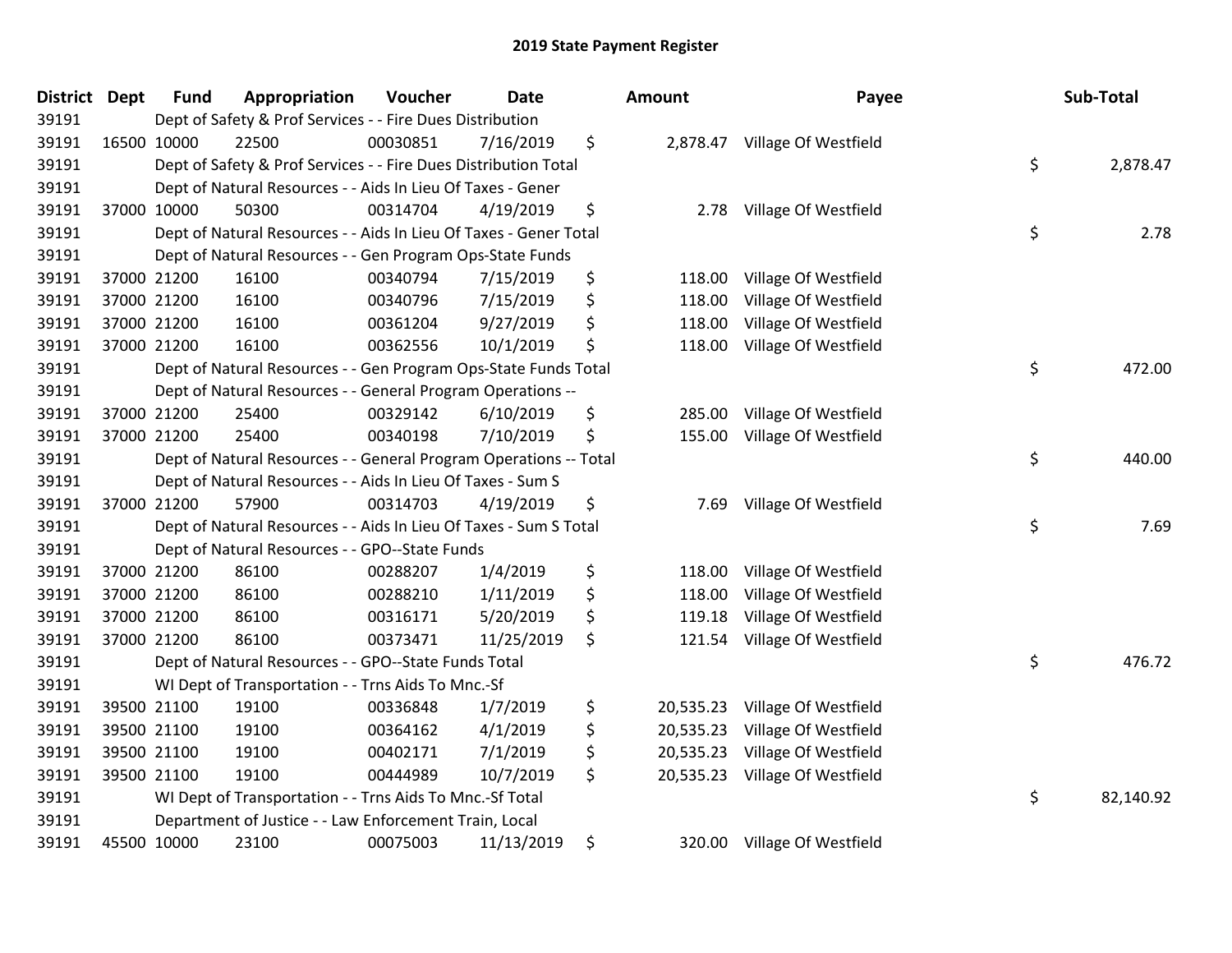# 2019 State Payment Register

| District | Dept | Fund | Appropriation | Voucher | Date | Amount | Payee | Sub-Total |
|---|---|---|---|---|---|---|---|---|
| 39191 | | Dept of Safety & Prof Services - - Fire Dues Distribution | | | | | | |
| 39191 | 16500 | 10000 | 22500 | 00030851 | 7/16/2019 | $ 2,878.47 | Village Of Westfield | |
| 39191 | | Dept of Safety & Prof Services - - Fire Dues Distribution Total | | | | | | $ 2,878.47 |
| 39191 | | Dept of Natural Resources - - Aids In Lieu Of Taxes - Gener | | | | | | |
| 39191 | 37000 | 10000 | 50300 | 00314704 | 4/19/2019 | $ 2.78 | Village Of Westfield | |
| 39191 | | Dept of Natural Resources - - Aids In Lieu Of Taxes - Gener Total | | | | | | $ 2.78 |
| 39191 | | Dept of Natural Resources - - Gen Program Ops-State Funds | | | | | | |
| 39191 | 37000 | 21200 | 16100 | 00340794 | 7/15/2019 | $ 118.00 | Village Of Westfield | |
| 39191 | 37000 | 21200 | 16100 | 00340796 | 7/15/2019 | $ 118.00 | Village Of Westfield | |
| 39191 | 37000 | 21200 | 16100 | 00361204 | 9/27/2019 | $ 118.00 | Village Of Westfield | |
| 39191 | 37000 | 21200 | 16100 | 00362556 | 10/1/2019 | $ 118.00 | Village Of Westfield | |
| 39191 | | Dept of Natural Resources - - Gen Program Ops-State Funds Total | | | | | | $ 472.00 |
| 39191 | | Dept of Natural Resources - - General Program Operations -- | | | | | | |
| 39191 | 37000 | 21200 | 25400 | 00329142 | 6/10/2019 | $ 285.00 | Village Of Westfield | |
| 39191 | 37000 | 21200 | 25400 | 00340198 | 7/10/2019 | $ 155.00 | Village Of Westfield | |
| 39191 | | Dept of Natural Resources - - General Program Operations -- Total | | | | | | $ 440.00 |
| 39191 | | Dept of Natural Resources - - Aids In Lieu Of Taxes - Sum S | | | | | | |
| 39191 | 37000 | 21200 | 57900 | 00314703 | 4/19/2019 | $ 7.69 | Village Of Westfield | |
| 39191 | | Dept of Natural Resources - - Aids In Lieu Of Taxes - Sum S Total | | | | | | $ 7.69 |
| 39191 | | Dept of Natural Resources - - GPO--State Funds | | | | | | |
| 39191 | 37000 | 21200 | 86100 | 00288207 | 1/4/2019 | $ 118.00 | Village Of Westfield | |
| 39191 | 37000 | 21200 | 86100 | 00288210 | 1/11/2019 | $ 118.00 | Village Of Westfield | |
| 39191 | 37000 | 21200 | 86100 | 00316171 | 5/20/2019 | $ 119.18 | Village Of Westfield | |
| 39191 | 37000 | 21200 | 86100 | 00373471 | 11/25/2019 | $ 121.54 | Village Of Westfield | |
| 39191 | | Dept of Natural Resources - - GPO--State Funds Total | | | | | | $ 476.72 |
| 39191 | | WI Dept of Transportation - - Trns Aids To Mnc.-Sf | | | | | | |
| 39191 | 39500 | 21100 | 19100 | 00336848 | 1/7/2019 | $ 20,535.23 | Village Of Westfield | |
| 39191 | 39500 | 21100 | 19100 | 00364162 | 4/1/2019 | $ 20,535.23 | Village Of Westfield | |
| 39191 | 39500 | 21100 | 19100 | 00402171 | 7/1/2019 | $ 20,535.23 | Village Of Westfield | |
| 39191 | 39500 | 21100 | 19100 | 00444989 | 10/7/2019 | $ 20,535.23 | Village Of Westfield | |
| 39191 | | WI Dept of Transportation - - Trns Aids To Mnc.-Sf Total | | | | | | $ 82,140.92 |
| 39191 | | Department of Justice - - Law Enforcement Train, Local | | | | | | |
| 39191 | 45500 | 10000 | 23100 | 00075003 | 11/13/2019 | $ 320.00 | Village Of Westfield | |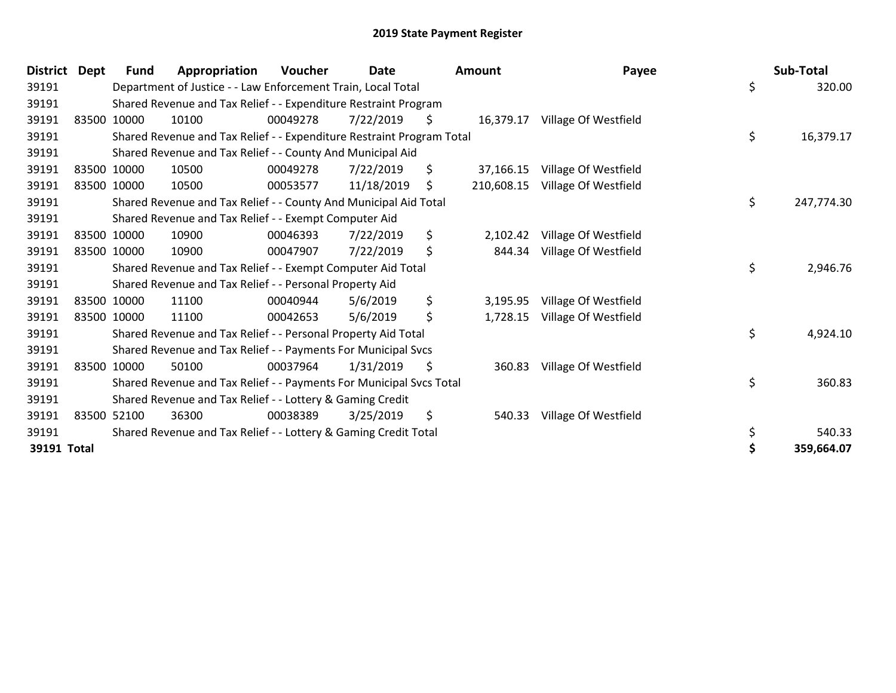# 2019 State Payment Register

| District | Dept | Fund | Appropriation | Voucher | Date | Amount | Payee | Sub-Total |
|---|---|---|---|---|---|---|---|---|
| 39191 | | Department of Justice - - Law Enforcement Train, Local Total | | | | | | $ 320.00 |
| 39191 | | Shared Revenue and Tax Relief - - Expenditure Restraint Program | | | | | | |
| 39191 | 83500 | 10000 | 10100 | 00049278 | 7/22/2019 | $ 16,379.17 | Village Of Westfield | |
| 39191 | | Shared Revenue and Tax Relief - - Expenditure Restraint Program Total | | | | | | $ 16,379.17 |
| 39191 | | Shared Revenue and Tax Relief - - County And Municipal Aid | | | | | | |
| 39191 | 83500 | 10000 | 10500 | 00049278 | 7/22/2019 | $ 37,166.15 | Village Of Westfield | |
| 39191 | 83500 | 10000 | 10500 | 00053577 | 11/18/2019 | $ 210,608.15 | Village Of Westfield | |
| 39191 | | Shared Revenue and Tax Relief - - County And Municipal Aid Total | | | | | | $ 247,774.30 |
| 39191 | | Shared Revenue and Tax Relief - - Exempt Computer Aid | | | | | | |
| 39191 | 83500 | 10000 | 10900 | 00046393 | 7/22/2019 | $ 2,102.42 | Village Of Westfield | |
| 39191 | 83500 | 10000 | 10900 | 00047907 | 7/22/2019 | $ 844.34 | Village Of Westfield | |
| 39191 | | Shared Revenue and Tax Relief - - Exempt Computer Aid Total | | | | | | $ 2,946.76 |
| 39191 | | Shared Revenue and Tax Relief - - Personal Property Aid | | | | | | |
| 39191 | 83500 | 10000 | 11100 | 00040944 | 5/6/2019 | $ 3,195.95 | Village Of Westfield | |
| 39191 | 83500 | 10000 | 11100 | 00042653 | 5/6/2019 | $ 1,728.15 | Village Of Westfield | |
| 39191 | | Shared Revenue and Tax Relief - - Personal Property Aid Total | | | | | | $ 4,924.10 |
| 39191 | | Shared Revenue and Tax Relief - - Payments For Municipal Svcs | | | | | | |
| 39191 | 83500 | 10000 | 50100 | 00037964 | 1/31/2019 | $ 360.83 | Village Of Westfield | |
| 39191 | | Shared Revenue and Tax Relief - - Payments For Municipal Svcs Total | | | | | | $ 360.83 |
| 39191 | | Shared Revenue and Tax Relief - - Lottery & Gaming Credit | | | | | | |
| 39191 | 83500 | 52100 | 36300 | 00038389 | 3/25/2019 | $ 540.33 | Village Of Westfield | |
| 39191 | | Shared Revenue and Tax Relief - - Lottery & Gaming Credit Total | | | | | | $ 540.33 |
| **39191 Total** | | | | | | | | **$ 359,664.07** |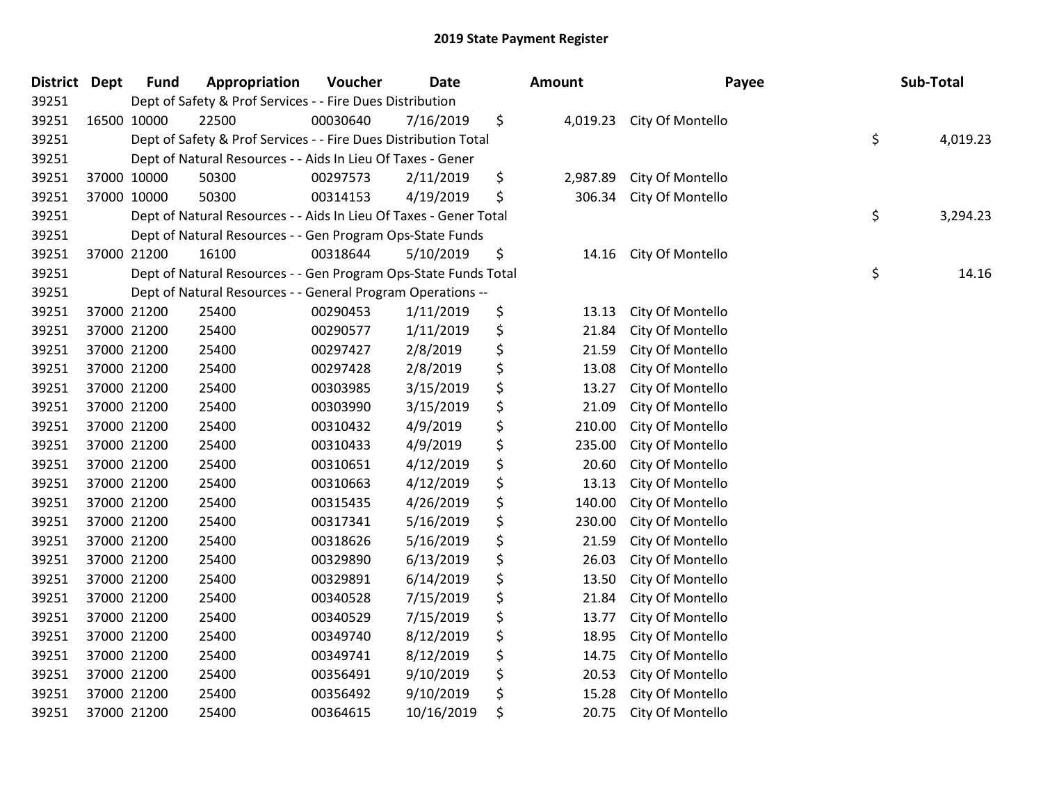# 2019 State Payment Register

| District | Dept | Fund | Appropriation | Voucher | Date | Amount | Payee | Sub-Total |
|---|---|---|---|---|---|---|---|---|
| 39251 | | Dept of Safety & Prof Services - - Fire Dues Distribution | | | | | | |
| 39251 | 16500 | 10000 | 22500 | 00030640 | 7/16/2019 | $ 4,019.23 | City Of Montello | |
| 39251 | | Dept of Safety & Prof Services - - Fire Dues Distribution Total | | | | | | $ 4,019.23 |
| 39251 | | Dept of Natural Resources - - Aids In Lieu Of Taxes - Gener | | | | | | |
| 39251 | 37000 | 10000 | 50300 | 00297573 | 2/11/2019 | $ 2,987.89 | City Of Montello | |
| 39251 | 37000 | 10000 | 50300 | 00314153 | 4/19/2019 | $ 306.34 | City Of Montello | |
| 39251 | | Dept of Natural Resources - - Aids In Lieu Of Taxes - Gener Total | | | | | | $ 3,294.23 |
| 39251 | | Dept of Natural Resources - - Gen Program Ops-State Funds | | | | | | |
| 39251 | 37000 | 21200 | 16100 | 00318644 | 5/10/2019 | $ 14.16 | City Of Montello | |
| 39251 | | Dept of Natural Resources - - Gen Program Ops-State Funds Total | | | | | | $ 14.16 |
| 39251 | | Dept of Natural Resources - - General Program Operations -- | | | | | | |
| 39251 | 37000 | 21200 | 25400 | 00290453 | 1/11/2019 | $ 13.13 | City Of Montello | |
| 39251 | 37000 | 21200 | 25400 | 00290577 | 1/11/2019 | $ 21.84 | City Of Montello | |
| 39251 | 37000 | 21200 | 25400 | 00297427 | 2/8/2019 | $ 21.59 | City Of Montello | |
| 39251 | 37000 | 21200 | 25400 | 00297428 | 2/8/2019 | $ 13.08 | City Of Montello | |
| 39251 | 37000 | 21200 | 25400 | 00303985 | 3/15/2019 | $ 13.27 | City Of Montello | |
| 39251 | 37000 | 21200 | 25400 | 00303990 | 3/15/2019 | $ 21.09 | City Of Montello | |
| 39251 | 37000 | 21200 | 25400 | 00310432 | 4/9/2019 | $ 210.00 | City Of Montello | |
| 39251 | 37000 | 21200 | 25400 | 00310433 | 4/9/2019 | $ 235.00 | City Of Montello | |
| 39251 | 37000 | 21200 | 25400 | 00310651 | 4/12/2019 | $ 20.60 | City Of Montello | |
| 39251 | 37000 | 21200 | 25400 | 00310663 | 4/12/2019 | $ 13.13 | City Of Montello | |
| 39251 | 37000 | 21200 | 25400 | 00315435 | 4/26/2019 | $ 140.00 | City Of Montello | |
| 39251 | 37000 | 21200 | 25400 | 00317341 | 5/16/2019 | $ 230.00 | City Of Montello | |
| 39251 | 37000 | 21200 | 25400 | 00318626 | 5/16/2019 | $ 21.59 | City Of Montello | |
| 39251 | 37000 | 21200 | 25400 | 00329890 | 6/13/2019 | $ 26.03 | City Of Montello | |
| 39251 | 37000 | 21200 | 25400 | 00329891 | 6/14/2019 | $ 13.50 | City Of Montello | |
| 39251 | 37000 | 21200 | 25400 | 00340528 | 7/15/2019 | $ 21.84 | City Of Montello | |
| 39251 | 37000 | 21200 | 25400 | 00340529 | 7/15/2019 | $ 13.77 | City Of Montello | |
| 39251 | 37000 | 21200 | 25400 | 00349740 | 8/12/2019 | $ 18.95 | City Of Montello | |
| 39251 | 37000 | 21200 | 25400 | 00349741 | 8/12/2019 | $ 14.75 | City Of Montello | |
| 39251 | 37000 | 21200 | 25400 | 00356491 | 9/10/2019 | $ 20.53 | City Of Montello | |
| 39251 | 37000 | 21200 | 25400 | 00356492 | 9/10/2019 | $ 15.28 | City Of Montello | |
| 39251 | 37000 | 21200 | 25400 | 00364615 | 10/16/2019 | $ 20.75 | City Of Montello | |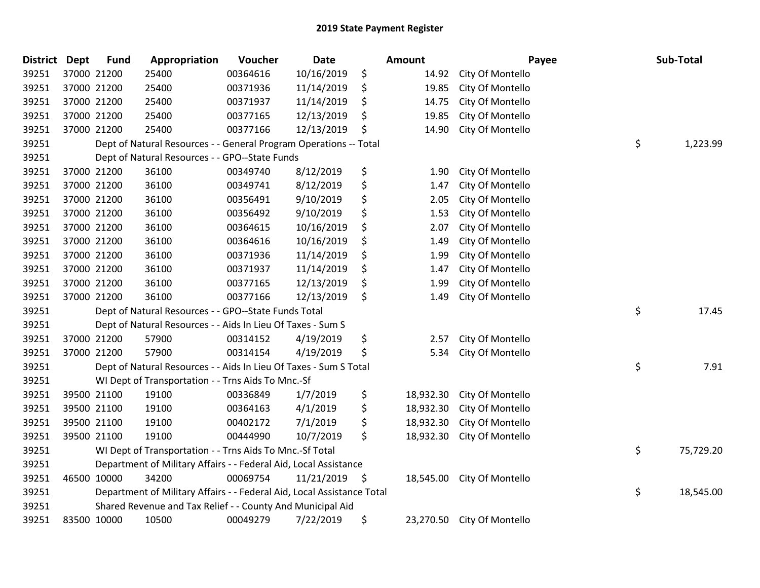# 2019 State Payment Register

| District | Dept | Fund | Appropriation | Voucher | Date | Amount | Payee | Sub-Total |
|---|---|---|---|---|---|---|---|---|
| 39251 | 37000 | 21200 | 25400 | 00364616 | 10/16/2019 | $ 14.92 | City Of Montello | |
| 39251 | 37000 | 21200 | 25400 | 00371936 | 11/14/2019 | $ 19.85 | City Of Montello | |
| 39251 | 37000 | 21200 | 25400 | 00371937 | 11/14/2019 | $ 14.75 | City Of Montello | |
| 39251 | 37000 | 21200 | 25400 | 00377165 | 12/13/2019 | $ 19.85 | City Of Montello | |
| 39251 | 37000 | 21200 | 25400 | 00377166 | 12/13/2019 | $ 14.90 | City Of Montello | |
| 39251 | | Dept of Natural Resources - - General Program Operations -- Total | | | | | | $ 1,223.99 |
| 39251 | | Dept of Natural Resources - - GPO--State Funds | | | | | | |
| 39251 | 37000 | 21200 | 36100 | 00349740 | 8/12/2019 | $ 1.90 | City Of Montello | |
| 39251 | 37000 | 21200 | 36100 | 00349741 | 8/12/2019 | $ 1.47 | City Of Montello | |
| 39251 | 37000 | 21200 | 36100 | 00356491 | 9/10/2019 | $ 2.05 | City Of Montello | |
| 39251 | 37000 | 21200 | 36100 | 00356492 | 9/10/2019 | $ 1.53 | City Of Montello | |
| 39251 | 37000 | 21200 | 36100 | 00364615 | 10/16/2019 | $ 2.07 | City Of Montello | |
| 39251 | 37000 | 21200 | 36100 | 00364616 | 10/16/2019 | $ 1.49 | City Of Montello | |
| 39251 | 37000 | 21200 | 36100 | 00371936 | 11/14/2019 | $ 1.99 | City Of Montello | |
| 39251 | 37000 | 21200 | 36100 | 00371937 | 11/14/2019 | $ 1.47 | City Of Montello | |
| 39251 | 37000 | 21200 | 36100 | 00377165 | 12/13/2019 | $ 1.99 | City Of Montello | |
| 39251 | 37000 | 21200 | 36100 | 00377166 | 12/13/2019 | $ 1.49 | City Of Montello | |
| 39251 | | Dept of Natural Resources - - GPO--State Funds Total | | | | | | $ 17.45 |
| 39251 | | Dept of Natural Resources - - Aids In Lieu Of Taxes - Sum S | | | | | | |
| 39251 | 37000 | 21200 | 57900 | 00314152 | 4/19/2019 | $ 2.57 | City Of Montello | |
| 39251 | 37000 | 21200 | 57900 | 00314154 | 4/19/2019 | $ 5.34 | City Of Montello | |
| 39251 | | Dept of Natural Resources - - Aids In Lieu Of Taxes - Sum S Total | | | | | | $ 7.91 |
| 39251 | | WI Dept of Transportation - - Trns Aids To Mnc.-Sf | | | | | | |
| 39251 | 39500 | 21100 | 19100 | 00336849 | 1/7/2019 | $ 18,932.30 | City Of Montello | |
| 39251 | 39500 | 21100 | 19100 | 00364163 | 4/1/2019 | $ 18,932.30 | City Of Montello | |
| 39251 | 39500 | 21100 | 19100 | 00402172 | 7/1/2019 | $ 18,932.30 | City Of Montello | |
| 39251 | 39500 | 21100 | 19100 | 00444990 | 10/7/2019 | $ 18,932.30 | City Of Montello | |
| 39251 | | WI Dept of Transportation - - Trns Aids To Mnc.-Sf Total | | | | | | $ 75,729.20 |
| 39251 | | Department of Military Affairs - - Federal Aid, Local Assistance | | | | | | |
| 39251 | 46500 | 10000 | 34200 | 00069754 | 11/21/2019 | $ 18,545.00 | City Of Montello | |
| 39251 | | Department of Military Affairs - - Federal Aid, Local Assistance Total | | | | | | $ 18,545.00 |
| 39251 | | Shared Revenue and Tax Relief - - County And Municipal Aid | | | | | | |
| 39251 | 83500 | 10000 | 10500 | 00049279 | 7/22/2019 | $ 23,270.50 | City Of Montello | |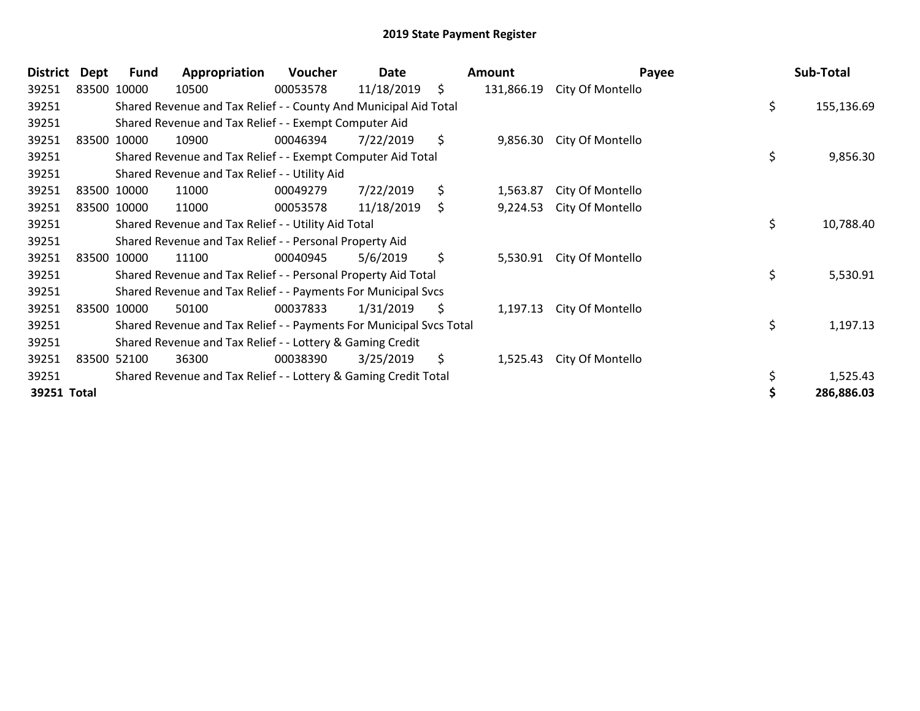# 2019 State Payment Register

| District | Dept | Fund | Appropriation | Voucher | Date | Amount | Payee | Sub-Total |
|---|---|---|---|---|---|---|---|---|
| 39251 | 83500 | 10000 | 10500 | 00053578 | 11/18/2019 | $ 131,866.19 | City Of Montello | |
| 39251 | | Shared Revenue and Tax Relief - - County And Municipal Aid Total | | | | | | $ 155,136.69 |
| 39251 | | Shared Revenue and Tax Relief - - Exempt Computer Aid | | | | | | |
| 39251 | 83500 | 10000 | 10900 | 00046394 | 7/22/2019 | $ 9,856.30 | City Of Montello | |
| 39251 | | Shared Revenue and Tax Relief - - Exempt Computer Aid Total | | | | | | $ 9,856.30 |
| 39251 | | Shared Revenue and Tax Relief - - Utility Aid | | | | | | |
| 39251 | 83500 | 10000 | 11000 | 00049279 | 7/22/2019 | $ 1,563.87 | City Of Montello | |
| 39251 | 83500 | 10000 | 11000 | 00053578 | 11/18/2019 | $ 9,224.53 | City Of Montello | |
| 39251 | | Shared Revenue and Tax Relief - - Utility Aid Total | | | | | | $ 10,788.40 |
| 39251 | | Shared Revenue and Tax Relief - - Personal Property Aid | | | | | | |
| 39251 | 83500 | 10000 | 11100 | 00040945 | 5/6/2019 | $ 5,530.91 | City Of Montello | |
| 39251 | | Shared Revenue and Tax Relief - - Personal Property Aid Total | | | | | | $ 5,530.91 |
| 39251 | | Shared Revenue and Tax Relief - - Payments For Municipal Svcs | | | | | | |
| 39251 | 83500 | 10000 | 50100 | 00037833 | 1/31/2019 | $ 1,197.13 | City Of Montello | |
| 39251 | | Shared Revenue and Tax Relief - - Payments For Municipal Svcs Total | | | | | | $ 1,197.13 |
| 39251 | | Shared Revenue and Tax Relief - - Lottery & Gaming Credit | | | | | | |
| 39251 | 83500 | 52100 | 36300 | 00038390 | 3/25/2019 | $ 1,525.43 | City Of Montello | |
| 39251 | | Shared Revenue and Tax Relief - - Lottery & Gaming Credit Total | | | | | | $ 1,525.43 |
| **39251 Total** | | | | | | | | **$ 286,886.03** |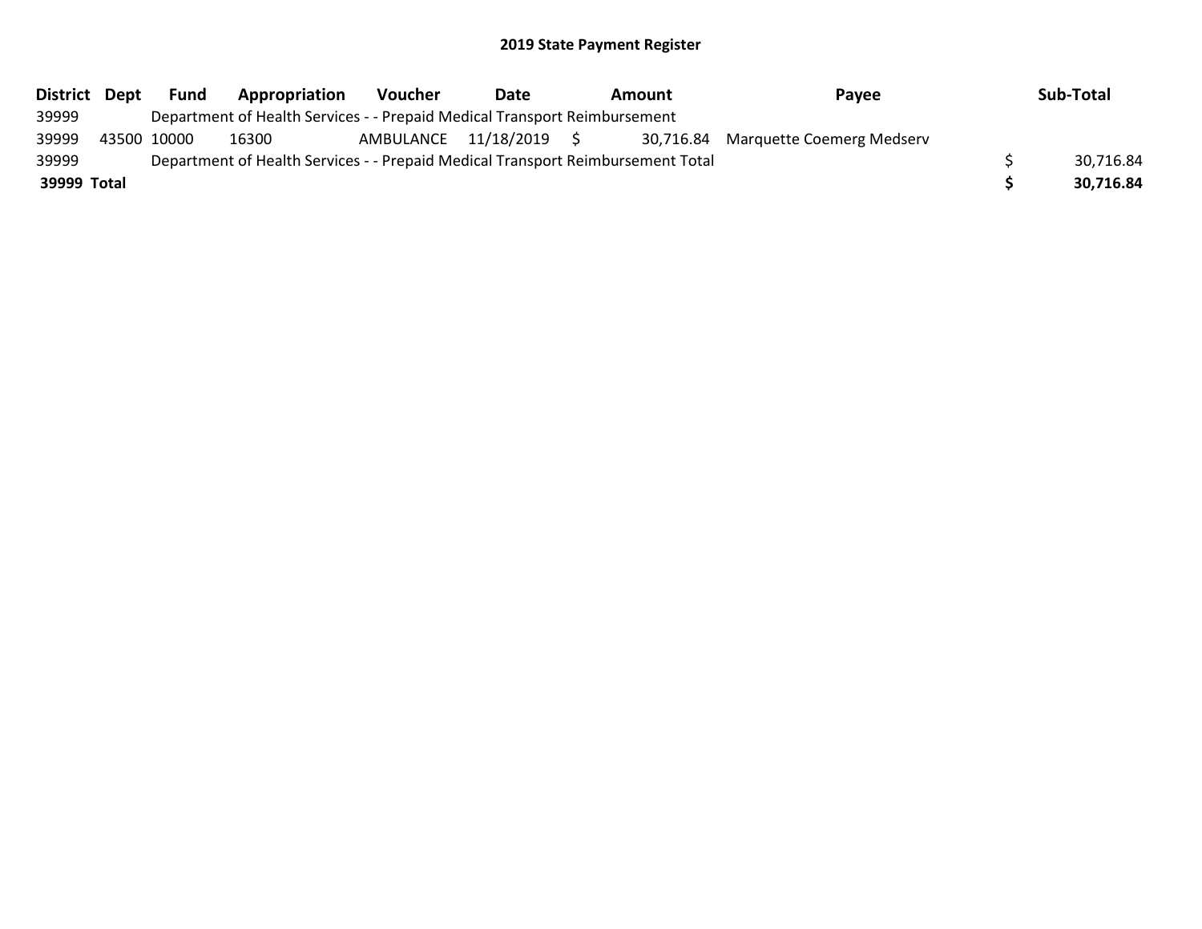## 2019 State Payment Register

| District | Dept | Fund | Appropriation | Voucher | Date | Amount | Payee | Sub-Total |
|---|---|---|---|---|---|---|---|---|
| 39999 | | Department of Health Services - - Prepaid Medical Transport Reimbursement | | | | | | |
| 39999 | 43500 | 10000 | 16300 | AMBULANCE | 11/18/2019 | $ 30,716.84 | Marquette Coemerg Medserv | |
| 39999 | | Department of Health Services - - Prepaid Medical Transport Reimbursement Total | | | | | | $ 30,716.84 |
| **39999** | **Total** | | | | | | | **$ 30,716.84** |